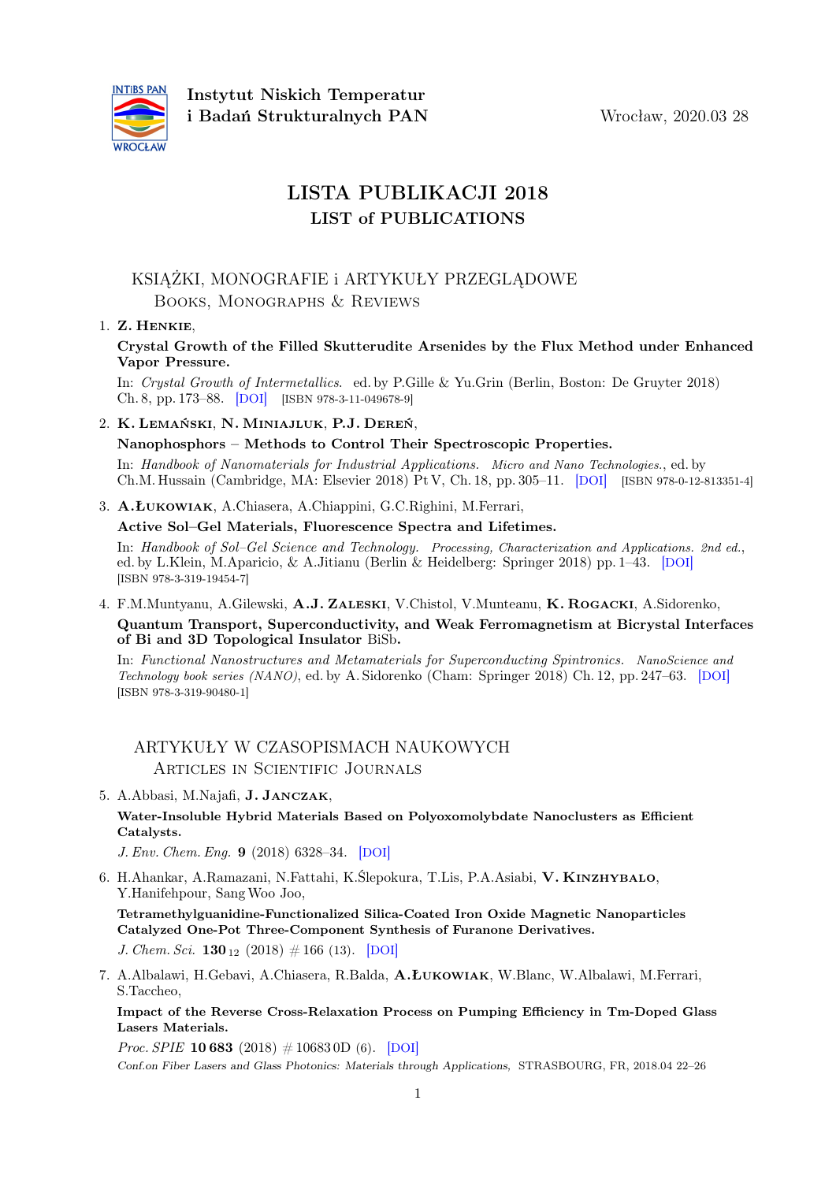**Instytut Niskich Temperatur i Badań Strukturalnych PAN**

Wrocław, 2020.03 28

# LISTA PUBLIKACJI 2018
## LIST of PUBLICATIONS

### KSIĄŻKI, MONOGRAFIE i ARTYKUŁY PRZEGLĄDOWE
#### Books, Monographs & Reviews

1. **Z. Henkie**,

   **Crystal Growth of the Filled Skutterudite Arsenides by the Flux Method under Enhanced Vapor Pressure.**

   In: *Crystal Growth of Intermetallics.* ed. by P.Gille & Yu.Grin (Berlin, Boston: De Gruyter 2018) Ch. 8, pp. 173–88. [DOI] [ISBN 978-3-11-049678-9]

2. **K. Lemański**, **N. Miniajluk**, **P.J. Dereń**,

   **Nanophosphors – Methods to Control Their Spectroscopic Properties.**

   In: *Handbook of Nanomaterials for Industrial Applications. Micro and Nano Technologies.*, ed. by Ch.M. Hussain (Cambridge, MA: Elsevier 2018) Pt V, Ch. 18, pp. 305–11. [DOI] [ISBN 978-0-12-813351-4]

3. **A.Łukowiak**, A.Chiasera, A.Chiappini, G.C.Righini, M.Ferrari,

   **Active Sol–Gel Materials, Fluorescence Spectra and Lifetimes.**

   In: *Handbook of Sol–Gel Science and Technology. Processing, Characterization and Applications. 2nd ed.*, ed. by L.Klein, M.Aparicio, & A.Jitianu (Berlin & Heidelberg: Springer 2018) pp. 1–43. [DOI] [ISBN 978-3-319-19454-7]

4. F.M.Muntyanu, A.Gilewski, **A.J. Zaleski**, V.Chistol, V.Munteanu, **K. Rogacki**, A.Sidorenko,

   **Quantum Transport, Superconductivity, and Weak Ferromagnetism at Bicrystal Interfaces of Bi and 3D Topological Insulator** BiSb**.**

   In: *Functional Nanostructures and Metamaterials for Superconducting Spintronics. NanoScience and Technology book series (NANO)*, ed. by A. Sidorenko (Cham: Springer 2018) Ch. 12, pp. 247–63. [DOI] [ISBN 978-3-319-90480-1]

### ARTYKUŁY W CZASOPISMACH NAUKOWYCH
#### Articles in Scientific Journals

5. A.Abbasi, M.Najafi, **J. Janczak**,

   **Water-Insoluble Hybrid Materials Based on Polyoxomolybdate Nanoclusters as Efficient Catalysts.**

   *J. Env. Chem. Eng.* **9** (2018) 6328–34. [DOI]

6. H.Ahankar, A.Ramazani, N.Fattahi, K.Ślepokura, T.Lis, P.A.Asiabi, **V. Kinzhybalo**, Y.Hanifehpour, Sang Woo Joo,

   **Tetramethylguanidine-Functionalized Silica-Coated Iron Oxide Magnetic Nanoparticles Catalyzed One-Pot Three-Component Synthesis of Furanone Derivatives.**

   *J. Chem. Sci.* **130** 12 (2018) # 166 (13). [DOI]

7. A.Albalawi, H.Gebavi, A.Chiasera, R.Balda, **A.Łukowiak**, W.Blanc, W.Albalawi, M.Ferrari, S.Taccheo,

   **Impact of the Reverse Cross-Relaxation Process on Pumping Efficiency in Tm-Doped Glass Lasers Materials.**

   *Proc. SPIE* **10 683** (2018) # 10683 0D (6). [DOI]

   *Conf.on Fiber Lasers and Glass Photonics: Materials through Applications,* STRASBOURG, FR, 2018.04 22–26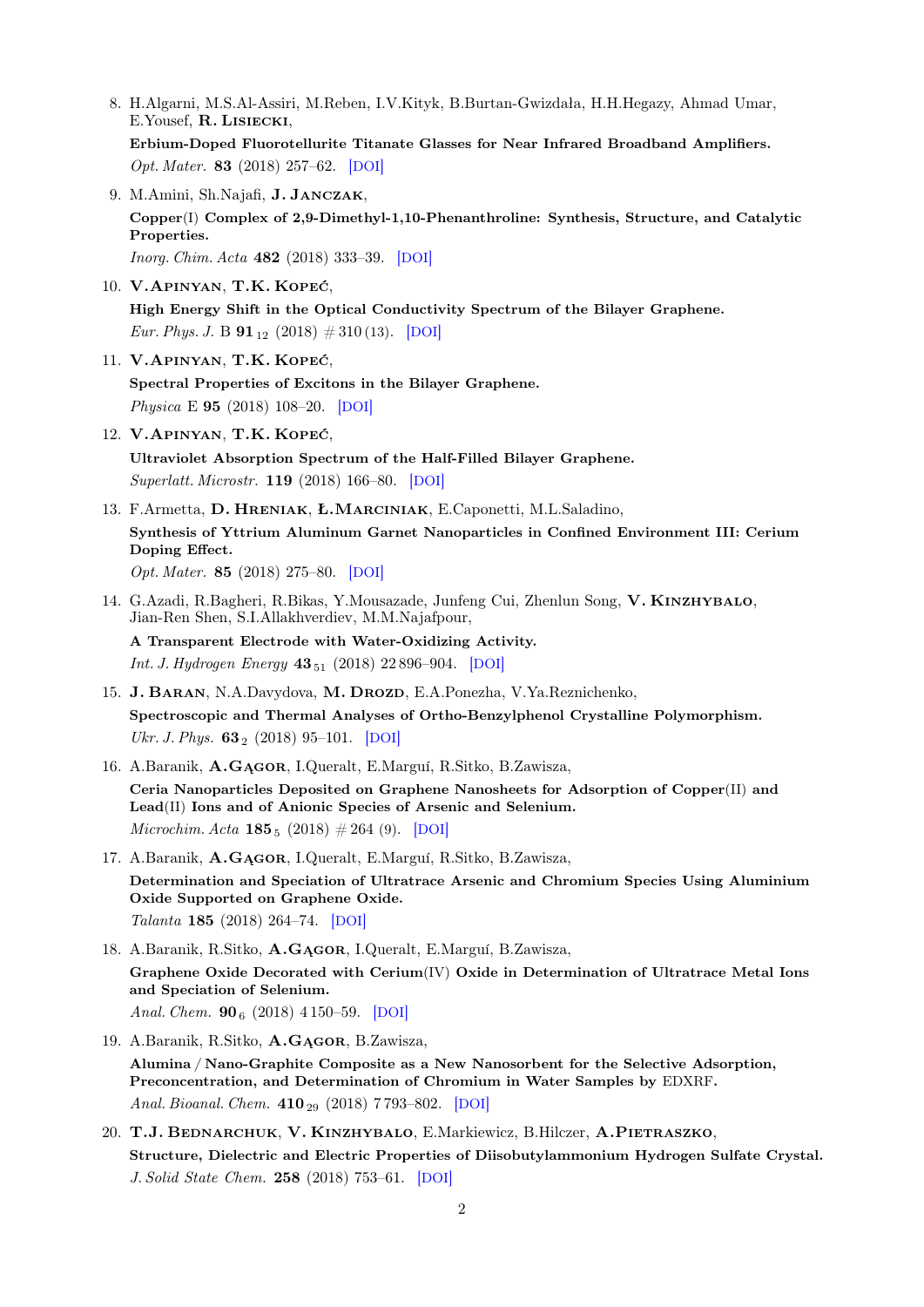8. H.Algarni, M.S.Al-Assiri, M.Reben, I.V.Kityk, B.Burtan-Gwizdała, H.H.Hegazy, Ahmad Umar, E.Yousef, **R. Lisiecki**,

   **Erbium-Doped Fluorotellurite Titanate Glasses for Near Infrared Broadband Amplifiers.**

   *Opt. Mater.* **83** (2018) 257–62. [DOI]

9. M.Amini, Sh.Najafi, **J. Janczak**,

   **Copper(I) Complex of 2,9-Dimethyl-1,10-Phenanthroline: Synthesis, Structure, and Catalytic Properties.**

   *Inorg. Chim. Acta* **482** (2018) 333–39. [DOI]

10. **V.Apinyan**, **T.K. Kopeć**,

    **High Energy Shift in the Optical Conductivity Spectrum of the Bilayer Graphene.**

    *Eur. Phys. J.* B **91** $_{12}$ (2018) # 310 (13). [DOI]

11. **V.Apinyan**, **T.K. Kopeć**,

    **Spectral Properties of Excitons in the Bilayer Graphene.**

    *Physica* E **95** (2018) 108–20. [DOI]

12. **V.Apinyan**, **T.K. Kopeć**,

    **Ultraviolet Absorption Spectrum of the Half-Filled Bilayer Graphene.**

    *Superlatt. Microstr.* **119** (2018) 166–80. [DOI]

13. F.Armetta, **D. Hreniak**, **Ł.Marciniak**, E.Caponetti, M.L.Saladino,

    **Synthesis of Yttrium Aluminum Garnet Nanoparticles in Confined Environment III: Cerium Doping Effect.**

    *Opt. Mater.* **85** (2018) 275–80. [DOI]

14. G.Azadi, R.Bagheri, R.Bikas, Y.Mousazade, Junfeng Cui, Zhenlun Song, **V. Kinzhybalo**, Jian-Ren Shen, S.I.Allakhverdiev, M.M.Najafpour,

    **A Transparent Electrode with Water-Oxidizing Activity.**

    *Int. J. Hydrogen Energy* **43** $_{51}$ (2018) 22 896–904. [DOI]

15. **J. Baran**, N.A.Davydova, **M. Drozd**, E.A.Ponezha, V.Ya.Reznichenko,

    **Spectroscopic and Thermal Analyses of Ortho-Benzylphenol Crystalline Polymorphism.**

    *Ukr. J. Phys.* **63** $_{2}$ (2018) 95–101. [DOI]

16. A.Baranik, **A.Gągor**, I.Queralt, E.Marguí, R.Sitko, B.Zawisza,

    **Ceria Nanoparticles Deposited on Graphene Nanosheets for Adsorption of Copper(II) and Lead(II) Ions and of Anionic Species of Arsenic and Selenium.**

    *Microchim. Acta* **185** $_{5}$ (2018) # 264 (9). [DOI]

17. A.Baranik, **A.Gągor**, I.Queralt, E.Marguí, R.Sitko, B.Zawisza,

    **Determination and Speciation of Ultratrace Arsenic and Chromium Species Using Aluminium Oxide Supported on Graphene Oxide.**

    *Talanta* **185** (2018) 264–74. [DOI]

18. A.Baranik, R.Sitko, **A.Gągor**, I.Queralt, E.Marguí, B.Zawisza,

    **Graphene Oxide Decorated with Cerium(IV) Oxide in Determination of Ultratrace Metal Ions and Speciation of Selenium.**

    *Anal. Chem.* **90** $_{6}$ (2018) 4 150–59. [DOI]

19. A.Baranik, R.Sitko, **A.Gągor**, B.Zawisza,

    **Alumina / Nano-Graphite Composite as a New Nanosorbent for the Selective Adsorption, Preconcentration, and Determination of Chromium in Water Samples by EDXRF.**

    *Anal. Bioanal. Chem.* **410** $_{29}$ (2018) 7 793–802. [DOI]

20. **T.J. Bednarchuk**, **V. Kinzhybalo**, E.Markiewicz, B.Hilczer, **A.Pietraszko**,

    **Structure, Dielectric and Electric Properties of Diisobutylammonium Hydrogen Sulfate Crystal.**

    *J. Solid State Chem.* **258** (2018) 753–61. [DOI]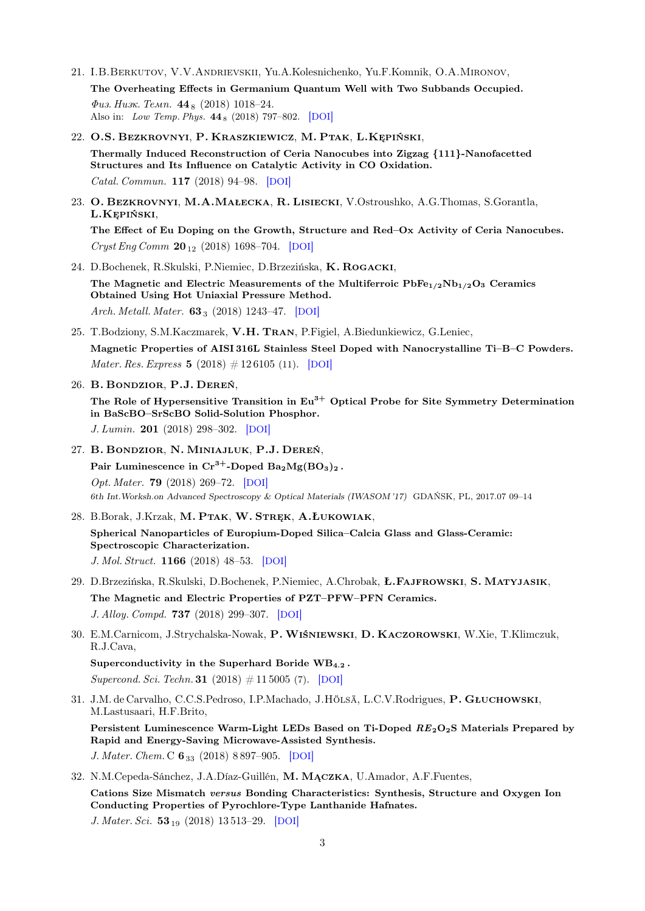21. I.B.Berkutov, V.V.Andrievskii, Yu.A.Kolesnichenko, Yu.F.Komnik, O.A.Mironov,
    **The Overheating Effects in Germanium Quantum Well with Two Subbands Occupied.**
    *Физ. Низк. Темп.* **44**$_8$ (2018) 1018–24.
    Also in: *Low Temp. Phys.* **44**$_8$ (2018) 797–802. [DOI]

22. **O.S. Bezkrovnyi**, **P. Kraszkiewicz**, **M. Ptak**, **L.Kępiński**,
    **Thermally Induced Reconstruction of Ceria Nanocubes into Zigzag {111}-Nanofacetted Structures and Its Influence on Catalytic Activity in CO Oxidation.**
    *Catal. Commun.* **117** (2018) 94–98. [DOI]

23. **O. Bezkrovnyi**, **M.A.Małecka**, **R. Lisiecki**, V.Ostroushko, A.G.Thomas, S.Gorantla, **L.Kępiński**,
    **The Effect of Eu Doping on the Growth, Structure and Red–Ox Activity of Ceria Nanocubes.**
    *Cryst Eng Comm* **20**$_{12}$ (2018) 1698–704. [DOI]

24. D.Bochenek, R.Skulski, P.Niemiec, D.Brzezińska, **K. Rogacki**,
    **The Magnetic and Electric Measurements of the Multiferroic $PbFe_{1/2}Nb_{1/2}O_3$ Ceramics Obtained Using Hot Uniaxial Pressure Method.**
    *Arch. Metall. Mater.* **63**$_3$ (2018) 1243–47. [DOI]

25. T.Bodziony, S.M.Kaczmarek, **V.H. Tran**, P.Figiel, A.Biedunkiewicz, G.Leniec,
    **Magnetic Properties of AISI 316L Stainless Steel Doped with Nanocrystalline Ti–B–C Powders.**
    *Mater. Res. Express* **5** (2018) # 12 6105 (11). [DOI]

26. **B. Bondzior**, **P.J. Dereń**,
    **The Role of Hypersensitive Transition in $Eu^{3+}$ Optical Probe for Site Symmetry Determination in BaScBO–SrScBO Solid-Solution Phosphor.**
    *J. Lumin.* **201** (2018) 298–302. [DOI]

27. **B. Bondzior**, **N. Miniajluk**, **P.J. Dereń**,
    **Pair Luminescence in $Cr^{3+}$-Doped $Ba_2Mg(BO_3)_2$.**
    *Opt. Mater.* **79** (2018) 269–72. [DOI]
    *6th Int.Worksh.on Advanced Spectroscopy & Optical Materials (IWASOM '17)* GDAŃSK, PL, 2017.07 09–14

28. B.Borak, J.Krzak, **M. Ptak**, **W. Stręk**, **A.Łukowiak**,
    **Spherical Nanoparticles of Europium-Doped Silica–Calcia Glass and Glass-Ceramic: Spectroscopic Characterization.**
    *J. Mol. Struct.* **1166** (2018) 48–53. [DOI]

29. D.Brzezińska, R.Skulski, D.Bochenek, P.Niemiec, A.Chrobak, **Ł.Fajfrowski**, **S. Matyjasik**,
    **The Magnetic and Electric Properties of PZT–PFW–PFN Ceramics.**
    *J. Alloy. Compd.* **737** (2018) 299–307. [DOI]

30. E.M.Carnicom, J.Strychalska-Nowak, **P. Wiśniewski**, **D. Kaczorowski**, W.Xie, T.Klimczuk, R.J.Cava,
    **Superconductivity in the Superhard Boride $WB_{4.2}$.**
    *Supercond. Sci. Techn.* **31** (2018) # 11 5005 (7). [DOI]

31. J.M. de Carvalho, C.C.S.Pedroso, I.P.Machado, J.Hölsä, L.C.V.Rodrigues, **P. Głuchowski**, M.Lastusaari, H.F.Brito,
    **Persistent Luminescence Warm-Light LEDs Based on Ti-Doped $RE_2O_2S$ Materials Prepared by Rapid and Energy-Saving Microwave-Assisted Synthesis.**
    *J. Mater. Chem.* C **6**$_{33}$ (2018) 8 897–905. [DOI]

32. N.M.Cepeda-Sánchez, J.A.Díaz-Guillén, **M. Mączka**, U.Amador, A.F.Fuentes,
    **Cations Size Mismatch *versus* Bonding Characteristics: Synthesis, Structure and Oxygen Ion Conducting Properties of Pyrochlore-Type Lanthanide Hafnates.**
    *J. Mater. Sci.* **53**$_{19}$ (2018) 13 513–29. [DOI]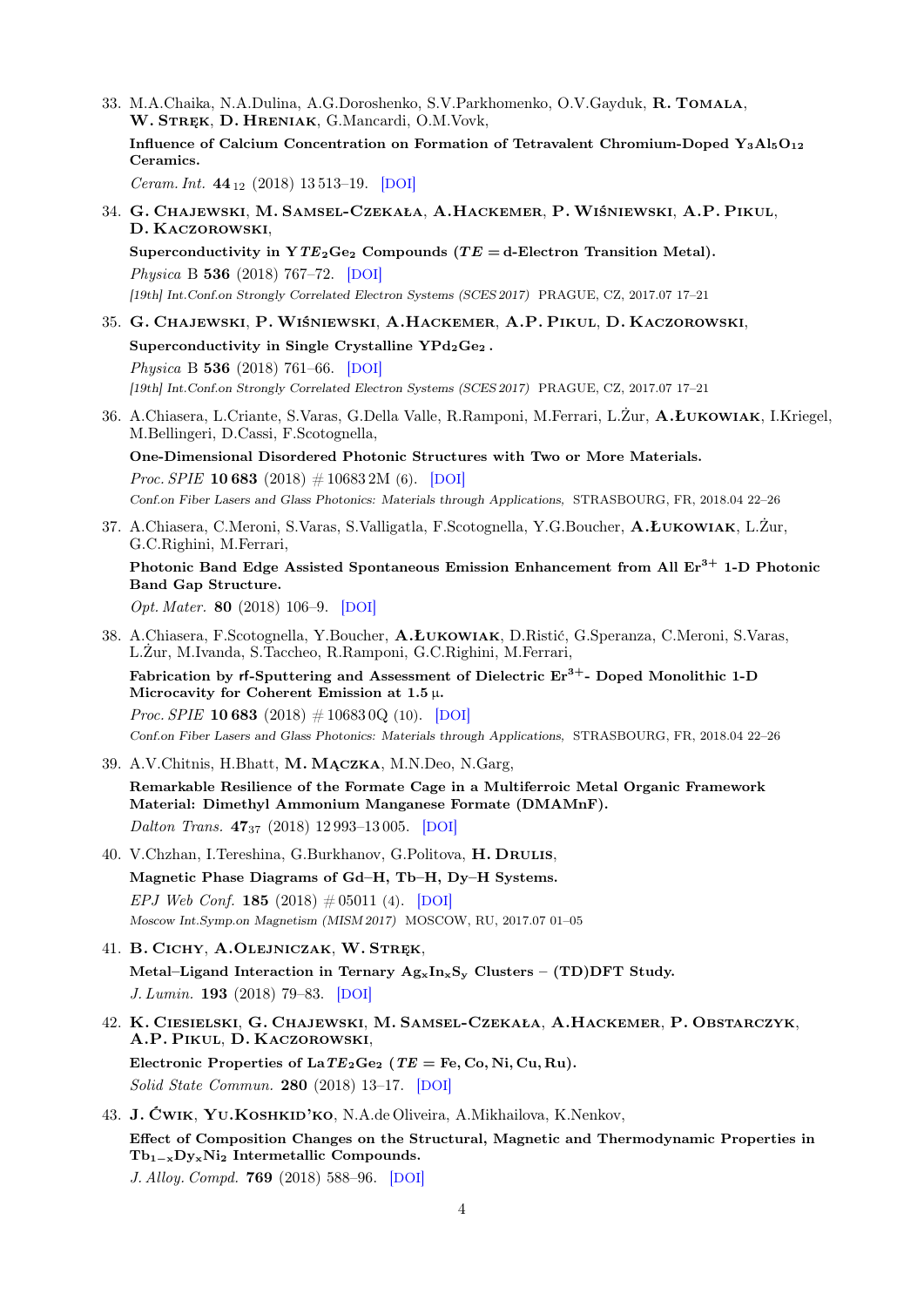33. M.A.Chaika, N.A.Dulina, A.G.Doroshenko, S.V.Parkhomenko, O.V.Gayduk, **R. Tomala**, **W. Stręk**, **D. Hreniak**, G.Mancardi, O.M.Vovk,

    **Influence of Calcium Concentration on Formation of Tetravalent Chromium-Doped $Y_3Al_5O_{12}$ Ceramics.**

    *Ceram. Int.* **44**$_{12}$ (2018) 13 513–19. [DOI]

34. **G. Chajewski**, **M. Samsel-Czekała**, **A.Hackemer**, **P. Wiśniewski**, **A.P. Pikul**, **D. Kaczorowski**,

    **Superconductivity in $YTE_2Ge_2$ Compounds ($TE =$ d-Electron Transition Metal).**

    *Physica* B **536** (2018) 767–72. [DOI]

    *[19th] Int.Conf.on Strongly Correlated Electron Systems (SCES 2017)* PRAGUE, CZ, 2017.07 17–21

35. **G. Chajewski**, **P. Wiśniewski**, **A.Hackemer**, **A.P. Pikul**, **D. Kaczorowski**,

    **Superconductivity in Single Crystalline $YPd_2Ge_2$ .**

    *Physica* B **536** (2018) 761–66. [DOI]

    *[19th] Int.Conf.on Strongly Correlated Electron Systems (SCES 2017)* PRAGUE, CZ, 2017.07 17–21

36. A.Chiasera, L.Criante, S.Varas, G.Della Valle, R.Ramponi, M.Ferrari, L.Żur, **A.Łukowiak**, I.Kriegel, M.Bellingeri, D.Cassi, F.Scotognella,

    **One-Dimensional Disordered Photonic Structures with Two or More Materials.**

    *Proc. SPIE* **10 683** (2018) # 10683 2M (6). [DOI]

    *Conf.on Fiber Lasers and Glass Photonics: Materials through Applications,* STRASBOURG, FR, 2018.04 22–26

37. A.Chiasera, C.Meroni, S.Varas, S.Valligatla, F.Scotognella, Y.G.Boucher, **A.Łukowiak**, L.Żur, G.C.Righini, M.Ferrari,

    **Photonic Band Edge Assisted Spontaneous Emission Enhancement from All $Er^{3+}$ 1-D Photonic Band Gap Structure.**

    *Opt. Mater.* **80** (2018) 106–9. [DOI]

38. A.Chiasera, F.Scotognella, Y.Boucher, **A.Łukowiak**, D.Ristić, G.Speranza, C.Meroni, S.Varas, L.Żur, M.Ivanda, S.Taccheo, R.Ramponi, G.C.Righini, M.Ferrari,

    **Fabrication by rf-Sputtering and Assessment of Dielectric $Er^{3+}$- Doped Monolithic 1-D Microcavity for Coherent Emission at 1.5 μ.**

    *Proc. SPIE* **10 683** (2018) # 10683 0Q (10). [DOI]

    *Conf.on Fiber Lasers and Glass Photonics: Materials through Applications,* STRASBOURG, FR, 2018.04 22–26

39. A.V.Chitnis, H.Bhatt, **M. Mączka**, M.N.Deo, N.Garg,

    **Remarkable Resilience of the Formate Cage in a Multiferroic Metal Organic Framework Material: Dimethyl Ammonium Manganese Formate (DMAMnF).**

    *Dalton Trans.* **47**$_{37}$ (2018) 12 993–13 005. [DOI]

40. V.Chzhan, I.Tereshina, G.Burkhanov, G.Politova, **H. Drulis**,

    **Magnetic Phase Diagrams of Gd–H, Tb–H, Dy–H Systems.**

    *EPJ Web Conf.* **185** (2018) # 05011 (4). [DOI]

    *Moscow Int.Symp.on Magnetism (MISM 2017)* MOSCOW, RU, 2017.07 01–05

41. **B. Cichy**, **A.Olejniczak**, **W. Stręk**,

    **Metal–Ligand Interaction in Ternary $Ag_xIn_xS_y$ Clusters – (TD)DFT Study.**

    *J. Lumin.* **193** (2018) 79–83. [DOI]

42. **K. Ciesielski**, **G. Chajewski**, **M. Samsel-Czekała**, **A.Hackemer**, **P. Obstarczyk**, **A.P. Pikul**, **D. Kaczorowski**,

    **Electronic Properties of $LaTE_2Ge_2$ ($TE =$ Fe, Co, Ni, Cu, Ru).**

    *Solid State Commun.* **280** (2018) 13–17. [DOI]

43. **J. Ćwik**, **Yu.Koshkid'ko**, N.A.de Oliveira, A.Mikhailova, K.Nenkov,

    **Effect of Composition Changes on the Structural, Magnetic and Thermodynamic Properties in $Tb_{1-x}Dy_xNi_2$ Intermetallic Compounds.**

    *J. Alloy. Compd.* **769** (2018) 588–96. [DOI]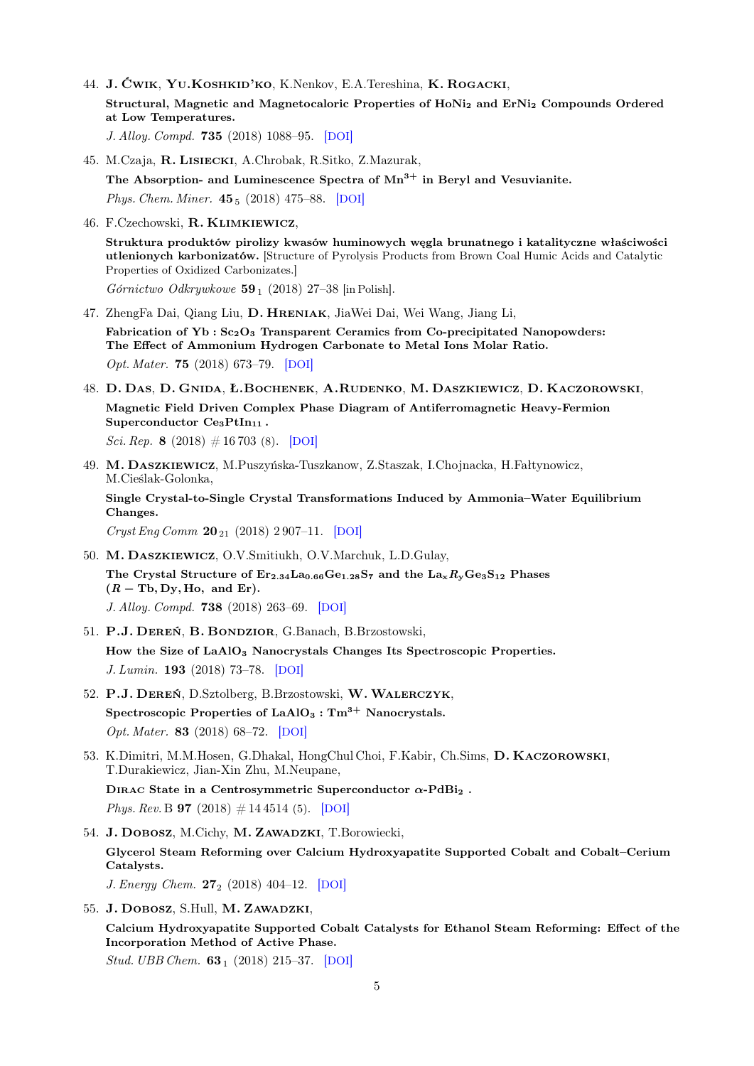44. **J. Ćwik**, **Yu.Koshkid'ko**, K.Nenkov, E.A.Tereshina, **K. Rogacki**,

    **Structural, Magnetic and Magnetocaloric Properties of $HoNi_2$ and $ErNi_2$ Compounds Ordered at Low Temperatures.**

    *J. Alloy. Compd.* **735** (2018) 1088–95. [DOI]

45. M.Czaja, **R. Lisiecki**, A.Chrobak, R.Sitko, Z.Mazurak,

    **The Absorption- and Luminescence Spectra of $Mn^{3+}$ in Beryl and Vesuvianite.**

    *Phys. Chem. Miner.* **45**$_5$ (2018) 475–88. [DOI]

46. F.Czechowski, **R. Klimkiewicz**,

    **Struktura produktów pirolizy kwasów huminowych węgla brunatnego i katalityczne właściwości utlenionych karbonizatów.** [Structure of Pyrolysis Products from Brown Coal Humic Acids and Catalytic Properties of Oxidized Carbonizates.]

    *Górnictwo Odkrywkowe* **59**$_1$ (2018) 27–38 [in Polish].

47. ZhengFa Dai, Qiang Liu, **D. Hreniak**, JiaWei Dai, Wei Wang, Jiang Li,

    **Fabrication of $Yb:Sc_2O_3$ Transparent Ceramics from Co-precipitated Nanopowders: The Effect of Ammonium Hydrogen Carbonate to Metal Ions Molar Ratio.**

    *Opt. Mater.* **75** (2018) 673–79. [DOI]

48. **D. Das**, **D. Gnida**, **Ł.Bochenek**, **A.Rudenko**, **M. Daszkiewicz**, **D. Kaczorowski**,

    **Magnetic Field Driven Complex Phase Diagram of Antiferromagnetic Heavy-Fermion Superconductor $Ce_3PtIn_{11}$ .**

    *Sci. Rep.* **8** (2018) # 16 703 (8). [DOI]

49. **M. Daszkiewicz**, M.Puszyńska-Tuszkanow, Z.Staszak, I.Chojnacka, H.Fałtynowicz, M.Cieślak-Golonka,

    **Single Crystal-to-Single Crystal Transformations Induced by Ammonia–Water Equilibrium Changes.**

    *Cryst Eng Comm* **20**$_{21}$ (2018) 2 907–11. [DOI]

50. **M. Daszkiewicz**, O.V.Smitiukh, O.V.Marchuk, L.D.Gulay,

    **The Crystal Structure of $Er_{2.34}La_{0.66}Ge_{1.28}S_7$ and the $La_xR_yGe_3S_{12}$ Phases ($R$ – Tb, Dy, Ho, and Er).**

    *J. Alloy. Compd.* **738** (2018) 263–69. [DOI]

51. **P.J. Dereń**, **B. Bondzior**, G.Banach, B.Brzostowski,

    **How the Size of $LaAlO_3$ Nanocrystals Changes Its Spectroscopic Properties.**

    *J. Lumin.* **193** (2018) 73–78. [DOI]

52. **P.J. Dereń**, D.Sztolberg, B.Brzostowski, **W. Walerczyk**,

    **Spectroscopic Properties of $LaAlO_3:Tm^{3+}$ Nanocrystals.**

    *Opt. Mater.* **83** (2018) 68–72. [DOI]

53. K.Dimitri, M.M.Hosen, G.Dhakal, HongChul Choi, F.Kabir, Ch.Sims, **D. Kaczorowski**, T.Durakiewicz, Jian-Xin Zhu, M.Neupane,

    **Dirac State in a Centrosymmetric Superconductor $\alpha$-$PdBi_2$ .**

    *Phys. Rev. B* **97** (2018) # 14 4514 (5). [DOI]

54. **J. Dobosz**, M.Cichy, **M. Zawadzki**, T.Borowiecki,

    **Glycerol Steam Reforming over Calcium Hydroxyapatite Supported Cobalt and Cobalt–Cerium Catalysts.**

    *J. Energy Chem.* **27**$_2$ (2018) 404–12. [DOI]

55. **J. Dobosz**, S.Hull, **M. Zawadzki**,

    **Calcium Hydroxyapatite Supported Cobalt Catalysts for Ethanol Steam Reforming: Effect of the Incorporation Method of Active Phase.**

    *Stud. UBB Chem.* **63**$_1$ (2018) 215–37. [DOI]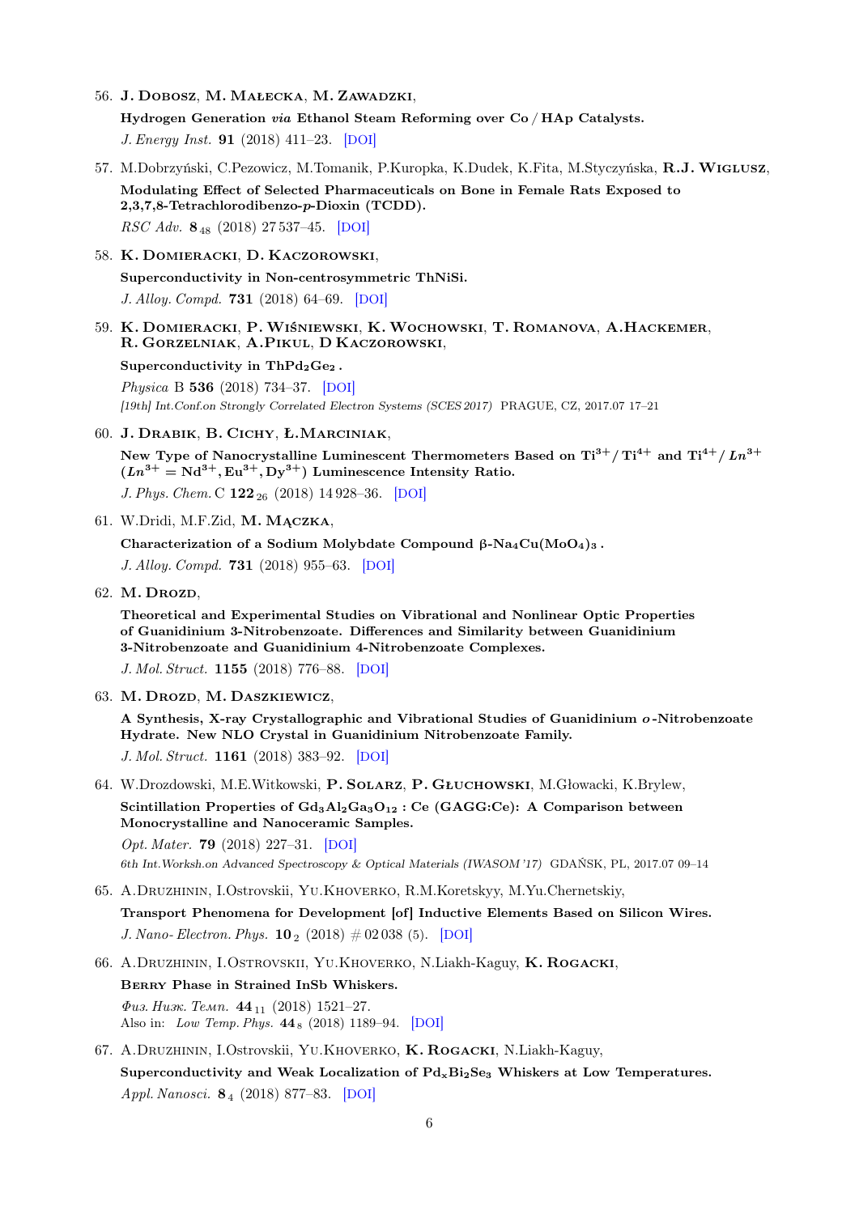56. **J. Dobosz**, **M. Małecka**, **M. Zawadzki**,

    **Hydrogen Generation *via* Ethanol Steam Reforming over Co / HAp Catalysts.**

    *J. Energy Inst.* **91** (2018) 411–23. [DOI]

57. M.Dobrzyński, C.Pezowicz, M.Tomanik, P.Kuropka, K.Dudek, K.Fita, M.Styczyńska, **R.J. Wiglusz**,

    **Modulating Effect of Selected Pharmaceuticals on Bone in Female Rats Exposed to 2,3,7,8-Tetrachlorodibenzo-*p*-Dioxin (TCDD).**

    *RSC Adv.* **8** $_{48}$ (2018) 27 537–45. [DOI]

58. **K. Domieracki**, **D. Kaczorowski**,

    **Superconductivity in Non-centrosymmetric ThNiSi.**

    *J. Alloy. Compd.* **731** (2018) 64–69. [DOI]

59. **K. Domieracki**, **P. Wiśniewski**, **K. Wochowski**, **T. Romanova**, **A.Hackemer**, **R. Gorzelniak**, **A.Pikul**, **D Kaczorowski**,

    **Superconductivity in $ThPd_2Ge_2$ .**

    *Physica* B **536** (2018) 734–37. [DOI]

    *[19th] Int.Conf.on Strongly Correlated Electron Systems (SCES 2017)* PRAGUE, CZ, 2017.07 17–21

60. **J. Drabik**, **B. Cichy**, **Ł.Marciniak**,

    **New Type of Nanocrystalline Luminescent Thermometers Based on $Ti^{3+}$ / $Ti^{4+}$ and $Ti^{4+}$ / $Ln^{3+}$ ($Ln^{3+} = Nd^{3+}, Eu^{3+}, Dy^{3+}$) Luminescence Intensity Ratio.**

    *J. Phys. Chem.* C **122** $_{26}$ (2018) 14 928–36. [DOI]

61. W.Dridi, M.F.Zid, **M. Mączka**,

    **Characterization of a Sodium Molybdate Compound β-$Na_4Cu(MoO_4)_3$ .**

    *J. Alloy. Compd.* **731** (2018) 955–63. [DOI]

62. **M. Drozd**,

    **Theoretical and Experimental Studies on Vibrational and Nonlinear Optic Properties of Guanidinium 3-Nitrobenzoate. Differences and Similarity between Guanidinium 3-Nitrobenzoate and Guanidinium 4-Nitrobenzoate Complexes.**

    *J. Mol. Struct.* **1155** (2018) 776–88. [DOI]

63. **M. Drozd**, **M. Daszkiewicz**,

    **A Synthesis, X-ray Crystallographic and Vibrational Studies of Guanidinium *o*-Nitrobenzoate Hydrate. New NLO Crystal in Guanidinium Nitrobenzoate Family.**

    *J. Mol. Struct.* **1161** (2018) 383–92. [DOI]

64. W.Drozdowski, M.E.Witkowski, **P. Solarz**, **P. Głuchowski**, M.Głowacki, K.Brylew,

    **Scintillation Properties of $Gd_3Al_2Ga_3O_{12}$ : Ce (GAGG:Ce): A Comparison between Monocrystalline and Nanoceramic Samples.**

    *Opt. Mater.* **79** (2018) 227–31. [DOI]

    *6th Int.Worksh.on Advanced Spectroscopy & Optical Materials (IWASOM '17)* GDAŃSK, PL, 2017.07 09–14

65. A.Druzhinin, I.Ostrovskii, Yu.Khoverko, R.M.Koretskyy, M.Yu.Chernetskiy,

    **Transport Phenomena for Development [of] Inductive Elements Based on Silicon Wires.**

    *J. Nano- Electron. Phys.* **10** $_{2}$ (2018) # 02 038 (5). [DOI]

66. A.Druzhinin, I.Ostrovskii, Yu.Khoverko, N.Liakh-Kaguy, **K. Rogacki**,

    **Berry Phase in Strained InSb Whiskers.**

    *Физ. Низк. Темп.* **44** $_{11}$ (2018) 1521–27.
    Also in: *Low Temp. Phys.* **44** $_{8}$ (2018) 1189–94. [DOI]

67. A.Druzhinin, I.Ostrovskii, Yu.Khoverko, **K. Rogacki**, N.Liakh-Kaguy,

    **Superconductivity and Weak Localization of $Pd_xBi_2Se_3$ Whiskers at Low Temperatures.**

    *Appl. Nanosci.* **8** $_{4}$ (2018) 877–83. [DOI]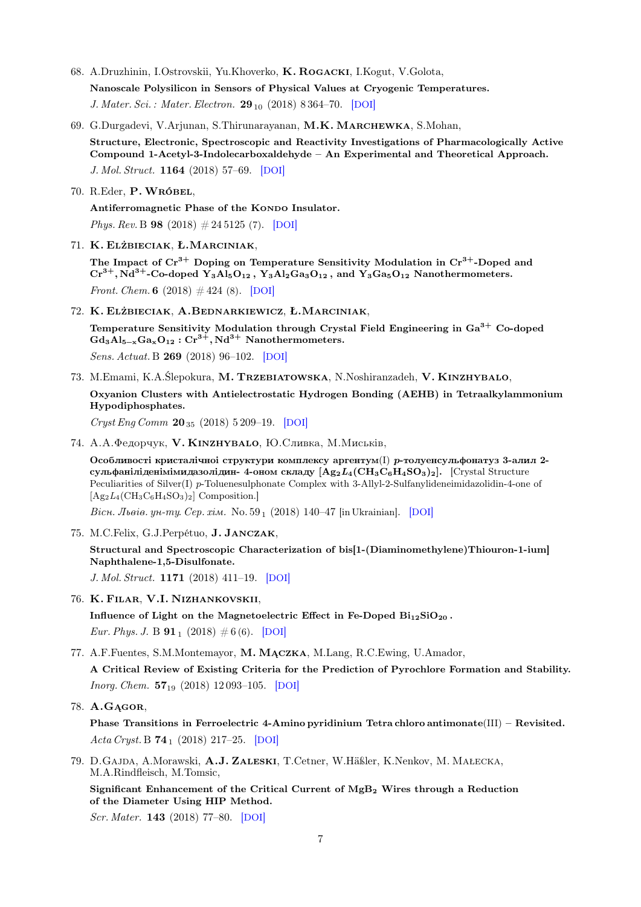68. A.Druzhinin, I.Ostrovskii, Yu.Khoverko, **K. Rogacki**, I.Kogut, V.Golota,

    **Nanoscale Polysilicon in Sensors of Physical Values at Cryogenic Temperatures.**

    *J. Mater. Sci. : Mater. Electron.* **29**$_{10}$ (2018) 8 364–70. [DOI]

69. G.Durgadevi, V.Arjunan, S.Thirunarayanan, **M.K. Marchewka**, S.Mohan,

    **Structure, Electronic, Spectroscopic and Reactivity Investigations of Pharmacologically Active Compound 1-Acetyl-3-Indolecarboxaldehyde – An Experimental and Theoretical Approach.**

    *J. Mol. Struct.* **1164** (2018) 57–69. [DOI]

70. R.Eder, **P. Wróbel**,

    **Antiferromagnetic Phase of the Kondo Insulator.**

    *Phys. Rev.* B **98** (2018) # 24 5125 (7). [DOI]

71. **K. Elżbieciak**, **Ł.Marciniak**,

    **The Impact of $Cr^{3+}$ Doping on Temperature Sensitivity Modulation in $Cr^{3+}$-Doped and $Cr^{3+}, Nd^{3+}$-Co-doped $Y_3Al_5O_{12}$, $Y_3Al_2Ga_3O_{12}$, and $Y_3Ga_5O_{12}$ Nanothermometers.**

    *Front. Chem.* **6** (2018) # 424 (8). [DOI]

72. **K. Elżbieciak**, **A.Bednarkiewicz**, **Ł.Marciniak**,

    **Temperature Sensitivity Modulation through Crystal Field Engineering in $Ga^{3+}$ Co-doped $Gd_3Al_{5-x}Ga_xO_{12} : Cr^{3+}, Nd^{3+}$ Nanothermometers.**

    *Sens. Actuat.* B **269** (2018) 96–102. [DOI]

73. M.Emami, K.A.Ślepokura, **M. Trzebiatowska**, N.Noshiranzadeh, **V. Kinzhybalo**,

    **Oxyanion Clusters with Antielectrostatic Hydrogen Bonding (AEHB) in Tetraalkylammonium Hypodiphosphates.**

    *Cryst Eng Comm* **20**$_{35}$ (2018) 5 209–19. [DOI]

74. А.А.Федорчук, **V. Kinzhybalo**, Ю.Сливка, М.Миськів,

    **Особливості кристалічної структури комплексу аргентум(I) *p*-толуенсульфонатуз 3-алил 2-сульфаніліденімідазолідин- 4-оном складу $[Ag_2L_4(CH_3C_6H_4SO_3)_2]$.** [Crystal Structure Peculiarities of Silver(I) *p*-Toluenesulphonate Complex with 3-Allyl-2-Sulfanylideneimidazolidin-4-one of $[Ag_2L_4(CH_3C_6H_4SO_3)_2]$ Composition.]

    *Вісн. Львів. ун-ту. Сер. хім.* No. 59$_1$ (2018) 140–47 [in Ukrainian]. [DOI]

75. M.C.Felix, G.J.Perpétuo, **J. Janczak**,

    **Structural and Spectroscopic Characterization of bis[1-(Diaminomethylene)Thiouron-1-ium] Naphthalene-1,5-Disulfonate.**

    *J. Mol. Struct.* **1171** (2018) 411–19. [DOI]

76. **K. Filar**, **V.I. Nizhankovskii**,

    **Influence of Light on the Magnetoelectric Effect in Fe-Doped $Bi_{12}SiO_{20}$.**

    *Eur. Phys. J.* B **91**$_1$ (2018) # 6 (6). [DOI]

77. A.F.Fuentes, S.M.Montemayor, **M. Mączka**, M.Lang, R.C.Ewing, U.Amador,

    **A Critical Review of Existing Criteria for the Prediction of Pyrochlore Formation and Stability.**

    *Inorg. Chem.* **57**$_{19}$ (2018) 12 093–105. [DOI]

78. **A.Gągor**,

    **Phase Transitions in Ferroelectric 4-Amino pyridinium Tetra chloro antimonate(III) – Revisited.**

    *Acta Cryst.* B **74**$_1$ (2018) 217–25. [DOI]

79. D.Gajda, A.Morawski, **A.J. Zaleski**, T.Cetner, W.Häßler, K.Nenkov, M. Małecka, M.A.Rindfleisch, M.Tomsic,

    **Significant Enhancement of the Critical Current of $MgB_2$ Wires through a Reduction of the Diameter Using HIP Method.**

    *Scr. Mater.* **143** (2018) 77–80. [DOI]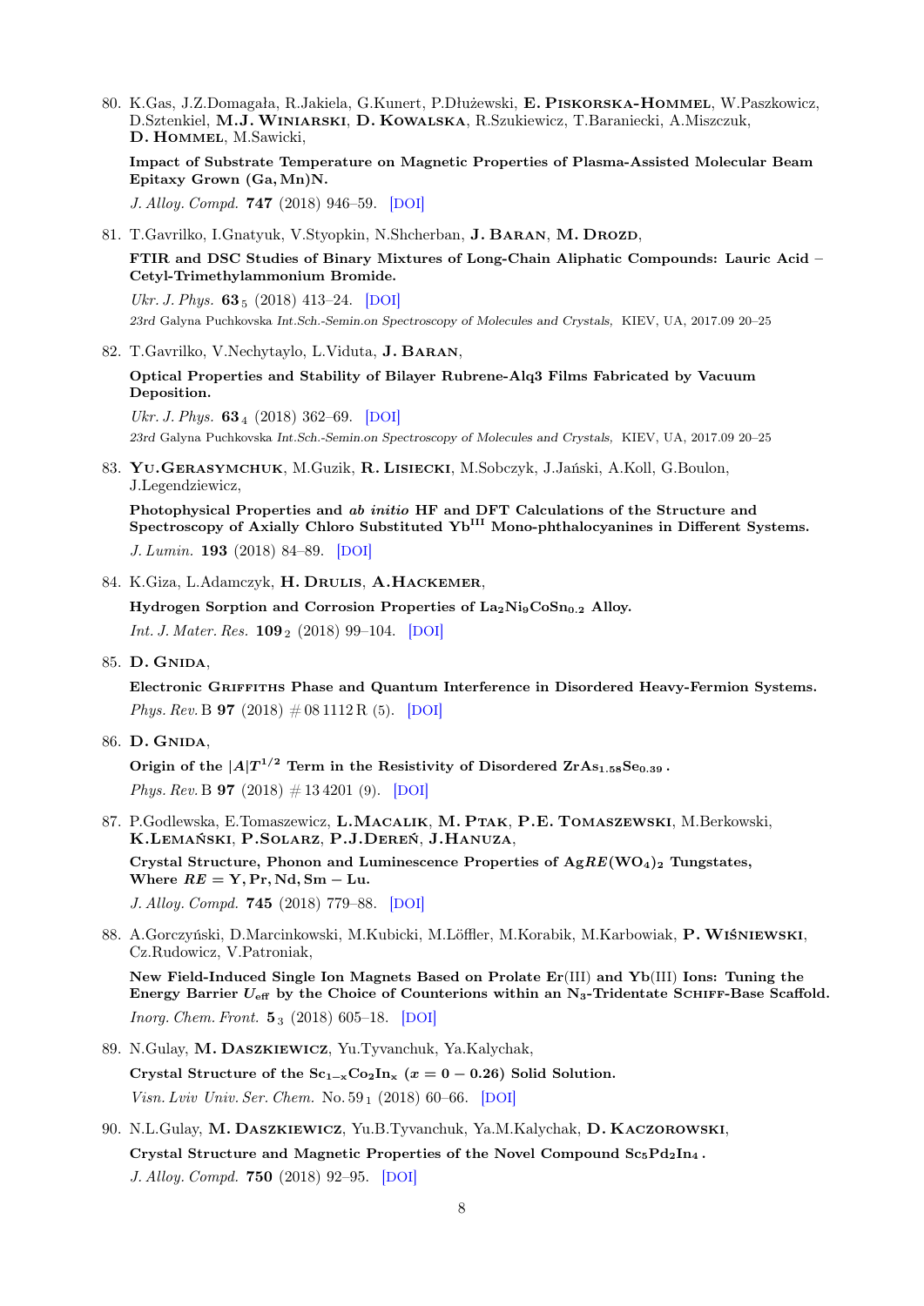80. K.Gas, J.Z.Domagała, R.Jakiela, G.Kunert, P.Dłużewski, **E. Piskorska-Hommel**, W.Paszkowicz, D.Sztenkiel, **M.J. Winiarski**, **D. Kowalska**, R.Szukiewicz, T.Baraniecki, A.Miszczuk, **D. Hommel**, M.Sawicki,

    **Impact of Substrate Temperature on Magnetic Properties of Plasma-Assisted Molecular Beam Epitaxy Grown (Ga, Mn)N.**

    *J. Alloy. Compd.* **747** (2018) 946–59. [DOI]

81. T.Gavrilko, I.Gnatyuk, V.Styopkin, N.Shcherban, **J. Baran**, **M. Drozd**,

    **FTIR and DSC Studies of Binary Mixtures of Long-Chain Aliphatic Compounds: Lauric Acid – Cetyl-Trimethylammonium Bromide.**

    *Ukr. J. Phys.* **63**$_5$ (2018) 413–24. [DOI]

    23rd Galyna Puchkovska *Int.Sch.-Semin.on Spectroscopy of Molecules and Crystals*, KIEV, UA, 2017.09 20–25

82. T.Gavrilko, V.Nechytaylo, L.Viduta, **J. Baran**,

    **Optical Properties and Stability of Bilayer Rubrene-Alq3 Films Fabricated by Vacuum Deposition.**

    *Ukr. J. Phys.* **63**$_4$ (2018) 362–69. [DOI]

    23rd Galyna Puchkovska *Int.Sch.-Semin.on Spectroscopy of Molecules and Crystals*, KIEV, UA, 2017.09 20–25

83. **Yu.Gerasymchuk**, M.Guzik, **R. Lisiecki**, M.Sobczyk, J.Jański, A.Koll, G.Boulon, J.Legendziewicz,

    **Photophysical Properties and *ab initio* HF and DFT Calculations of the Structure and Spectroscopy of Axially Chloro Substituted $Yb^{III}$ Mono-phthalocyanines in Different Systems.**

    *J. Lumin.* **193** (2018) 84–89. [DOI]

84. K.Giza, L.Adamczyk, **H. Drulis**, **A.Hackemer**,

    **Hydrogen Sorption and Corrosion Properties of $La_2Ni_9CoSn_{0.2}$ Alloy.**

    *Int. J. Mater. Res.* **109**$_2$ (2018) 99–104. [DOI]

85. **D. Gnida**,

    **Electronic Griffiths Phase and Quantum Interference in Disordered Heavy-Fermion Systems.**

    *Phys. Rev.* B **97** (2018) # 08 1112 R (5). [DOI]

86. **D. Gnida**,

    **Origin of the $|A|T^{1/2}$ Term in the Resistivity of Disordered $ZrAs_{1.58}Se_{0.39}$.**

    *Phys. Rev.* B **97** (2018) # 13 4201 (9). [DOI]

87. P.Godlewska, E.Tomaszewicz, **L.Macalik**, **M. Ptak**, **P.E. Tomaszewski**, M.Berkowski, **K.Lemański**, **P.Solarz**, **P.J.Dereń**, **J.Hanuza**,

    **Crystal Structure, Phonon and Luminescence Properties of $AgRE(WO_4)_2$ Tungstates, Where $RE = Y, Pr, Nd, Sm - Lu$.**

    *J. Alloy. Compd.* **745** (2018) 779–88. [DOI]

88. A.Gorczyński, D.Marcinkowski, M.Kubicki, M.Löffler, M.Korabik, M.Karbowiak, **P. Wiśniewski**, Cz.Rudowicz, V.Patroniak,

    **New Field-Induced Single Ion Magnets Based on Prolate Er(III) and Yb(III) Ions: Tuning the Energy Barrier $U_{\text{eff}}$ by the Choice of Counterions within an $N_3$-Tridentate Schiff-Base Scaffold.**

    *Inorg. Chem. Front.* **5**$_3$ (2018) 605–18. [DOI]

89. N.Gulay, **M. Daszkiewicz**, Yu.Tyvanchuk, Ya.Kalychak,

    **Crystal Structure of the $Sc_{1-x}Co_2In_x$ ($x = 0 - 0.26$) Solid Solution.**

    *Visn. Lviv Univ. Ser. Chem.* No. 59$_1$ (2018) 60–66. [DOI]

90. N.L.Gulay, **M. Daszkiewicz**, Yu.B.Tyvanchuk, Ya.M.Kalychak, **D. Kaczorowski**,

    **Crystal Structure and Magnetic Properties of the Novel Compound $Sc_5Pd_2In_4$.**

    *J. Alloy. Compd.* **750** (2018) 92–95. [DOI]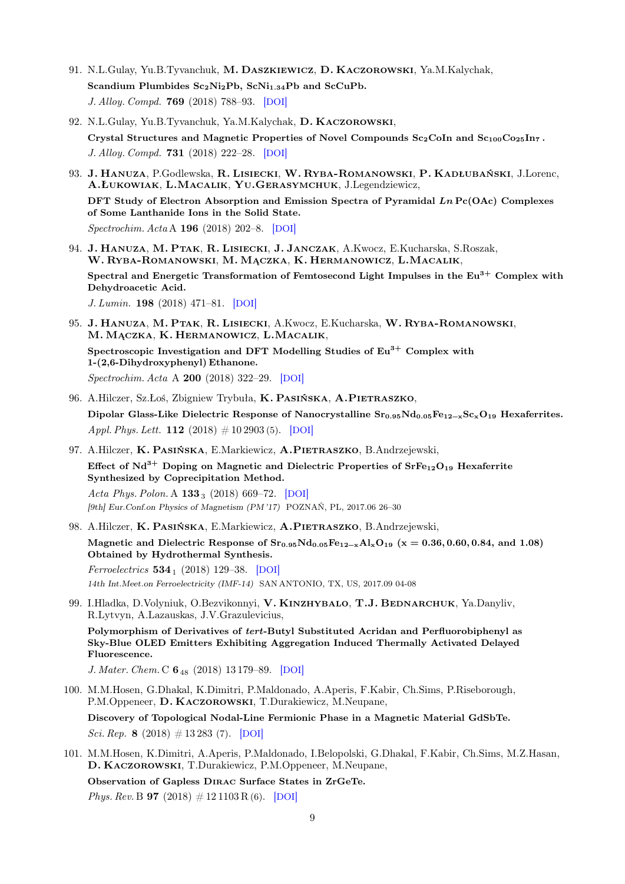91. N.L.Gulay, Yu.B.Tyvanchuk, **M. Daszkiewicz**, **D. Kaczorowski**, Ya.M.Kalychak,
    **Scandium Plumbides $Sc_2Ni_2Pb$, $ScNi_{1.34}Pb$ and ScCuPb.**
    *J. Alloy. Compd.* **769** (2018) 788–93. [DOI]

92. N.L.Gulay, Yu.B.Tyvanchuk, Ya.M.Kalychak, **D. Kaczorowski**,
    **Crystal Structures and Magnetic Properties of Novel Compounds $Sc_2CoIn$ and $Sc_{100}Co_{25}In_7$ .**
    *J. Alloy. Compd.* **731** (2018) 222–28. [DOI]

93. **J. Hanuza**, P.Godlewska, **R. Lisiecki**, **W. Ryba-Romanowski**, **P. Kadłubański**, J.Lorenc, **A.Łukowiak**, **L.Macalik**, **Yu.Gerasymchuk**, J.Legendziewicz,
    **DFT Study of Electron Absorption and Emission Spectra of Pyramidal *Ln* Pc(OAc) Complexes of Some Lanthanide Ions in the Solid State.**
    *Spectrochim. Acta* A **196** (2018) 202–8. [DOI]

94. **J. Hanuza**, **M. Ptak**, **R. Lisiecki**, **J. Janczak**, A.Kwocz, E.Kucharska, S.Roszak, **W. Ryba-Romanowski**, **M. Mączka**, **K. Hermanowicz**, **L.Macalik**,
    **Spectral and Energetic Transformation of Femtosecond Light Impulses in the $Eu^{3+}$ Complex with Dehydroacetic Acid.**
    *J. Lumin.* **198** (2018) 471–81. [DOI]

95. **J. Hanuza**, **M. Ptak**, **R. Lisiecki**, A.Kwocz, E.Kucharska, **W. Ryba-Romanowski**, **M. Mączka**, **K. Hermanowicz**, **L.Macalik**,
    **Spectroscopic Investigation and DFT Modelling Studies of $Eu^{3+}$ Complex with 1-(2,6-Dihydroxyphenyl) Ethanone.**
    *Spectrochim. Acta* A **200** (2018) 322–29. [DOI]

96. A.Hilczer, Sz.Łoś, Zbigniew Trybuła, **K. Pasińska**, **A.Pietraszko**,
    **Dipolar Glass-Like Dielectric Response of Nanocrystalline $Sr_{0.95}Nd_{0.05}Fe_{12-x}Sc_xO_{19}$ Hexaferrites.**
    *Appl. Phys. Lett.* **112** (2018) # 10 2903 (5). [DOI]

97. A.Hilczer, **K. Pasińska**, E.Markiewicz, **A.Pietraszko**, B.Andrzejewski,
    **Effect of $Nd^{3+}$ Doping on Magnetic and Dielectric Properties of $SrFe_{12}O_{19}$ Hexaferrite Synthesized by Coprecipitation Method.**
    *Acta Phys. Polon.* A **133** $_3$ (2018) 669–72. [DOI]
    *[9th] Eur.Conf.on Physics of Magnetism (PM '17)* POZNAŃ, PL, 2017.06 26–30

98. A.Hilczer, **K. Pasińska**, E.Markiewicz, **A.Pietraszko**, B.Andrzejewski,
    **Magnetic and Dielectric Response of $Sr_{0.95}Nd_{0.05}Fe_{12-x}Al_xO_{19}$ ($x = 0.36, 0.60, 0.84$, and $1.08$) Obtained by Hydrothermal Synthesis.**
    *Ferroelectrics* **534** $_1$ (2018) 129–38. [DOI]
    *14th Int.Meet.on Ferroelectricity (IMF-14)* SAN ANTONIO, TX, US, 2017.09 04-08

99. I.Hladka, D.Volyniuk, O.Bezvikonnyi, **V. Kinzhybalo**, **T.J. Bednarchuk**, Ya.Danyliv, R.Lytvyn, A.Lazauskas, J.V.Grazulevicius,
    **Polymorphism of Derivatives of *tert*-Butyl Substituted Acridan and Perfluorobiphenyl as Sky-Blue OLED Emitters Exhibiting Aggregation Induced Thermally Activated Delayed Fluorescence.**
    *J. Mater. Chem.* C **6** $_{48}$ (2018) 13 179–89. [DOI]

100. M.M.Hosen, G.Dhakal, K.Dimitri, P.Maldonado, A.Aperis, F.Kabir, Ch.Sims, P.Riseborough, P.M.Oppeneer, **D. Kaczorowski**, T.Durakiewicz, M.Neupane,
     **Discovery of Topological Nodal-Line Fermionic Phase in a Magnetic Material GdSbTe.**
     *Sci. Rep.* **8** (2018) # 13 283 (7). [DOI]

101. M.M.Hosen, K.Dimitri, A.Aperis, P.Maldonado, I.Belopolski, G.Dhakal, F.Kabir, Ch.Sims, M.Z.Hasan, **D. Kaczorowski**, T.Durakiewicz, P.M.Oppeneer, M.Neupane,
     **Observation of Gapless Dirac Surface States in ZrGeTe.**
     *Phys. Rev.* B **97** (2018) # 12 1103 R (6). [DOI]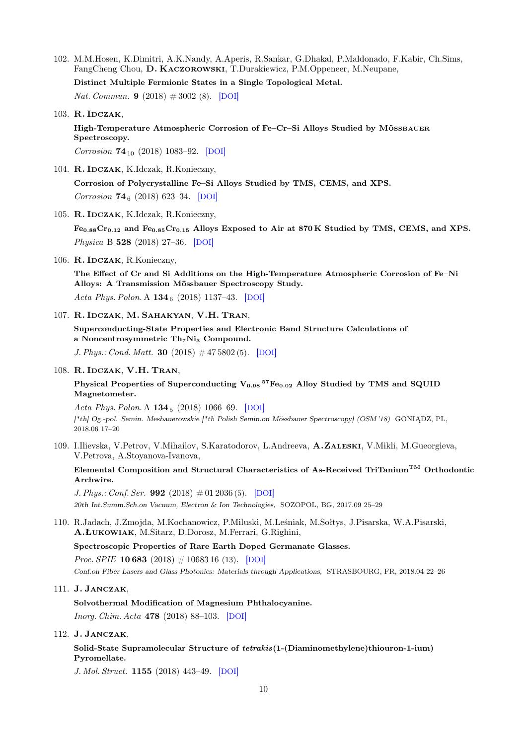102. M.M.Hosen, K.Dimitri, A.K.Nandy, A.Aperis, R.Sankar, G.Dhakal, P.Maldonado, F.Kabir, Ch.Sims, FangCheng Chou, **D. Kaczorowski**, T.Durakiewicz, P.M.Oppeneer, M.Neupane,

    **Distinct Multiple Fermionic States in a Single Topological Metal.**

    *Nat. Commun.* **9** (2018) # 3002 (8). [DOI]

103. **R. Idczak**,

    **High-Temperature Atmospheric Corrosion of Fe–Cr–Si Alloys Studied by Mössbauer Spectroscopy.**

    *Corrosion* **74**$_{10}$ (2018) 1083–92. [DOI]

104. **R. Idczak**, K.Idczak, R.Konieczny,

    **Corrosion of Polycrystalline Fe–Si Alloys Studied by TMS, CEMS, and XPS.**

    *Corrosion* **74**$_{6}$ (2018) 623–34. [DOI]

105. **R. Idczak**, K.Idczak, R.Konieczny,

    **$Fe_{0.88}Cr_{0.12}$ and $Fe_{0.85}Cr_{0.15}$ Alloys Exposed to Air at 870 K Studied by TMS, CEMS, and XPS.**

    *Physica* B **528** (2018) 27–36. [DOI]

106. **R. Idczak**, R.Konieczny,

    **The Effect of Cr and Si Additions on the High-Temperature Atmospheric Corrosion of Fe–Ni Alloys: A Transmission Mössbauer Spectroscopy Study.**

    *Acta Phys. Polon.* A **134**$_{6}$ (2018) 1137–43. [DOI]

107. **R. Idczak**, **M. Sahakyan**, **V.H. Tran**,

    **Superconducting-State Properties and Electronic Band Structure Calculations of a Noncentrosymmetric $Th_7Ni_3$ Compound.**

    *J. Phys.: Cond. Matt.* **30** (2018) # 47 5802 (5). [DOI]

108. **R. Idczak**, **V.H. Tran**,

    **Physical Properties of Superconducting $V_{0.98}\,{}^{57}Fe_{0.02}$ Alloy Studied by TMS and SQUID Magnetometer.**

    *Acta Phys. Polon.* A **134**$_{5}$ (2018) 1066–69. [DOI]

    *[\*th] Og.-pol. Semin. Mesbauerowskie [\*th Polish Semin.on Mössbauer Spectroscopy] (OSM '18)* GONIĄDZ, PL, 2018.06 17–20

109. I.Ilievska, V.Petrov, V.Mihailov, S.Karatodorov, L.Andreeva, **A.Zaleski**, V.Mikli, M.Gueorgieva, V.Petrova, A.Stoyanova-Ivanova,

    **Elemental Composition and Structural Characteristics of As-Received TriTanium$^{TM}$ Orthodontic Archwire.**

    *J. Phys.: Conf. Ser.* **992** (2018) # 01 2036 (5). [DOI]

    *20th Int.Summ.Sch.on Vacuum, Electron & Ion Technologies,* SOZOPOL, BG, 2017.09 25–29

110. R.Jadach, J.Zmojda, M.Kochanowicz, P.Miluski, M.Leśniak, M.Sołtys, J.Pisarska, W.A.Pisarski, **A.Łukowiak**, M.Sitarz, D.Dorosz, M.Ferrari, G.Righini,

    **Spectroscopic Properties of Rare Earth Doped Germanate Glasses.**

    *Proc. SPIE* **10 683** (2018) # 10683 16 (13). [DOI]

    *Conf.on Fiber Lasers and Glass Photonics: Materials through Applications,* STRASBOURG, FR, 2018.04 22–26

111. **J. Janczak**,

    **Solvothermal Modification of Magnesium Phthalocyanine.**

    *Inorg. Chim. Acta* **478** (2018) 88–103. [DOI]

112. **J. Janczak**,

    **Solid-State Supramolecular Structure of *tetrakis*(1-(Diaminomethylene)thiouron-1-ium) Pyromellate.**

    *J. Mol. Struct.* **1155** (2018) 443–49. [DOI]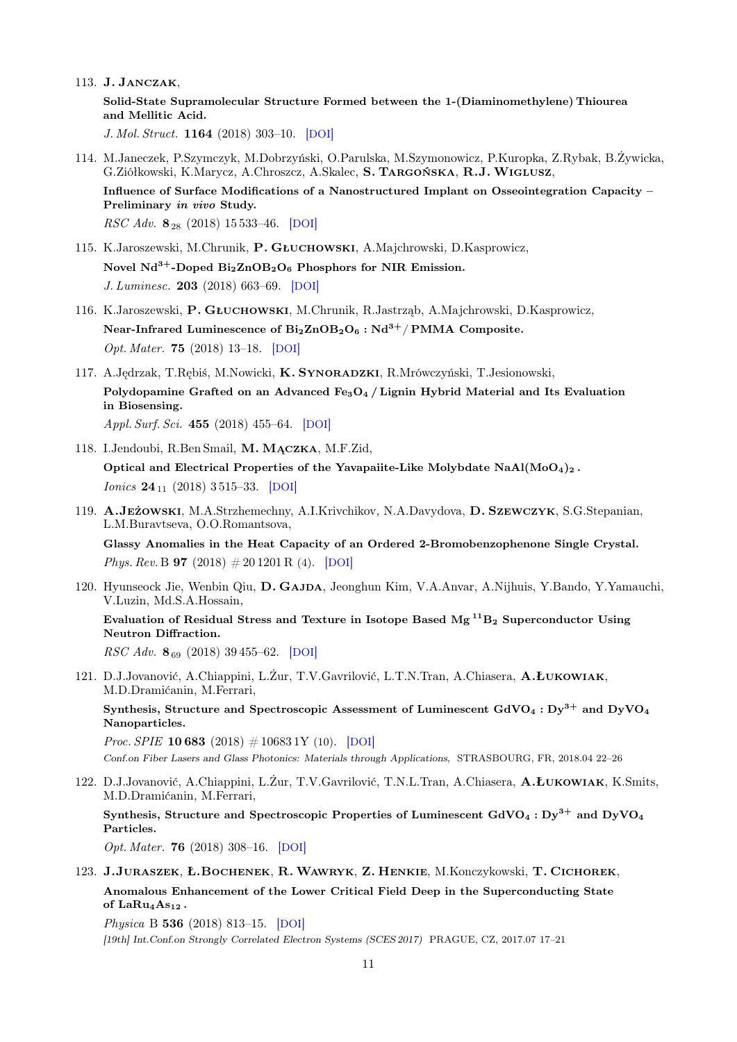113. **J. Janczak**,

 **Solid-State Supramolecular Structure Formed between the 1-(Diaminomethylene) Thiourea and Mellitic Acid.**

 *J. Mol. Struct.* **1164** (2018) 303–10. [DOI]

114. M.Janeczek, P.Szymczyk, M.Dobrzyński, O.Parulska, M.Szymonowicz, P.Kuropka, Z.Rybak, B.Żywicka, G.Ziółkowski, K.Marycz, A.Chroszcz, A.Skalec, **S. Targońska**, **R.J. Wiglusz**,

 **Influence of Surface Modifications of a Nanostructured Implant on Osseointegration Capacity – Preliminary *in vivo* Study.**

 *RSC Adv.* **8** $_{28}$ (2018) 15 533–46. [DOI]

115. K.Jaroszewski, M.Chrunik, **P. Głuchowski**, A.Majchrowski, D.Kasprowicz,

 **Novel $Nd^{3+}$-Doped $Bi_2ZnOB_2O_6$ Phosphors for NIR Emission.**

 *J. Luminesc.* **203** (2018) 663–69. [DOI]

116. K.Jaroszewski, **P. Głuchowski**, M.Chrunik, R.Jastrząb, A.Majchrowski, D.Kasprowicz,

 **Near-Infrared Luminescence of $Bi_2ZnOB_2O_6 : Nd^{3+}$ / PMMA Composite.**

 *Opt. Mater.* **75** (2018) 13–18. [DOI]

117. A.Jędrzak, T.Rębiś, M.Nowicki, **K. Synoradzki**, R.Mrówczyński, T.Jesionowski,

 **Polydopamine Grafted on an Advanced $Fe_3O_4$ / Lignin Hybrid Material and Its Evaluation in Biosensing.**

 *Appl. Surf. Sci.* **455** (2018) 455–64. [DOI]

118. I.Jendoubi, R.Ben Smail, **M. Mączka**, M.F.Zid,

 **Optical and Electrical Properties of the Yavapaiite-Like Molybdate $NaAl(MoO_4)_2$ .**

 *Ionics* **24** $_{11}$ (2018) 3 515–33. [DOI]

119. **A.Jeżowski**, M.A.Strzhemechny, A.I.Krivchikov, N.A.Davydova, **D. Szewczyk**, S.G.Stepanian, L.M.Buravtseva, O.O.Romantsova,

 **Glassy Anomalies in the Heat Capacity of an Ordered 2-Bromobenzophenone Single Crystal.**

 *Phys. Rev.* B **97** (2018) # 20 1201 R (4). [DOI]

120. Hyunseock Jie, Wenbin Qiu, **D. Gajda**, Jeonghun Kim, V.A.Anvar, A.Nijhuis, Y.Bando, Y.Yamauchi, V.Luzin, Md.S.A.Hossain,

 **Evaluation of Residual Stress and Texture in Isotope Based $Mg\,^{11}B_2$ Superconductor Using Neutron Diffraction.**

 *RSC Adv.* **8** $_{69}$ (2018) 39 455–62. [DOI]

121. D.J.Jovanović, A.Chiappini, L.Żur, T.V.Gavrilović, L.T.N.Tran, A.Chiasera, **A.Łukowiak**, M.D.Dramićanin, M.Ferrari,

 **Synthesis, Structure and Spectroscopic Assessment of Luminescent $GdVO_4 : Dy^{3+}$ and $DyVO_4$ Nanoparticles.**

 *Proc. SPIE* **10 683** (2018) # 10683 1Y (10). [DOI]

 *Conf.on Fiber Lasers and Glass Photonics: Materials through Applications,* STRASBOURG, FR, 2018.04 22–26

122. D.J.Jovanović, A.Chiappini, L.Żur, T.V.Gavrilović, T.N.L.Tran, A.Chiasera, **A.Łukowiak**, K.Smits, M.D.Dramićanin, M.Ferrari,

 **Synthesis, Structure and Spectroscopic Properties of Luminescent $GdVO_4 : Dy^{3+}$ and $DyVO_4$ Particles.**

 *Opt. Mater.* **76** (2018) 308–16. [DOI]

123. **J.Juraszek**, **Ł.Bochenek**, **R. Wawryk**, **Z. Henkie**, M.Konczykowski, **T. Cichorek**,

 **Anomalous Enhancement of the Lower Critical Field Deep in the Superconducting State of $LaRu_4As_{12}$ .**

 *Physica* B **536** (2018) 813–15. [DOI]

 *[19th] Int.Conf.on Strongly Correlated Electron Systems (SCES 2017)* PRAGUE, CZ, 2017.07 17–21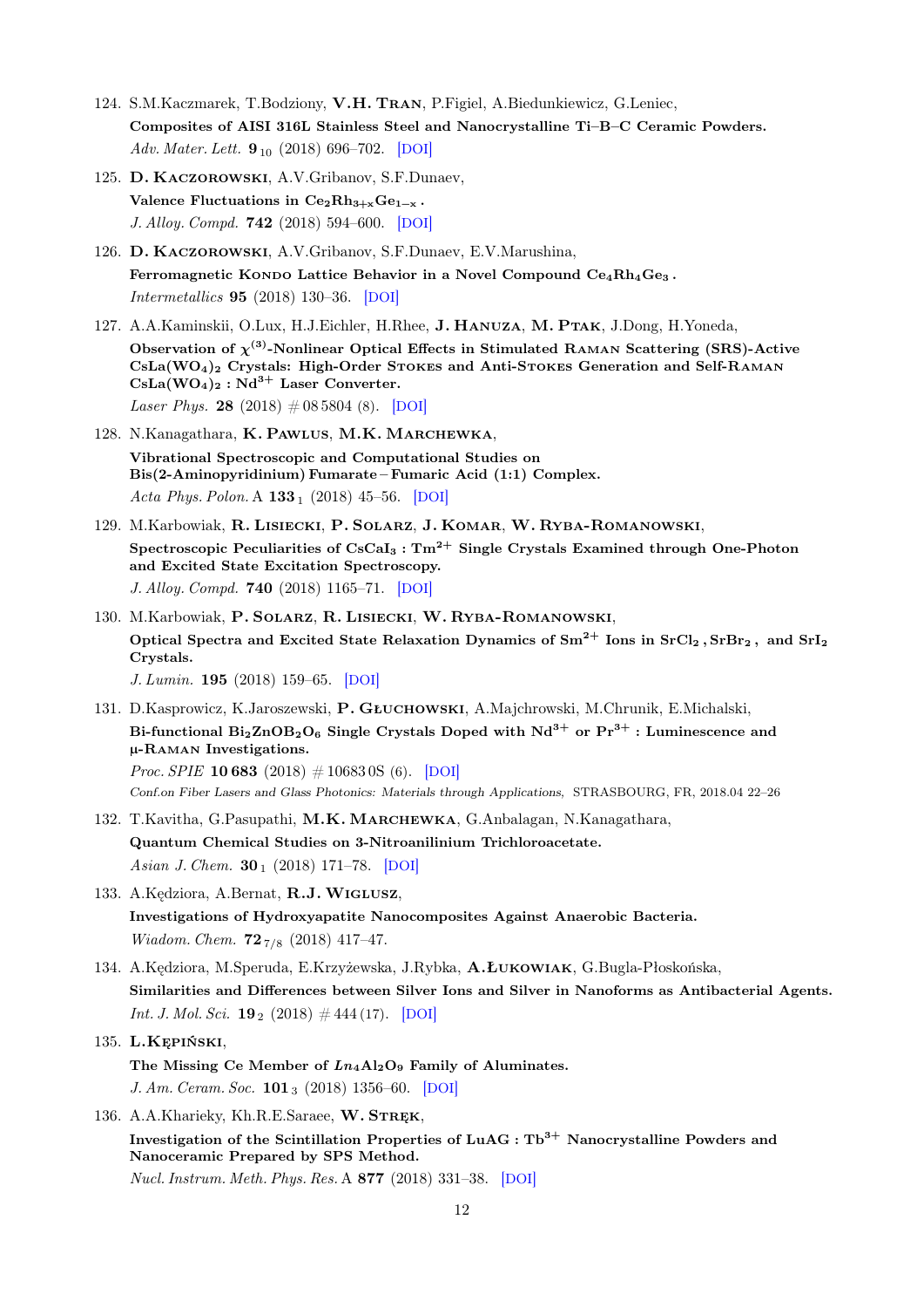124. S.M.Kaczmarek, T.Bodziony, **V.H. Tran**, P.Figiel, A.Biedunkiewicz, G.Leniec,
**Composites of AISI 316L Stainless Steel and Nanocrystalline Ti–B–C Ceramic Powders.**
*Adv. Mater. Lett.* **9** $_{10}$ (2018) 696–702. [DOI]

125. **D. Kaczorowski**, A.V.Gribanov, S.F.Dunaev,
**Valence Fluctuations in $Ce_2Rh_{3+x}Ge_{1-x}$ .**
*J. Alloy. Compd.* **742** (2018) 594–600. [DOI]

126. **D. Kaczorowski**, A.V.Gribanov, S.F.Dunaev, E.V.Marushina,
**Ferromagnetic Kondo Lattice Behavior in a Novel Compound $Ce_4Rh_4Ge_3$ .**
*Intermetallics* **95** (2018) 130–36. [DOI]

127. A.A.Kaminskii, O.Lux, H.J.Eichler, H.Rhee, **J. Hanuza**, **M. Ptak**, J.Dong, H.Yoneda,
**Observation of $\chi^{(3)}$-Nonlinear Optical Effects in Stimulated Raman Scattering (SRS)-Active $CsLa(WO_4)_2$ Crystals: High-Order Stokes and Anti-Stokes Generation and Self-Raman $CsLa(WO_4)_2 : Nd^{3+}$ Laser Converter.**
*Laser Phys.* **28** (2018) # 08 5804 (8). [DOI]

128. N.Kanagathara, **K. Pawlus**, **M.K. Marchewka**,
**Vibrational Spectroscopic and Computational Studies on Bis(2-Aminopyridinium) Fumarate – Fumaric Acid (1:1) Complex.**
*Acta Phys. Polon.* A **133** $_1$ (2018) 45–56. [DOI]

129. M.Karbowiak, **R. Lisiecki**, **P. Solarz**, **J. Komar**, **W. Ryba-Romanowski**,
**Spectroscopic Peculiarities of $CsCaI_3 : Tm^{2+}$ Single Crystals Examined through One-Photon and Excited State Excitation Spectroscopy.**
*J. Alloy. Compd.* **740** (2018) 1165–71. [DOI]

130. M.Karbowiak, **P. Solarz**, **R. Lisiecki**, **W. Ryba-Romanowski**,
**Optical Spectra and Excited State Relaxation Dynamics of $Sm^{2+}$ Ions in $SrCl_2$ , $SrBr_2$ , and $SrI_2$ Crystals.**
*J. Lumin.* **195** (2018) 159–65. [DOI]

131. D.Kasprowicz, K.Jaroszewski, **P. Głuchowski**, A.Majchrowski, M.Chrunik, E.Michalski,
**Bi-functional $Bi_2ZnOB_2O_6$ Single Crystals Doped with $Nd^{3+}$ or $Pr^{3+}$ : Luminescence and μ-Raman Investigations.**
*Proc. SPIE* **10 683** (2018) # 10683 0S (6). [DOI]
*Conf.on Fiber Lasers and Glass Photonics: Materials through Applications,* STRASBOURG, FR, 2018.04 22–26

132. T.Kavitha, G.Pasupathi, **M.K. Marchewka**, G.Anbalagan, N.Kanagathara,
**Quantum Chemical Studies on 3-Nitroanilinium Trichloroacetate.**
*Asian J. Chem.* **30** $_1$ (2018) 171–78. [DOI]

133. A.Kędziora, A.Bernat, **R.J. Wiglusz**,
**Investigations of Hydroxyapatite Nanocomposites Against Anaerobic Bacteria.**
*Wiadom. Chem.* **72** $_{7/8}$ (2018) 417–47.

134. A.Kędziora, M.Speruda, E.Krzyżewska, J.Rybka, **A.Łukowiak**, G.Bugla-Płoskońska,
**Similarities and Differences between Silver Ions and Silver in Nanoforms as Antibacterial Agents.**
*Int. J. Mol. Sci.* **19** $_2$ (2018) # 444 (17). [DOI]

135. **L.Kępiński**,
**The Missing Ce Member of $Ln_4Al_2O_9$ Family of Aluminates.**
*J. Am. Ceram. Soc.* **101** $_3$ (2018) 1356–60. [DOI]

136. A.A.Kharieky, Kh.R.E.Saraee, **W. Stręk**,
**Investigation of the Scintillation Properties of $LuAG : Tb^{3+}$ Nanocrystalline Powders and Nanoceramic Prepared by SPS Method.**
*Nucl. Instrum. Meth. Phys. Res.* A **877** (2018) 331–38. [DOI]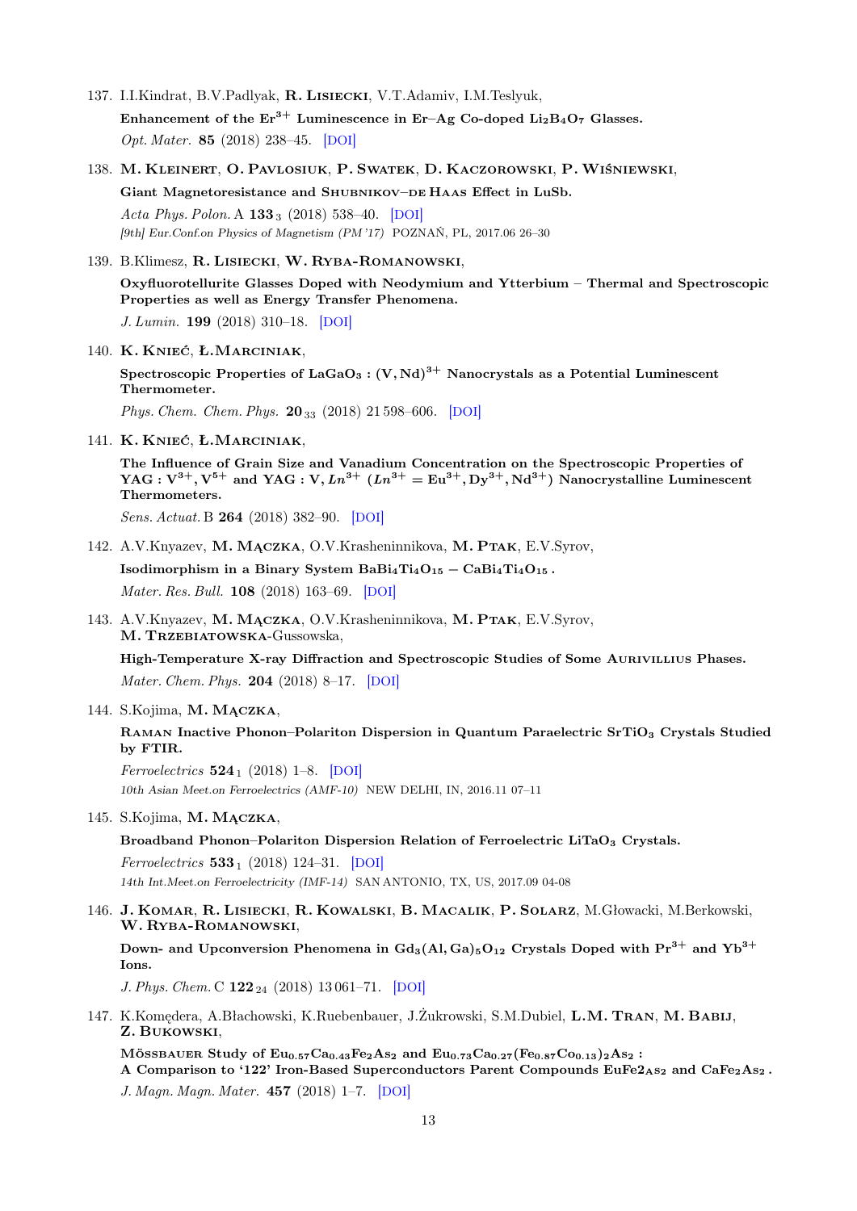137. I.I.Kindrat, B.V.Padlyak, **R. Lisiecki**, V.T.Adamiv, I.M.Teslyuk,
**Enhancement of the $Er^{3+}$ Luminescence in Er–Ag Co-doped $Li_2B_4O_7$ Glasses.**
*Opt. Mater.* **85** (2018) 238–45. [DOI]

138. **M. Kleinert**, **O. Pavlosiuk**, **P. Swatek**, **D. Kaczorowski**, **P. Wiśniewski**,
**Giant Magnetoresistance and Shubnikov–de Haas Effect in LuSb.**
*Acta Phys. Polon.* A **133**$_3$ (2018) 538–40. [DOI]
*[9th] Eur.Conf.on Physics of Magnetism (PM'17)* POZNAŃ, PL, 2017.06 26–30

139. B.Klimesz, **R. Lisiecki**, **W. Ryba-Romanowski**,
**Oxyfluorotellurite Glasses Doped with Neodymium and Ytterbium – Thermal and Spectroscopic Properties as well as Energy Transfer Phenomena.**
*J. Lumin.* **199** (2018) 310–18. [DOI]

140. **K. Knieć**, **Ł.Marciniak**,
**Spectroscopic Properties of $LaGaO_3 : (V, Nd)^{3+}$ Nanocrystals as a Potential Luminescent Thermometer.**
*Phys. Chem. Chem. Phys.* **20**$_{33}$ (2018) 21 598–606. [DOI]

141. **K. Knieć**, **Ł.Marciniak**,
**The Influence of Grain Size and Vanadium Concentration on the Spectroscopic Properties of YAG : $V^{3+}, V^{5+}$ and YAG : V, $Ln^{3+}$ ($Ln^{3+} = Eu^{3+}, Dy^{3+}, Nd^{3+}$) Nanocrystalline Luminescent Thermometers.**
*Sens. Actuat.* B **264** (2018) 382–90. [DOI]

142. A.V.Knyazev, **M. Mączka**, O.V.Krasheninnikova, **M. Ptak**, E.V.Syrov,
**Isodimorphism in a Binary System $BaBi_4Ti_4O_{15} - CaBi_4Ti_4O_{15}$ .**
*Mater. Res. Bull.* **108** (2018) 163–69. [DOI]

143. A.V.Knyazev, **M. Mączka**, O.V.Krasheninnikova, **M. Ptak**, E.V.Syrov, **M. Trzebiatowska**-Gussowska,
**High-Temperature X-ray Diffraction and Spectroscopic Studies of Some Aurivillius Phases.**
*Mater. Chem. Phys.* **204** (2018) 8–17. [DOI]

144. S.Kojima, **M. Mączka**,
**Raman Inactive Phonon–Polariton Dispersion in Quantum Paraelectric $SrTiO_3$ Crystals Studied by FTIR.**
*Ferroelectrics* **524**$_1$ (2018) 1–8. [DOI]
*10th Asian Meet.on Ferroelectrics (AMF-10)* NEW DELHI, IN, 2016.11 07–11

145. S.Kojima, **M. Mączka**,
**Broadband Phonon–Polariton Dispersion Relation of Ferroelectric $LiTaO_3$ Crystals.**
*Ferroelectrics* **533**$_1$ (2018) 124–31. [DOI]
*14th Int.Meet.on Ferroelectricity (IMF-14)* SAN ANTONIO, TX, US, 2017.09 04-08

146. **J. Komar**, **R. Lisiecki**, **R. Kowalski**, **B. Macalik**, **P. Solarz**, M.Głowacki, M.Berkowski, **W. Ryba-Romanowski**,
**Down- and Upconversion Phenomena in $Gd_3(Al, Ga)_5O_{12}$ Crystals Doped with $Pr^{3+}$ and $Yb^{3+}$ Ions.**
*J. Phys. Chem.* C **122**$_{24}$ (2018) 13 061–71. [DOI]

147. K.Komędera, A.Błachowski, K.Ruebenbauer, J.Żukrowski, S.M.Dubiel, **L.M. Tran**, **M. Babij**, **Z. Bukowski**,
**Mössbauer Study of $Eu_{0.57}Ca_{0.43}Fe_2As_2$ and $Eu_{0.73}Ca_{0.27}(Fe_{0.87}Co_{0.13})_2As_2$ : A Comparison to '122' Iron-Based Superconductors Parent Compounds $EuFe2_{As_2}$ and $CaFe_2As_2$ .**
*J. Magn. Magn. Mater.* **457** (2018) 1–7. [DOI]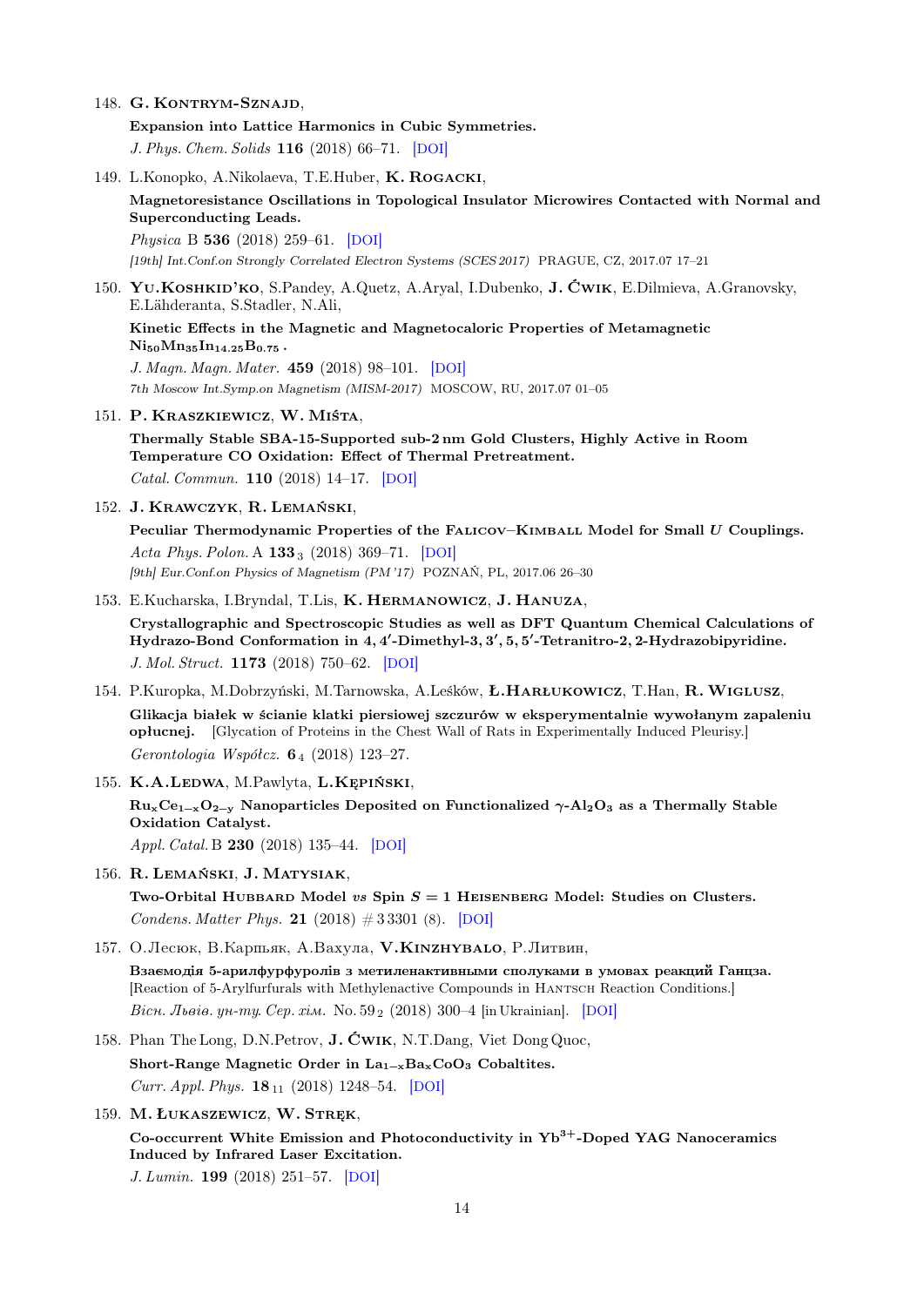148. **G. Kontrym-Sznajd**,
**Expansion into Lattice Harmonics in Cubic Symmetries.**
*J. Phys. Chem. Solids* **116** (2018) 66–71. [DOI]

149. L.Konopko, A.Nikolaeva, T.E.Huber, **K. Rogacki**,
**Magnetoresistance Oscillations in Topological Insulator Microwires Contacted with Normal and Superconducting Leads.**
*Physica* B **536** (2018) 259–61. [DOI]
*[19th] Int.Conf.on Strongly Correlated Electron Systems (SCES 2017)* PRAGUE, CZ, 2017.07 17–21

150. **Yu.Koshkid'ko**, S.Pandey, A.Quetz, A.Aryal, I.Dubenko, **J. Ćwik**, E.Dilmieva, A.Granovsky, E.Lähderanta, S.Stadler, N.Ali,
**Kinetic Effects in the Magnetic and Magnetocaloric Properties of Metamagnetic $Ni_{50}Mn_{35}In_{14.25}B_{0.75}$ .**
*J. Magn. Magn. Mater.* **459** (2018) 98–101. [DOI]
*7th Moscow Int.Symp.on Magnetism (MISM-2017)* MOSCOW, RU, 2017.07 01–05

151. **P. Kraszkiewicz**, **W. Miśta**,
**Thermally Stable SBA-15-Supported sub-2 nm Gold Clusters, Highly Active in Room Temperature CO Oxidation: Effect of Thermal Pretreatment.**
*Catal. Commun.* **110** (2018) 14–17. [DOI]

152. **J. Krawczyk**, **R. Lemański**,
**Peculiar Thermodynamic Properties of the Falicov–Kimball Model for Small $U$ Couplings.**
*Acta Phys. Polon.* A **133** $_3$ (2018) 369–71. [DOI]
*[9th] Eur.Conf.on Physics of Magnetism (PM '17)* POZNAŃ, PL, 2017.06 26–30

153. E.Kucharska, I.Bryndal, T.Lis, **K. Hermanowicz**, **J. Hanuza**,
**Crystallographic and Spectroscopic Studies as well as DFT Quantum Chemical Calculations of Hydrazo-Bond Conformation in 4, 4′-Dimethyl-3, 3′, 5, 5′-Tetranitro-2, 2-Hydrazobipyridine.**
*J. Mol. Struct.* **1173** (2018) 750–62. [DOI]

154. P.Kuropka, M.Dobrzyński, M.Tarnowska, A.Leśków, **Ł.Harłukowicz**, T.Han, **R. Wiglusz**,
**Glikacja białek w ścianie klatki piersiowej szczurów w eksperymentalnie wywołanym zapaleniu opłucnej.** [Glycation of Proteins in the Chest Wall of Rats in Experimentally Induced Pleurisy.]
*Gerontologia Współcz.* **6** $_4$ (2018) 123–27.

155. **K.A.Ledwa**, M.Pawlyta, **L.Kępiński**,
**$Ru_xCe_{1-x}O_{2-y}$ Nanoparticles Deposited on Functionalized $\gamma$-$Al_2O_3$ as a Thermally Stable Oxidation Catalyst.**
*Appl. Catal.* B **230** (2018) 135–44. [DOI]

156. **R. Lemański**, **J. Matysiak**,
**Two-Orbital Hubbard Model *vs* Spin $S = 1$ Heisenberg Model: Studies on Clusters.**
*Condens. Matter Phys.* **21** (2018) # 3 3301 (8). [DOI]

157. О.Лесюк, В.Карпьяк, А.Вахула, **V.Kinzhybalo**, Р.Литвин,
**Взаємодія 5-арилфурфуролів з метиленактивными сполуками в умовах реакций Ганцза.** [Reaction of 5-Arylfurfurals with Methylenactive Compounds in Hantsch Reaction Conditions.]
*Вісн. Львів. ун-ту. Сер. хім.* No. 59 $_2$ (2018) 300–4 [in Ukrainian]. [DOI]

158. Phan The Long, D.N.Petrov, **J. Ćwik**, N.T.Dang, Viet Dong Quoc,
**Short-Range Magnetic Order in $La_{1-x}Ba_xCoO_3$ Cobaltites.**
*Curr. Appl. Phys.* **18** $_{11}$ (2018) 1248–54. [DOI]

159. **M. Łukaszewicz**, **W. Stręk**,
**Co-occurrent White Emission and Photoconductivity in $Yb^{3+}$-Doped YAG Nanoceramics Induced by Infrared Laser Excitation.**
*J. Lumin.* **199** (2018) 251–57. [DOI]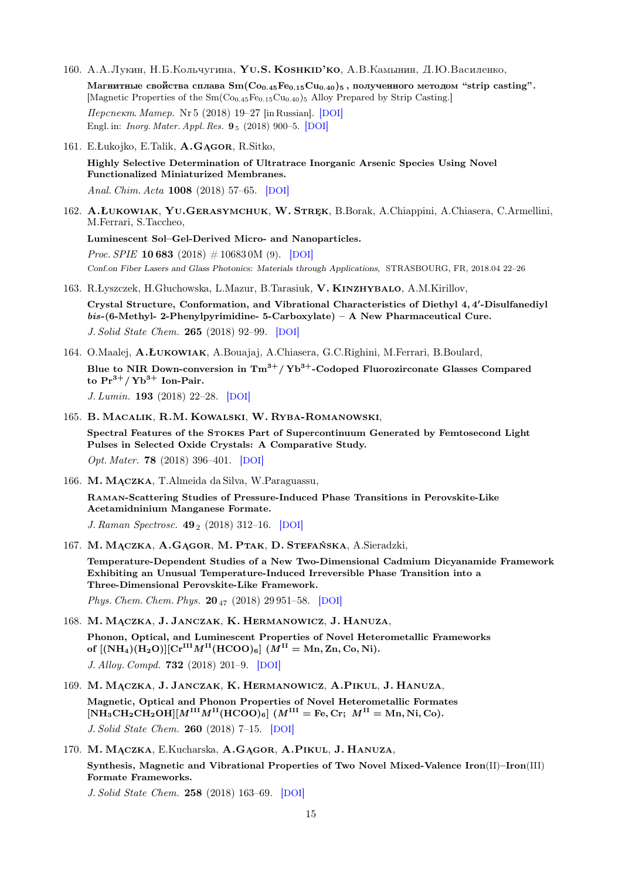160. А.А.Лукин, Н.Б.Кольчугина, **Yu.S. Koshkid'ko**, А.В.Камынин, Д.Ю.Василенко,

**Магнитные свойства сплава $Sm(Co_{0.45}Fe_{0.15}Cu_{0.40})_5$, полученного методом "strip casting".**
[Magnetic Properties of the $Sm(Co_{0.45}Fe_{0.15}Cu_{0.40})_5$ Alloy Prepared by Strip Casting.]

*Перспект. Матер.* Nr 5 (2018) 19–27 [in Russian]. [DOI]
Engl. in: *Inorg. Mater. Appl. Res.* **9** $_5$ (2018) 900–5. [DOI]

161. E.Łukojko, E.Talik, **A.Gągor**, R.Sitko,

**Highly Selective Determination of Ultratrace Inorganic Arsenic Species Using Novel Functionalized Miniaturized Membranes.**

*Anal. Chim. Acta* **1008** (2018) 57–65. [DOI]

162. **A.Łukowiak**, **Yu.Gerasymchuk**, **W. Stręk**, B.Borak, A.Chiappini, A.Chiasera, C.Armellini, M.Ferrari, S.Taccheo,

**Luminescent Sol–Gel-Derived Micro- and Nanoparticles.**

*Proc. SPIE* **10 683** (2018) # 10683 0M (9). [DOI]
*Conf.on Fiber Lasers and Glass Photonics: Materials through Applications,* STRASBOURG, FR, 2018.04 22–26

163. R.Łyszczek, H.Głuchowska, L.Mazur, B.Tarasiuk, **V. Kinzhybalo**, A.M.Kirillov,

**Crystal Structure, Conformation, and Vibrational Characteristics of Diethyl 4, 4′-Disulfanediyl *bis*-(6-Methyl- 2-Phenylpyrimidine- 5-Carboxylate) – A New Pharmaceutical Cure.**

*J. Solid State Chem.* **265** (2018) 92–99. [DOI]

164. O.Maalej, **A.Łukowiak**, A.Bouajaj, A.Chiasera, G.C.Righini, M.Ferrari, B.Boulard,

**Blue to NIR Down-conversion in $Tm^{3+}$/ $Yb^{3+}$-Codoped Fluorozirconate Glasses Compared to $Pr^{3+}$/ $Yb^{3+}$ Ion-Pair.**

*J. Lumin.* **193** (2018) 22–28. [DOI]

165. **B. Macalik**, **R.M. Kowalski**, **W. Ryba-Romanowski**,

**Spectral Features of the Stokes Part of Supercontinuum Generated by Femtosecond Light Pulses in Selected Oxide Crystals: A Comparative Study.**

*Opt. Mater.* **78** (2018) 396–401. [DOI]

166. **M. Mączka**, T.Almeida da Silva, W.Paraguassu,

**Raman-Scattering Studies of Pressure-Induced Phase Transitions in Perovskite-Like Acetamidninium Manganese Formate.**

*J. Raman Spectrosc.* **49** $_2$ (2018) 312–16. [DOI]

167. **M. Mączka**, **A.Gągor**, **M. Ptak**, **D. Stefańska**, A.Sieradzki,

**Temperature-Dependent Studies of a New Two-Dimensional Cadmium Dicyanamide Framework Exhibiting an Unusual Temperature-Induced Irreversible Phase Transition into a Three-Dimensional Perovskite-Like Framework.**

*Phys. Chem. Chem. Phys.* **20** $_{47}$ (2018) 29 951–58. [DOI]

168. **M. Mączka**, **J. Janczak**, **K. Hermanowicz**, **J. Hanuza**,

**Phonon, Optical, and Luminescent Properties of Novel Heterometallic Frameworks of $[(NH_4)(H_2O)][Cr^{III}M^{II}(HCOO)_6]$ ($M^{II}$ = Mn, Zn, Co, Ni).**

*J. Alloy. Compd.* **732** (2018) 201–9. [DOI]

169. **M. Mączka**, **J. Janczak**, **K. Hermanowicz**, **A.Pikul**, **J. Hanuza**,

**Magnetic, Optical and Phonon Properties of Novel Heterometallic Formates $[NH_3CH_2CH_2OH][M^{III}M^{II}(HCOO)_6]$ ($M^{III}$ = Fe, Cr; $M^{II}$ = Mn, Ni, Co).**

*J. Solid State Chem.* **260** (2018) 7–15. [DOI]

170. **M. Mączka**, E.Kucharska, **A.Gągor**, **A.Pikul**, **J. Hanuza**,

**Synthesis, Magnetic and Vibrational Properties of Two Novel Mixed-Valence Iron(II)–Iron(III) Formate Frameworks.**

*J. Solid State Chem.* **258** (2018) 163–69. [DOI]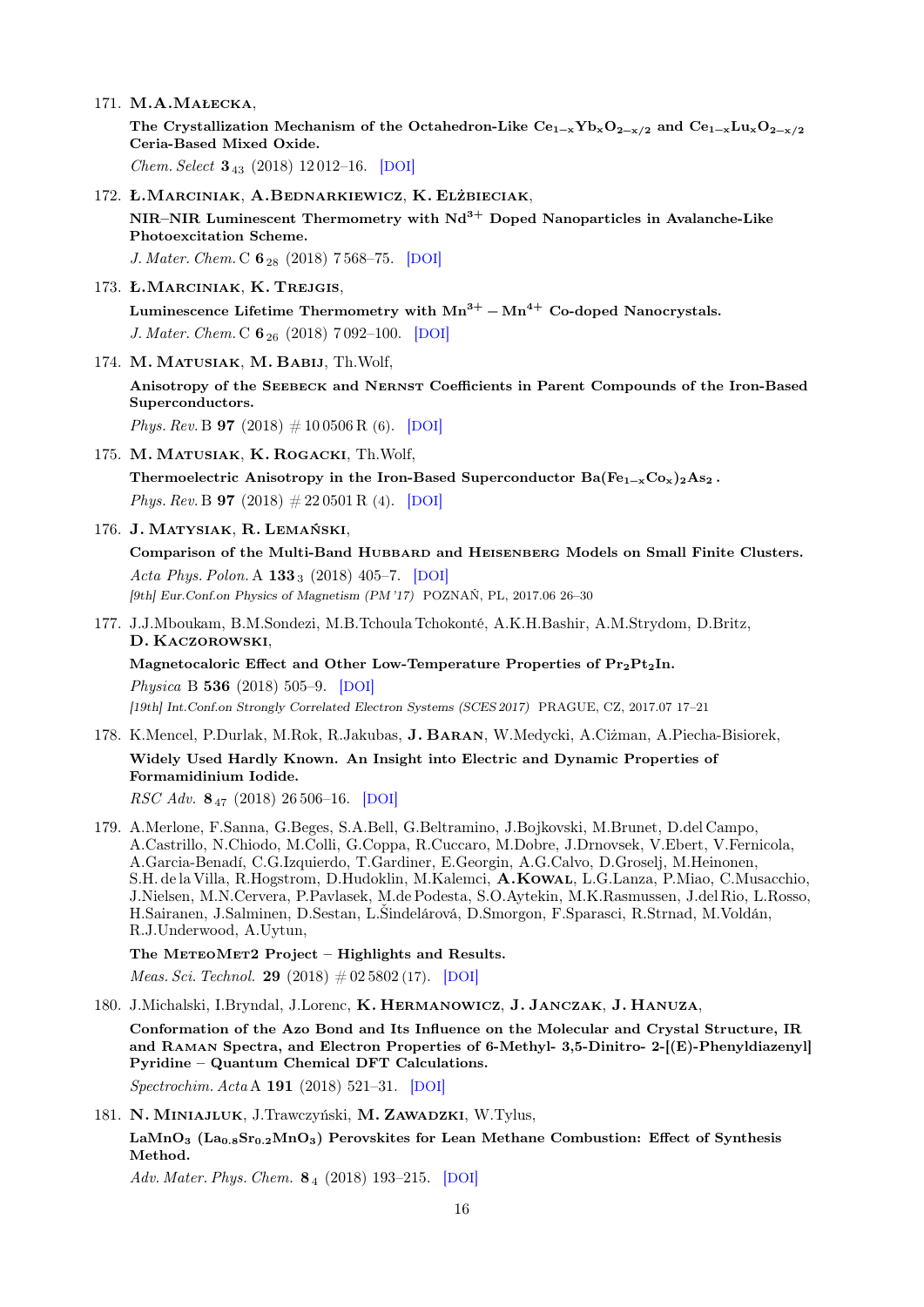171. **M.A.Małecka**,

   **The Crystallization Mechanism of the Octahedron-Like $Ce_{1-x}Yb_xO_{2-x/2}$ and $Ce_{1-x}Lu_xO_{2-x/2}$ Ceria-Based Mixed Oxide.**

   *Chem. Select* **3** $_{43}$ (2018) 12 012–16. [DOI]

172. **Ł.Marciniak**, **A.Bednarkiewicz**, **K. Elżbieciak**,

   **NIR–NIR Luminescent Thermometry with $Nd^{3+}$ Doped Nanoparticles in Avalanche-Like Photoexcitation Scheme.**

   *J. Mater. Chem.* C **6** $_{28}$ (2018) 7 568–75. [DOI]

173. **Ł.Marciniak**, **K. Trejgis**,

   **Luminescence Lifetime Thermometry with $Mn^{3+}-Mn^{4+}$ Co-doped Nanocrystals.**

   *J. Mater. Chem.* C **6** $_{26}$ (2018) 7 092–100. [DOI]

174. **M. Matusiak**, **M. Babij**, Th.Wolf,

   **Anisotropy of the Seebeck and Nernst Coefficients in Parent Compounds of the Iron-Based Superconductors.**

   *Phys. Rev.* B **97** (2018) # 10 0506 R (6). [DOI]

175. **M. Matusiak**, **K. Rogacki**, Th.Wolf,

   **Thermoelectric Anisotropy in the Iron-Based Superconductor $Ba(Fe_{1-x}Co_x)_2As_2$ .**

   *Phys. Rev.* B **97** (2018) # 22 0501 R (4). [DOI]

176. **J. Matysiak**, **R. Lemański**,

   **Comparison of the Multi-Band Hubbard and Heisenberg Models on Small Finite Clusters.**

   *Acta Phys. Polon.* A **133** $_3$ (2018) 405–7. [DOI]

   *[9th] Eur.Conf.on Physics of Magnetism (PM'17)* POZNAŃ, PL, 2017.06 26–30

177. J.J.Mboukam, B.M.Sondezi, M.B.Tchoula Tchokonté, A.K.H.Bashir, A.M.Strydom, D.Britz, **D. Kaczorowski**,

   **Magnetocaloric Effect and Other Low-Temperature Properties of $Pr_2Pt_2In$.**

   *Physica* B **536** (2018) 505–9. [DOI]

   *[19th] Int.Conf.on Strongly Correlated Electron Systems (SCES 2017)* PRAGUE, CZ, 2017.07 17–21

178. K.Mencel, P.Durlak, M.Rok, R.Jakubas, **J. Baran**, W.Medycki, A.Ciżman, A.Piecha-Bisiorek,

   **Widely Used Hardly Known. An Insight into Electric and Dynamic Properties of Formamidinium Iodide.**

   *RSC Adv.* **8** $_{47}$ (2018) 26 506–16. [DOI]

179. A.Merlone, F.Sanna, G.Beges, S.A.Bell, G.Beltramino, J.Bojkovski, M.Brunet, D.del Campo, A.Castrillo, N.Chiodo, M.Colli, G.Coppa, R.Cuccaro, M.Dobre, J.Drnovsek, V.Ebert, V.Fernicola, A.Garcia-Benadí, C.G.Izquierdo, T.Gardiner, E.Georgin, A.G.Calvo, D.Groselj, M.Heinonen, S.H. de la Villa, R.Hogstrom, D.Hudoklin, M.Kalemci, **A.Kowal**, L.G.Lanza, P.Miao, C.Musacchio, J.Nielsen, M.N.Cervera, P.Pavlasek, M.de Podesta, S.O.Aytekin, M.K.Rasmussen, J.del Rio, L.Rosso, H.Sairanen, J.Salminen, D.Sestan, L.Šindelárová, D.Smorgon, F.Sparasci, R.Strnad, M.Voldán, R.J.Underwood, A.Uytun,

   **The MeteoMet2 Project – Highlights and Results.**

   *Meas. Sci. Technol.* **29** (2018) # 02 5802 (17). [DOI]

180. J.Michalski, I.Bryndal, J.Lorenc, **K. Hermanowicz**, **J. Janczak**, **J. Hanuza**,

   **Conformation of the Azo Bond and Its Influence on the Molecular and Crystal Structure, IR and Raman Spectra, and Electron Properties of 6-Methyl- 3,5-Dinitro- 2-[(E)-Phenyldiazenyl] Pyridine – Quantum Chemical DFT Calculations.**

   *Spectrochim. Acta* A **191** (2018) 521–31. [DOI]

181. **N. Miniajluk**, J.Trawczyński, **M. Zawadzki**, W.Tylus,

   **$LaMnO_3$ ($La_{0.8}Sr_{0.2}MnO_3$) Perovskites for Lean Methane Combustion: Effect of Synthesis Method.**

   *Adv. Mater. Phys. Chem.* **8** $_4$ (2018) 193–215. [DOI]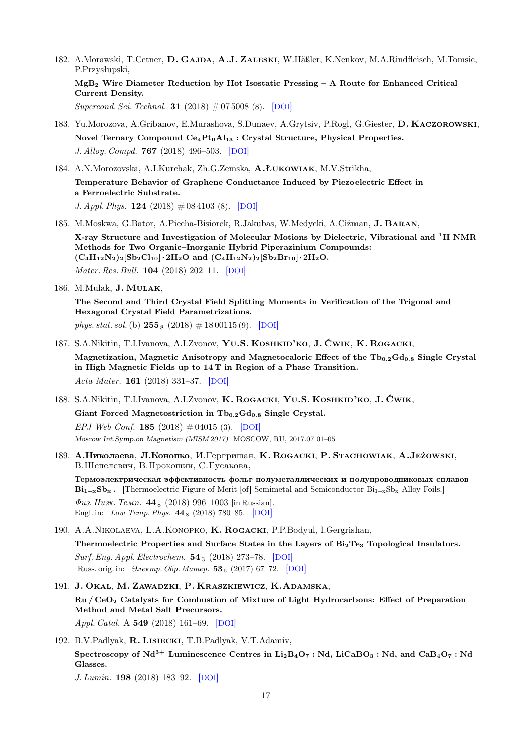182. A.Morawski, T.Cetner, **D. Gajda**, **A.J. Zaleski**, W.Häßler, K.Nenkov, M.A.Rindfleisch, M.Tomsic, P.Przysłupski,

   **$MgB_2$ Wire Diameter Reduction by Hot Isostatic Pressing – A Route for Enhanced Critical Current Density.**

   *Supercond. Sci. Technol.* **31** (2018) # 07 5008 (8). [DOI]

183. Yu.Morozova, A.Gribanov, E.Murashova, S.Dunaev, A.Grytsiv, P.Rogl, G.Giester, **D. Kaczorowski**,

   **Novel Ternary Compound $Ce_4Pt_9Al_{13}$ : Crystal Structure, Physical Properties.**

   *J. Alloy. Compd.* **767** (2018) 496–503. [DOI]

184. A.N.Morozovska, A.I.Kurchak, Zh.G.Zemska, **A.Łukowiak**, M.V.Strikha,

   **Temperature Behavior of Graphene Conductance Induced by Piezoelectric Effect in a Ferroelectric Substrate.**

   *J. Appl. Phys.* **124** (2018) # 08 4103 (8). [DOI]

185. M.Moskwa, G.Bator, A.Piecha-Bisiorek, R.Jakubas, W.Medycki, A.Ciżman, **J. Baran**,

   **X-ray Structure and Investigation of Molecular Motions by Dielectric, Vibrational and $^1H$ NMR Methods for Two Organic–Inorganic Hybrid Piperazinium Compounds: $(C_4H_{12}N_2)_2[Sb_2Cl_{10}]\cdot 2H_2O$ and $(C_4H_{12}N_2)_2[Sb_2Br_{10}]\cdot 2H_2O$.**

   *Mater. Res. Bull.* **104** (2018) 202–11. [DOI]

186. M.Mulak, **J. Mulak**,

   **The Second and Third Crystal Field Splitting Moments in Verification of the Trigonal and Hexagonal Crystal Field Parametrizations.**

   *phys. stat. sol.* (b) $\mathbf{255}_8$ (2018) # 18 00115 (9). [DOI]

187. S.A.Nikitin, T.I.Ivanova, A.I.Zvonov, **Yu.S. Koshkid'ko**, **J. Ćwik**, **K. Rogacki**,

   **Magnetization, Magnetic Anisotropy and Magnetocaloric Effect of the $Tb_{0.2}Gd_{0.8}$ Single Crystal in High Magnetic Fields up to 14 T in Region of a Phase Transition.**

   *Acta Mater.* **161** (2018) 331–37. [DOI]

188. S.A.Nikitin, T.I.Ivanova, A.I.Zvonov, **K. Rogacki**, **Yu.S. Koshkid'ko**, **J. Ćwik**,

   **Giant Forced Magnetostriction in $Tb_{0.2}Gd_{0.8}$ Single Crystal.**

   *EPJ Web Conf.* **185** (2018) # 04015 (3). [DOI]
   *Moscow Int.Symp.on Magnetism (MISM 2017)* MOSCOW, RU, 2017.07 01–05

189. **А.Николаева**, **Л.Конопко**, И.Гергришан, **K. Rogacki**, **P. Stachowiak**, **A.Jeżowski**, В.Шепелевич, В.Прокошин, С.Гусакова,

   **Термоэлектрическая эффективность фольг полуметаллических и полупроводниковых сплавов $Bi_{1-x}Sb_x$ .** [Thermoelectric Figure of Merit [of] Semimetal and Semiconductor $Bi_{1-x}Sb_x$ Alloy Foils.]

   *Физ. Низк. Темп.* $\mathbf{44}_8$ (2018) 996–1003 [in Russian].
   Engl. in: *Low Temp. Phys.* $\mathbf{44}_8$ (2018) 780–85. [DOI]

190. A.A.Nikolaeva, L.A.Konopko, **K. Rogacki**, P.P.Bodyul, I.Gergrishan,

   **Thermoelectric Properties and Surface States in the Layers of $Bi_2Te_3$ Topological Insulators.**

   *Surf. Eng. Appl. Electrochem.* $\mathbf{54}_3$ (2018) 273–78. [DOI]
   Russ. orig. in: *Электр. Обр. Матер.* $\mathbf{53}_5$ (2017) 67–72. [DOI]

191. **J. Okal**, **M. Zawadzki**, **P. Kraszkiewicz**, **K.Adamska**,

   **Ru / $CeO_2$ Catalysts for Combustion of Mixture of Light Hydrocarbons: Effect of Preparation Method and Metal Salt Precursors.**

   *Appl. Catal.* A **549** (2018) 161–69. [DOI]

192. B.V.Padlyak, **R. Lisiecki**, T.B.Padlyak, V.T.Adamiv,

   **Spectroscopy of $Nd^{3+}$ Luminescence Centres in $Li_2B_4O_7$ : Nd, $LiCaBO_3$ : Nd, and $CaB_4O_7$ : Nd Glasses.**

   *J. Lumin.* **198** (2018) 183–92. [DOI]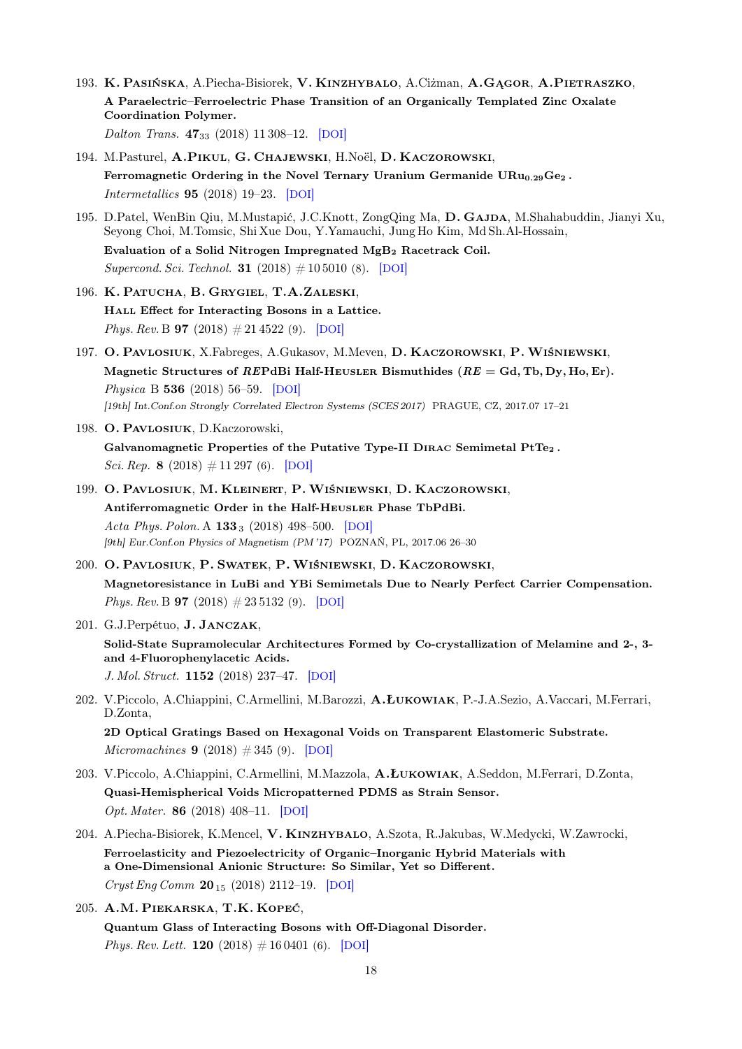193. **K. Pasińska**, A.Piecha-Bisiorek, **V. Kinzhybalo**, A.Ciżman, **A.Gągor**, **A.Pietraszko**,
**A Paraelectric–Ferroelectric Phase Transition of an Organically Templated Zinc Oxalate Coordination Polymer.**
*Dalton Trans.* **47**$_{33}$ (2018) 11 308–12. [DOI]

194. M.Pasturel, **A.Pikul**, **G. Chajewski**, H.Noël, **D. Kaczorowski**,
**Ferromagnetic Ordering in the Novel Ternary Uranium Germanide $URu_{0.29}Ge_2$.**
*Intermetallics* **95** (2018) 19–23. [DOI]

195. D.Patel, WenBin Qiu, M.Mustapić, J.C.Knott, ZongQing Ma, **D. Gajda**, M.Shahabuddin, Jianyi Xu, Seyong Choi, M.Tomsic, Shi Xue Dou, Y.Yamauchi, Jung Ho Kim, Md Sh.Al-Hossain,
**Evaluation of a Solid Nitrogen Impregnated $MgB_2$ Racetrack Coil.**
*Supercond. Sci. Technol.* **31** (2018) # 10 5010 (8). [DOI]

196. **K. Patucha**, **B. Grygiel**, **T.A.Zaleski**,
**Hall Effect for Interacting Bosons in a Lattice.**
*Phys. Rev.* B **97** (2018) # 21 4522 (9). [DOI]

197. **O. Pavlosiuk**, X.Fabreges, A.Gukasov, M.Meven, **D. Kaczorowski**, **P. Wiśniewski**,
**Magnetic Structures of *RE*PdBi Half-Heusler Bismuthides (*RE* = Gd, Tb, Dy, Ho, Er).**
*Physica* B **536** (2018) 56–59. [DOI]
*[19th] Int.Conf.on Strongly Correlated Electron Systems (SCES 2017)* PRAGUE, CZ, 2017.07 17–21

198. **O. Pavlosiuk**, D.Kaczorowski,
**Galvanomagnetic Properties of the Putative Type-II Dirac Semimetal $PtTe_2$.**
*Sci. Rep.* **8** (2018) # 11 297 (6). [DOI]

199. **O. Pavlosiuk**, **M. Kleinert**, **P. Wiśniewski**, **D. Kaczorowski**,
**Antiferromagnetic Order in the Half-Heusler Phase TbPdBi.**
*Acta Phys. Polon.* A **133**$_3$ (2018) 498–500. [DOI]
*[9th] Eur.Conf.on Physics of Magnetism (PM'17)* POZNAŃ, PL, 2017.06 26–30

200. **O. Pavlosiuk**, **P. Swatek**, **P. Wiśniewski**, **D. Kaczorowski**,
**Magnetoresistance in LuBi and YBi Semimetals Due to Nearly Perfect Carrier Compensation.**
*Phys. Rev.* B **97** (2018) # 23 5132 (9). [DOI]

201. G.J.Perpétuo, **J. Janczak**,
**Solid-State Supramolecular Architectures Formed by Co-crystallization of Melamine and 2-, 3- and 4-Fluorophenylacetic Acids.**
*J. Mol. Struct.* **1152** (2018) 237–47. [DOI]

202. V.Piccolo, A.Chiappini, C.Armellini, M.Barozzi, **A.Łukowiak**, P.-J.A.Sezio, A.Vaccari, M.Ferrari, D.Zonta,
**2D Optical Gratings Based on Hexagonal Voids on Transparent Elastomeric Substrate.**
*Micromachines* **9** (2018) # 345 (9). [DOI]

203. V.Piccolo, A.Chiappini, C.Armellini, M.Mazzola, **A.Łukowiak**, A.Seddon, M.Ferrari, D.Zonta,
**Quasi-Hemispherical Voids Micropatterned PDMS as Strain Sensor.**
*Opt. Mater.* **86** (2018) 408–11. [DOI]

204. A.Piecha-Bisiorek, K.Mencel, **V. Kinzhybalo**, A.Szota, R.Jakubas, W.Medycki, W.Zawrocki,
**Ferroelasticity and Piezoelectricity of Organic–Inorganic Hybrid Materials with a One-Dimensional Anionic Structure: So Similar, Yet so Different.**
*Cryst Eng Comm* **20**$_{15}$ (2018) 2112–19. [DOI]

205. **A.M. Piekarska**, **T.K. Kopeć**,
**Quantum Glass of Interacting Bosons with Off-Diagonal Disorder.**
*Phys. Rev. Lett.* **120** (2018) # 16 0401 (6). [DOI]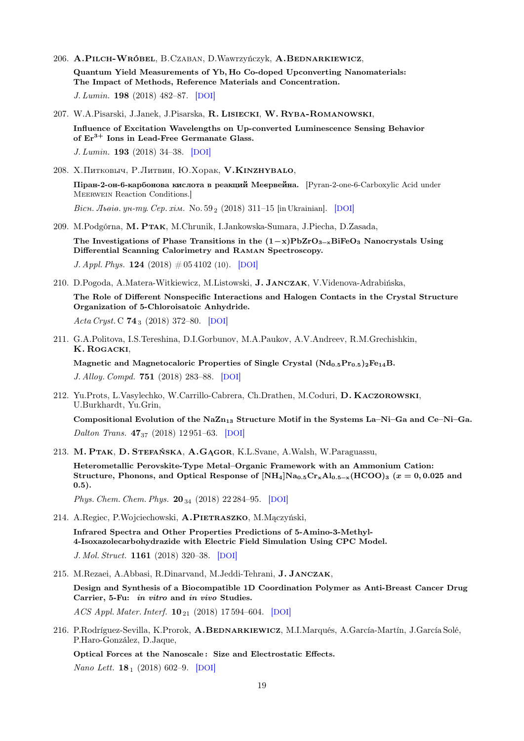206. **A.Pilch-Wróbel**, B.Czaban, D.Wawrzyńczyk, **A.Bednarkiewicz**,

   **Quantum Yield Measurements of Yb, Ho Co-doped Upconverting Nanomaterials: The Impact of Methods, Reference Materials and Concentration.**

   *J. Lumin.* **198** (2018) 482–87. [DOI]

207. W.A.Pisarski, J.Janek, J.Pisarska, **R. Lisiecki**, **W. Ryba-Romanowski**,

   **Influence of Excitation Wavelengths on Up-converted Luminescence Sensing Behavior of $Er^{3+}$ Ions in Lead-Free Germanate Glass.**

   *J. Lumin.* **193** (2018) 34–38. [DOI]

208. Х.Питковыч, Р.Литвин, Ю.Хорак, **V.Kinzhybalo**,

   **Піран-2-он-6-карбонова кислота в реакцій Меєрвейна.** [Pyran-2-one-6-Carboxylic Acid under Meerwein Reaction Conditions.]

   *Вісн. Львів. ун-ту. Сер. хім.* No. $59_2$ (2018) 311–15 [in Ukrainian]. [DOI]

209. M.Podgórna, **M. Ptak**, M.Chrunik, I.Jankowska-Sumara, J.Piecha, D.Zasada,

   **The Investigations of Phase Transitions in the $(1-x)PbZrO_{3-x}BiFeO_3$ Nanocrystals Using Differential Scanning Calorimetry and Raman Spectroscopy.**

   *J. Appl. Phys.* **124** (2018) # 05 4102 (10). [DOI]

210. D.Pogoda, A.Matera-Witkiewicz, M.Listowski, **J. Janczak**, V.Videnova-Adrabińska,

   **The Role of Different Nonspecific Interactions and Halogen Contacts in the Crystal Structure Organization of 5-Chloroisatoic Anhydride.**

   *Acta Cryst.* C **74**$_3$ (2018) 372–80. [DOI]

211. G.A.Politova, I.S.Tereshina, D.I.Gorbunov, M.A.Paukov, A.V.Andreev, R.M.Grechishkin, **K. Rogacki**,

   **Magnetic and Magnetocaloric Properties of Single Crystal $(Nd_{0.5}Pr_{0.5})_2Fe_{14}B$.**

   *J. Alloy. Compd.* **751** (2018) 283–88. [DOI]

212. Yu.Prots, L.Vasylechko, W.Carrillo-Cabrera, Ch.Drathen, M.Coduri, **D. Kaczorowski**, U.Burkhardt, Yu.Grin,

   **Compositional Evolution of the $NaZn_{13}$ Structure Motif in the Systems La–Ni–Ga and Ce–Ni–Ga.**

   *Dalton Trans.* **47**$_{37}$ (2018) 12 951–63. [DOI]

213. **M. Ptak**, **D. Stefańska**, **A.Gągor**, K.L.Svane, A.Walsh, W.Paraguassu,

   **Heterometallic Perovskite-Type Metal–Organic Framework with an Ammonium Cation: Structure, Phonons, and Optical Response of $[NH_4]Na_{0.5}Cr_xAl_{0.5-x}(HCOO)_3$ ($x = 0, 0.025$ and $0.5$).**

   *Phys. Chem. Chem. Phys.* **20**$_{34}$ (2018) 22 284–95. [DOI]

214. A.Regiec, P.Wojciechowski, **A.Pietraszko**, M.Mączyński,

   **Infrared Spectra and Other Properties Predictions of 5-Amino-3-Methyl-4-Isoxazolecarbohydrazide with Electric Field Simulation Using CPC Model.**

   *J. Mol. Struct.* **1161** (2018) 320–38. [DOI]

215. M.Rezaei, A.Abbasi, R.Dinarvand, M.Jeddi-Tehrani, **J. Janczak**,

   **Design and Synthesis of a Biocompatible 1D Coordination Polymer as Anti-Breast Cancer Drug Carrier, 5-Fu: *in vitro* and *in vivo* Studies.**

   *ACS Appl. Mater. Interf.* **10**$_{21}$ (2018) 17 594–604. [DOI]

216. P.Rodríguez-Sevilla, K.Prorok, **A.Bednarkiewicz**, M.I.Marqués, A.García-Martín, J.García Solé, P.Haro-González, D.Jaque,

   **Optical Forces at the Nanoscale : Size and Electrostatic Effects.**

   *Nano Lett.* **18**$_1$ (2018) 602–9. [DOI]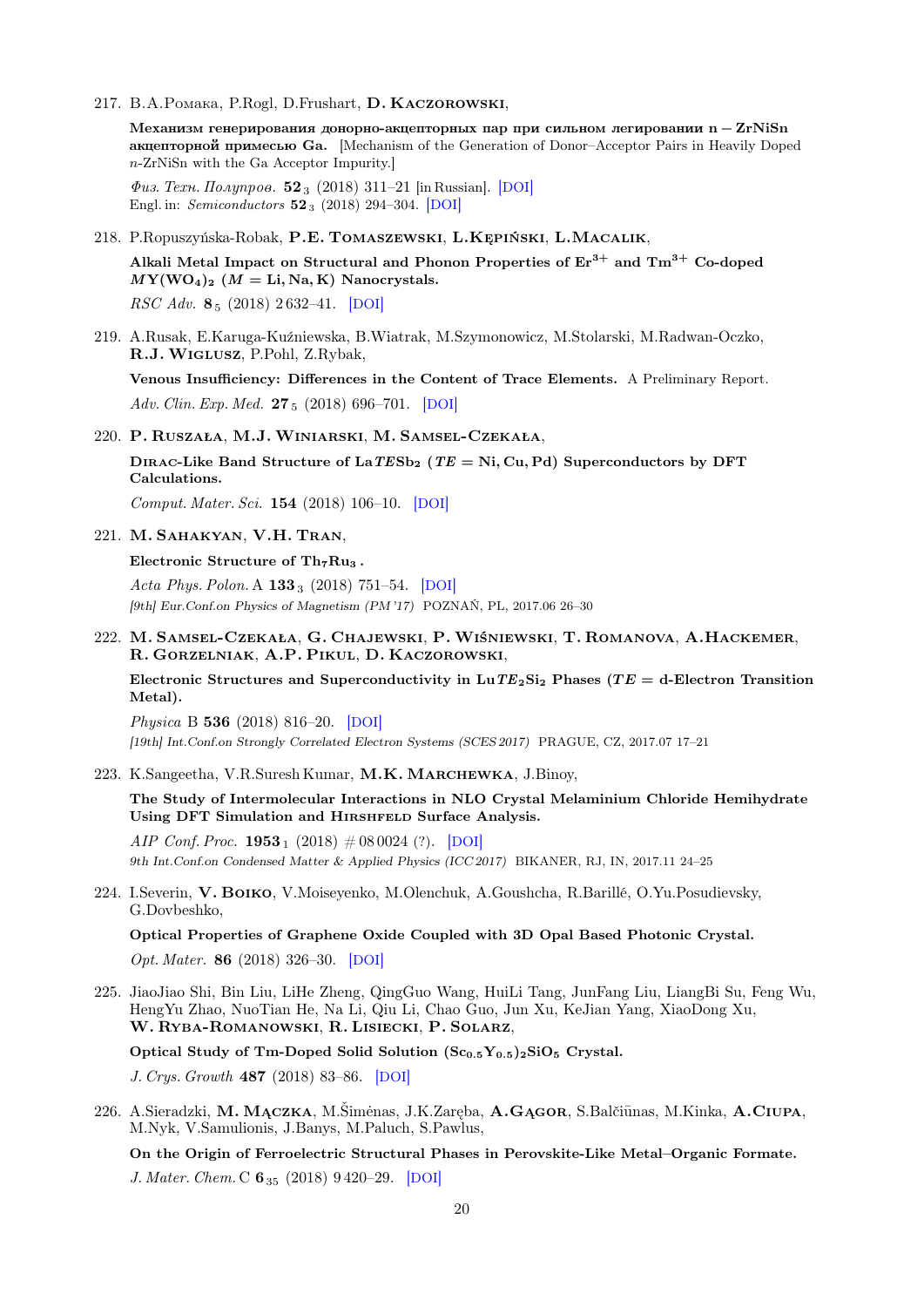217. В.А.Ромака, P.Rogl, D.Frushart, **D. Kaczorowski**,

**Механизм генерирования донорно-акцепторных пар при сильном легировании n − ZrNiSn акцепторной примесью Ga.** [Mechanism of the Generation of Donor–Acceptor Pairs in Heavily Doped *n*-ZrNiSn with the Ga Acceptor Impurity.]

*Физ. Техн. Полупров.* **52** $_3$ (2018) 311–21 [in Russian]. [DOI]
Engl. in: *Semiconductors* **52** $_3$ (2018) 294–304. [DOI]

218. P.Ropuszyńska-Robak, **P.E. Tomaszewski**, **L.Kępiński**, **L.Macalik**,

**Alkali Metal Impact on Structural and Phonon Properties of $Er^{3+}$ and $Tm^{3+}$ Co-doped $MY(WO_4)_2$ ($M$ = Li, Na, K) Nanocrystals.**

*RSC Adv.* **8** $_5$ (2018) 2 632–41. [DOI]

219. A.Rusak, E.Karuga-Kuźniewska, B.Wiatrak, M.Szymonowicz, M.Stolarski, M.Radwan-Oczko, **R.J. Wiglusz**, P.Pohl, Z.Rybak,

**Venous Insufficiency: Differences in the Content of Trace Elements.** A Preliminary Report.

*Adv. Clin. Exp. Med.* **27** $_5$ (2018) 696–701. [DOI]

220. **P. Ruszała**, **M.J. Winiarski**, **M. Samsel-Czekała**,

**Dirac-Like Band Structure of La$TE$Sb$_2$ ($TE$ = Ni, Cu, Pd) Superconductors by DFT Calculations.**

*Comput. Mater. Sci.* **154** (2018) 106–10. [DOI]

221. **M. Sahakyan**, **V.H. Tran**,

**Electronic Structure of $Th_7Ru_3$ .**

*Acta Phys. Polon.* A **133** $_3$ (2018) 751–54. [DOI]
*[9th] Eur.Conf.on Physics of Magnetism (PM '17)* POZNAŃ, PL, 2017.06 26–30

222. **M. Samsel-Czekała**, **G. Chajewski**, **P. Wiśniewski**, **T. Romanova**, **A.Hackemer**, **R. Gorzelniak**, **A.P. Pikul**, **D. Kaczorowski**,

**Electronic Structures and Superconductivity in Lu$TE_2$Si$_2$ Phases ($TE$ = d-Electron Transition Metal).**

*Physica* B **536** (2018) 816–20. [DOI]
*[19th] Int.Conf.on Strongly Correlated Electron Systems (SCES 2017)* PRAGUE, CZ, 2017.07 17–21

223. K.Sangeetha, V.R.Suresh Kumar, **M.K. Marchewka**, J.Binoy,

**The Study of Intermolecular Interactions in NLO Crystal Melaminium Chloride Hemihydrate Using DFT Simulation and Hirshfeld Surface Analysis.**

*AIP Conf. Proc.* **1953** $_1$ (2018) # 08 0024 (?). [DOI]
9th Int.Conf.on Condensed Matter & Applied Physics (ICC 2017) BIKANER, RJ, IN, 2017.11 24–25

224. I.Severin, **V. Boiko**, V.Moiseyenko, M.Olenchuk, A.Goushcha, R.Barillé, O.Yu.Posudievsky, G.Dovbeshko,

**Optical Properties of Graphene Oxide Coupled with 3D Opal Based Photonic Crystal.**

*Opt. Mater.* **86** (2018) 326–30. [DOI]

225. JiaoJiao Shi, Bin Liu, LiHe Zheng, QingGuo Wang, HuiLi Tang, JunFang Liu, LiangBi Su, Feng Wu, HengYu Zhao, NuoTian He, Na Li, Qiu Li, Chao Guo, Jun Xu, KeJian Yang, XiaoDong Xu, **W. Ryba-Romanowski**, **R. Lisiecki**, **P. Solarz**,

**Optical Study of Tm-Doped Solid Solution $(Sc_{0.5}Y_{0.5})_2SiO_5$ Crystal.**

*J. Crys. Growth* **487** (2018) 83–86. [DOI]

226. A.Sieradzki, **M. Mączka**, M.Šimėnas, J.K.Zaręba, **A.Gągor**, S.Balčiūnas, M.Kinka, **A.Ciupa**, M.Nyk, V.Samulionis, J.Banys, M.Paluch, S.Pawlus,

**On the Origin of Ferroelectric Structural Phases in Perovskite-Like Metal–Organic Formate.**

*J. Mater. Chem.* C **6** $_{35}$ (2018) 9 420–29. [DOI]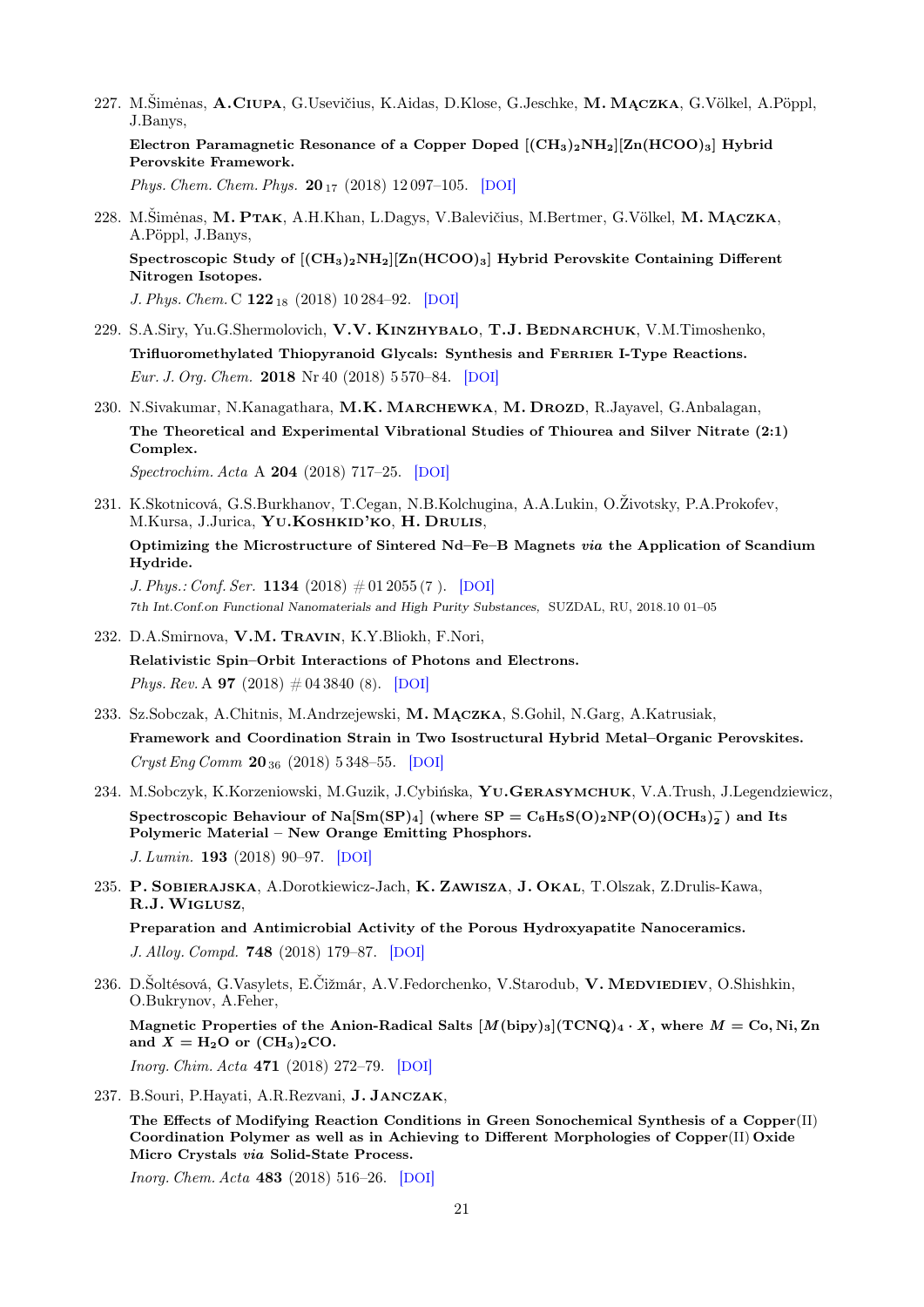227. M.Šimėnas, **A.Ciupa**, G.Usevičius, K.Aidas, D.Klose, G.Jeschke, **M. Mączka**, G.Völkel, A.Pöppl, J.Banys,

**Electron Paramagnetic Resonance of a Copper Doped $[(CH_3)_2NH_2][Zn(HCOO)_3]$ Hybrid Perovskite Framework.**

*Phys. Chem. Chem. Phys.* **20**$_{17}$ (2018) 12 097–105. [DOI]

228. M.Šimėnas, **M. Ptak**, A.H.Khan, L.Dagys, V.Balevičius, M.Bertmer, G.Völkel, **M. Mączka**, A.Pöppl, J.Banys,

**Spectroscopic Study of $[(CH_3)_2NH_2][Zn(HCOO)_3]$ Hybrid Perovskite Containing Different Nitrogen Isotopes.**

*J. Phys. Chem.* C **122**$_{18}$ (2018) 10 284–92. [DOI]

229. S.A.Siry, Yu.G.Shermolovich, **V.V. Kinzhybalo**, **T.J. Bednarchuk**, V.M.Timoshenko,

**Trifluoromethylated Thiopyranoid Glycals: Synthesis and Ferrier I-Type Reactions.**

*Eur. J. Org. Chem.* **2018** Nr 40 (2018) 5 570–84. [DOI]

230. N.Sivakumar, N.Kanagathara, **M.K. Marchewka**, **M. Drozd**, R.Jayavel, G.Anbalagan,

**The Theoretical and Experimental Vibrational Studies of Thiourea and Silver Nitrate (2:1) Complex.**

*Spectrochim. Acta* A **204** (2018) 717–25. [DOI]

231. K.Skotnicová, G.S.Burkhanov, T.Cegan, N.B.Kolchugina, A.A.Lukin, O.Životsky, P.A.Prokofev, M.Kursa, J.Jurica, **Yu.Koshkid'ko**, **H. Drulis**,

**Optimizing the Microstructure of Sintered Nd–Fe–B Magnets *via* the Application of Scandium Hydride.**

*J. Phys.: Conf. Ser.* **1134** (2018) # 01 2055 (7 ). [DOI]

*7th Int.Conf.on Functional Nanomaterials and High Purity Substances,* SUZDAL, RU, 2018.10 01–05

232. D.A.Smirnova, **V.M. Travin**, K.Y.Bliokh, F.Nori,

**Relativistic Spin–Orbit Interactions of Photons and Electrons.**

*Phys. Rev.* A **97** (2018) # 04 3840 (8). [DOI]

233. Sz.Sobczak, A.Chitnis, M.Andrzejewski, **M. Mączka**, S.Gohil, N.Garg, A.Katrusiak,

**Framework and Coordination Strain in Two Isostructural Hybrid Metal–Organic Perovskites.**

*Cryst Eng Comm* **20**$_{36}$ (2018) 5 348–55. [DOI]

234. M.Sobczyk, K.Korzeniowski, M.Guzik, J.Cybińska, **Yu.Gerasymchuk**, V.A.Trush, J.Legendziewicz,

**Spectroscopic Behaviour of $Na[Sm(SP)_4]$ (where SP = $C_6H_5S(O)_2NP(O)(OCH_3)_2^-$) and Its Polymeric Material – New Orange Emitting Phosphors.**

*J. Lumin.* **193** (2018) 90–97. [DOI]

235. **P. Sobierajska**, A.Dorotkiewicz-Jach, **K. Zawisza**, **J. Okal**, T.Olszak, Z.Drulis-Kawa, **R.J. Wiglusz**,

**Preparation and Antimicrobial Activity of the Porous Hydroxyapatite Nanoceramics.**

*J. Alloy. Compd.* **748** (2018) 179–87. [DOI]

236. D.Šoltésová, G.Vasylets, E.Čižmár, A.V.Fedorchenko, V.Starodub, **V. Medviediev**, O.Shishkin, O.Bukrynov, A.Feher,

**Magnetic Properties of the Anion-Radical Salts $[M(\text{bipy})_3](\text{TCNQ})_4 \cdot X$, where $M$ = Co, Ni, Zn and $X$ = $H_2O$ or $(CH_3)_2CO$.**

*Inorg. Chim. Acta* **471** (2018) 272–79. [DOI]

237. B.Souri, P.Hayati, A.R.Rezvani, **J. Janczak**,

**The Effects of Modifying Reaction Conditions in Green Sonochemical Synthesis of a Copper(II) Coordination Polymer as well as in Achieving to Different Morphologies of Copper(II) Oxide Micro Crystals *via* Solid-State Process.**

*Inorg. Chem. Acta* **483** (2018) 516–26. [DOI]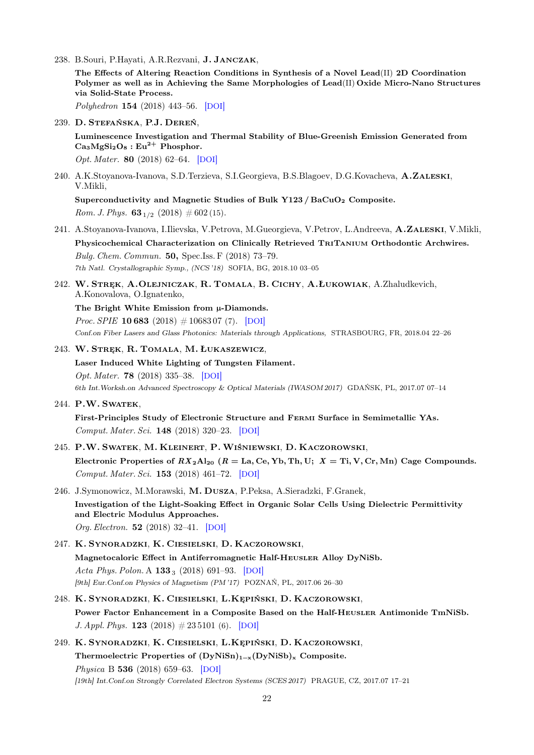238. B.Souri, P.Hayati, A.R.Rezvani, **J. Janczak**,

 **The Effects of Altering Reaction Conditions in Synthesis of a Novel Lead(II) 2D Coordination Polymer as well as in Achieving the Same Morphologies of Lead(II) Oxide Micro-Nano Structures via Solid-State Process.**

 *Polyhedron* **154** (2018) 443–56. [DOI]

239. **D. Stefańska**, **P.J. Dereń**,

 **Luminescence Investigation and Thermal Stability of Blue-Greenish Emission Generated from $Ca_3MgSi_2O_8 : Eu^{2+}$ Phosphor.**

 *Opt. Mater.* **80** (2018) 62–64. [DOI]

240. A.K.Stoyanova-Ivanova, S.D.Terzieva, S.I.Georgieva, B.S.Blagoev, D.G.Kovacheva, **A.Zaleski**, V.Mikli,

 **Superconductivity and Magnetic Studies of Bulk Y123 / $BaCuO_2$ Composite.**

 *Rom. J. Phys.* **63** $_{1/2}$ (2018) # 602 (15).

241. A.Stoyanova-Ivanova, I.Ilievska, V.Petrova, M.Gueorgieva, V.Petrov, L.Andreeva, **A.Zaleski**, V.Mikli,

 **Physicochemical Characterization on Clinically Retrieved TriTanium Orthodontic Archwires.**

 *Bulg. Chem. Commun.* **50,** Spec.Iss. F (2018) 73–79.

 *7th Natl. Crystallographic Symp., (NCS '18)* SOFIA, BG, 2018.10 03–05

242. **W. Stręk**, **A.Olejniczak**, **R. Tomala**, **B. Cichy**, **A.Łukowiak**, A.Zhaludkevich, A.Konovalova, O.Ignatenko,

 **The Bright White Emission from μ-Diamonds.**

 *Proc. SPIE* **10 683** (2018) # 10683 07 (7). [DOI]

 *Conf.on Fiber Lasers and Glass Photonics: Materials through Applications,* STRASBOURG, FR, 2018.04 22–26

243. **W. Stręk**, **R. Tomala**, **M. Łukaszewicz**,

 **Laser Induced White Lighting of Tungsten Filament.**

 *Opt. Mater.* **78** (2018) 335–38. [DOI]

 *6th Int.Worksh.on Advanced Spectroscopy & Optical Materials (IWASOM 2017)* GDAŃSK, PL, 2017.07 07–14

244. **P.W. Swatek**,

 **First-Principles Study of Electronic Structure and Fermi Surface in Semimetallic YAs.**

 *Comput. Mater. Sci.* **148** (2018) 320–23. [DOI]

245. **P.W. Swatek**, **M. Kleinert**, **P. Wiśniewski**, **D. Kaczorowski**,

 **Electronic Properties of $RX_2Al_{20}$ ($R$ = La, Ce, Yb, Th, U; $X$ = Ti, V, Cr, Mn) Cage Compounds.**

 *Comput. Mater. Sci.* **153** (2018) 461–72. [DOI]

246. J.Symonowicz, M.Morawski, **M. Dusza**, P.Peksa, A.Sieradzki, F.Granek,

 **Investigation of the Light-Soaking Effect in Organic Solar Cells Using Dielectric Permittivity and Electric Modulus Approaches.**

 *Org. Electron.* **52** (2018) 32–41. [DOI]

247. **K. Synoradzki**, **K. Ciesielski**, **D. Kaczorowski**,

 **Magnetocaloric Effect in Antiferromagnetic Half-Heusler Alloy DyNiSb.**

 *Acta Phys. Polon.* A **133** $_3$ (2018) 691–93. [DOI]

 *[9th] Eur.Conf.on Physics of Magnetism (PM '17)* POZNAŃ, PL, 2017.06 26–30

248. **K. Synoradzki**, **K. Ciesielski**, **L.Kępiński**, **D. Kaczorowski**,

 **Power Factor Enhancement in a Composite Based on the Half-Heusler Antimonide TmNiSb.**

 *J. Appl. Phys.* **123** (2018) # 23 5101 (6). [DOI]

249. **K. Synoradzki**, **K. Ciesielski**, **L.Kępiński**, **D. Kaczorowski**,

 **Thermoelectric Properties of $(DyNiSn)_{1-x}(DyNiSb)_x$ Composite.**

 *Physica* B **536** (2018) 659–63. [DOI]

 *[19th] Int.Conf.on Strongly Correlated Electron Systems (SCES 2017)* PRAGUE, CZ, 2017.07 17–21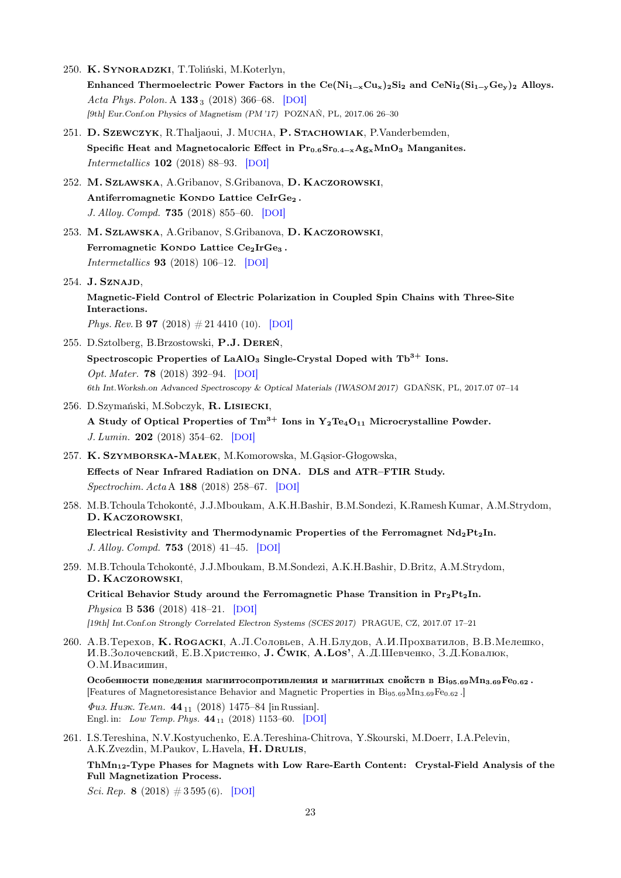250. **K. Synoradzki**, T.Toliński, M.Koterlyn,
**Enhanced Thermoelectric Power Factors in the $Ce(Ni_{1-x}Cu_x)_2Si_2$ and $CeNi_2(Si_{1-y}Ge_y)_2$ Alloys.**
*Acta Phys. Polon.* A **133**$_3$ (2018) 366–68. [DOI]
*[9th] Eur.Conf.on Physics of Magnetism (PM '17)* POZNAŃ, PL, 2017.06 26–30

251. **D. Szewczyk**, R.Thaljaoui, J. Mucha, **P. Stachowiak**, P.Vanderbemden,
**Specific Heat and Magnetocaloric Effect in $Pr_{0.6}Sr_{0.4-x}Ag_xMnO_3$ Manganites.**
*Intermetallics* **102** (2018) 88–93. [DOI]

252. **M. Szlawska**, A.Gribanov, S.Gribanova, **D. Kaczorowski**,
**Antiferromagnetic Kondo Lattice $CeIrGe_2$.**
*J. Alloy. Compd.* **735** (2018) 855–60. [DOI]

253. **M. Szlawska**, A.Gribanov, S.Gribanova, **D. Kaczorowski**,
**Ferromagnetic Kondo Lattice $Ce_2IrGe_3$.**
*Intermetallics* **93** (2018) 106–12. [DOI]

254. **J. Sznajd**,
**Magnetic-Field Control of Electric Polarization in Coupled Spin Chains with Three-Site Interactions.**
*Phys. Rev.* B **97** (2018) # 21 4410 (10). [DOI]

255. D.Sztolberg, B.Brzostowski, **P.J. Dereń**,
**Spectroscopic Properties of $LaAlO_3$ Single-Crystal Doped with $Tb^{3+}$ Ions.**
*Opt. Mater.* **78** (2018) 392–94. [DOI]
*6th Int.Worksh.on Advanced Spectroscopy & Optical Materials (IWASOM 2017)* GDAŃSK, PL, 2017.07 07–14

256. D.Szymański, M.Sobczyk, **R. Lisiecki**,
**A Study of Optical Properties of $Tm^{3+}$ Ions in $Y_2Te_4O_{11}$ Microcrystalline Powder.**
*J. Lumin.* **202** (2018) 354–62. [DOI]

257. **K. Szymborska-Małek**, M.Komorowska, M.Gąsior-Głogowska,
**Effects of Near Infrared Radiation on DNA. DLS and ATR–FTIR Study.**
*Spectrochim. Acta* A **188** (2018) 258–67. [DOI]

258. M.B.Tchoula Tchokonté, J.J.Mboukam, A.K.H.Bashir, B.M.Sondezi, K.Ramesh Kumar, A.M.Strydom, **D. Kaczorowski**,
**Electrical Resistivity and Thermodynamic Properties of the Ferromagnet $Nd_2Pt_2In$.**
*J. Alloy. Compd.* **753** (2018) 41–45. [DOI]

259. M.B.Tchoula Tchokonté, J.J.Mboukam, B.M.Sondezi, A.K.H.Bashir, D.Britz, A.M.Strydom, **D. Kaczorowski**,
**Critical Behavior Study around the Ferromagnetic Phase Transition in $Pr_2Pt_2In$.**
*Physica* B **536** (2018) 418–21. [DOI]
*[19th] Int.Conf.on Strongly Correlated Electron Systems (SCES 2017)* PRAGUE, CZ, 2017.07 17–21

260. А.В.Терехов, **K. Rogacki**, А.Л.Соловьев, А.Н.Блудов, А.И.Прохватилов, В.В.Мелешко, И.В.Золочевский, Е.В.Христенко, **J. Ćwik**, **A.Los'**, А.Д.Шевченко, З.Д.Ковалюк, О.М.Ивасишин,
**Особенности поведения магнитосопротивления и магнитных свойств в $Bi_{95.69}Mn_{3.69}Fe_{0.62}$.**
[Features of Magnetoresistance Behavior and Magnetic Properties in $Bi_{95.69}Mn_{3.69}Fe_{0.62}$.]
*Физ. Низк. Темп.* **44**$_{11}$ (2018) 1475–84 [in Russian].
Engl. in: *Low Temp. Phys.* **44**$_{11}$ (2018) 1153–60. [DOI]

261. I.S.Tereshina, N.V.Kostyuchenko, E.A.Tereshina-Chitrova, Y.Skourski, M.Doerr, I.A.Pelevin, A.K.Zvezdin, M.Paukov, L.Havela, **H. Drulis**,
**$ThMn_{12}$-Type Phases for Magnets with Low Rare-Earth Content: Crystal-Field Analysis of the Full Magnetization Process.**
*Sci. Rep.* **8** (2018) # 3 595 (6). [DOI]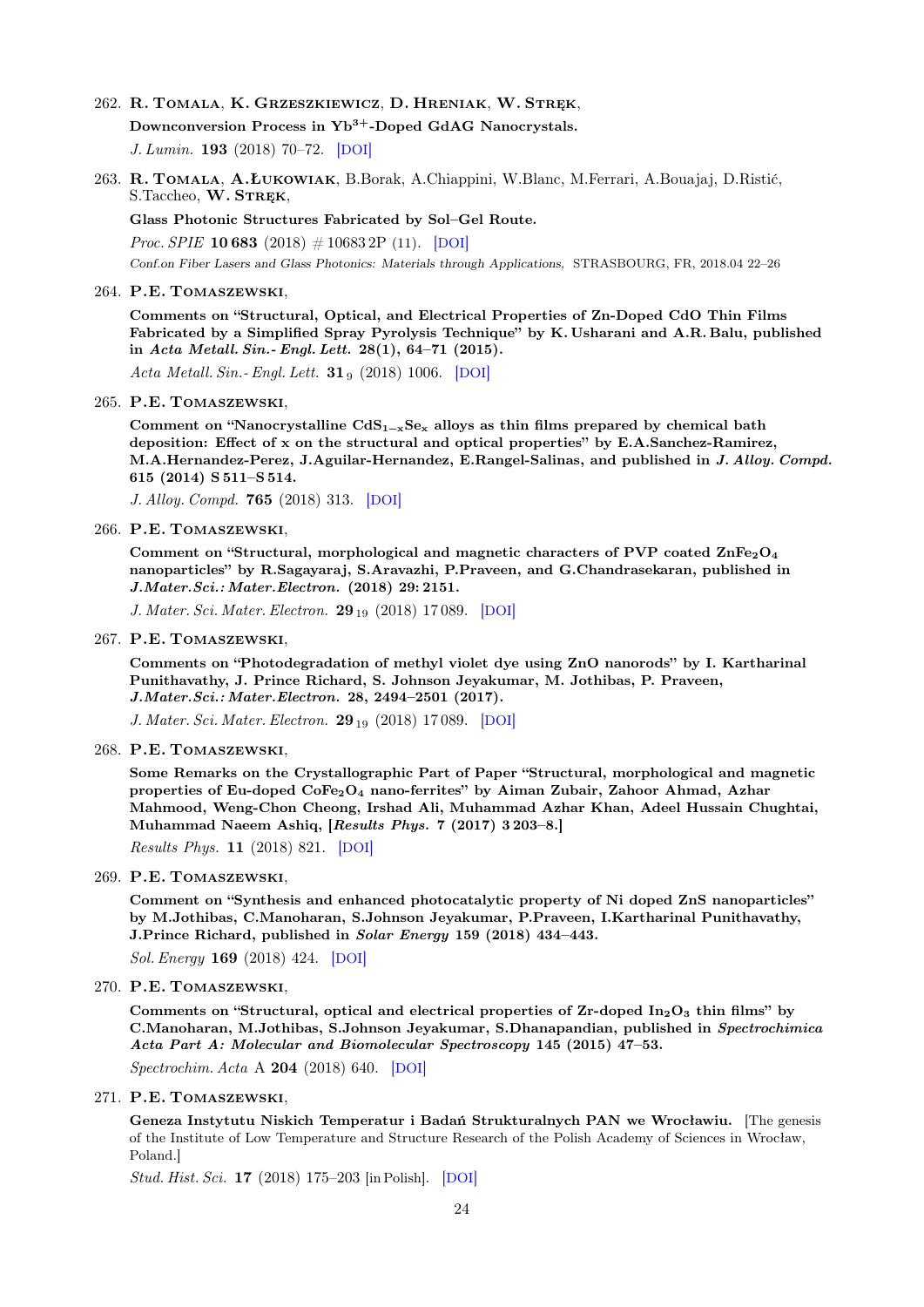262. **R. Tomala, K. Grzeszkiewicz, D. Hreniak, W. Stręk,**
 **Downconversion Process in $Yb^{3+}$-Doped GdAG Nanocrystals.**
 *J. Lumin.* **193** (2018) 70–72. [DOI]

263. **R. Tomala, A. Łukowiak,** B.Borak, A.Chiappini, W.Blanc, M.Ferrari, A.Bouajaj, D.Ristić, S.Taccheo, **W. Stręk,**
 **Glass Photonic Structures Fabricated by Sol–Gel Route.**
 *Proc. SPIE* **10 683** (2018) # 10683 2P (11). [DOI]
 *Conf.on Fiber Lasers and Glass Photonics: Materials through Applications,* STRASBOURG, FR, 2018.04 22–26

264. **P.E. Tomaszewski,**
 **Comments on "Structural, Optical, and Electrical Properties of Zn-Doped CdO Thin Films Fabricated by a Simplified Spray Pyrolysis Technique" by K. Usharani and A.R. Balu, published in *Acta Metall. Sin.- Engl. Lett.* 28(1), 64–71 (2015).**
 *Acta Metall. Sin.- Engl. Lett.* **31** $_{9}$ (2018) 1006. [DOI]

265. **P.E. Tomaszewski,**
 **Comment on "Nanocrystalline $CdS_{1-x}Se_x$ alloys as thin films prepared by chemical bath deposition: Effect of x on the structural and optical properties" by E.A.Sanchez-Ramirez, M.A.Hernandez-Perez, J.Aguilar-Hernandez, E.Rangel-Salinas, and published in *J. Alloy. Compd.* 615 (2014) S 511–S 514.**
 *J. Alloy. Compd.* **765** (2018) 313. [DOI]

266. **P.E. Tomaszewski,**
 **Comment on "Structural, morphological and magnetic characters of PVP coated $ZnFe_2O_4$ nanoparticles" by R.Sagayaraj, S.Aravazhi, P.Praveen, and G.Chandrasekaran, published in *J.Mater.Sci.: Mater.Electron.* (2018) 29: 2151.**
 *J. Mater. Sci. Mater. Electron.* **29** $_{19}$ (2018) 17 089. [DOI]

267. **P.E. Tomaszewski,**
 **Comments on "Photodegradation of methyl violet dye using ZnO nanorods" by I. Kartharinal Punithavathy, J. Prince Richard, S. Johnson Jeyakumar, M. Jothibas, P. Praveen, *J.Mater.Sci.: Mater.Electron.* 28, 2494–2501 (2017).**
 *J. Mater. Sci. Mater. Electron.* **29** $_{19}$ (2018) 17 089. [DOI]

268. **P.E. Tomaszewski,**
 **Some Remarks on the Crystallographic Part of Paper "Structural, morphological and magnetic properties of Eu-doped $CoFe_2O_4$ nano-ferrites" by Aiman Zubair, Zahoor Ahmad, Azhar Mahmood, Weng-Chon Cheong, Irshad Ali, Muhammad Azhar Khan, Adeel Hussain Chughtai, Muhammad Naeem Ashiq, [*Results Phys.* 7 (2017) 3 203–8.]**
 *Results Phys.* **11** (2018) 821. [DOI]

269. **P.E. Tomaszewski,**
 **Comment on "Synthesis and enhanced photocatalytic property of Ni doped ZnS nanoparticles" by M.Jothibas, C.Manoharan, S.Johnson Jeyakumar, P.Praveen, I.Kartharinal Punithavathy, J.Prince Richard, published in *Solar Energy* 159 (2018) 434–443.**
 *Sol. Energy* **169** (2018) 424. [DOI]

270. **P.E. Tomaszewski,**
 **Comments on "Structural, optical and electrical properties of Zr-doped $In_2O_3$ thin films" by C.Manoharan, M.Jothibas, S.Johnson Jeyakumar, S.Dhanapandian, published in *Spectrochimica Acta Part A: Molecular and Biomolecular Spectroscopy* 145 (2015) 47–53.**
 *Spectrochim. Acta* A **204** (2018) 640. [DOI]

271. **P.E. Tomaszewski,**
 **Geneza Instytutu Niskich Temperatur i Badań Strukturalnych PAN we Wrocławiu.** [The genesis of the Institute of Low Temperature and Structure Research of the Polish Academy of Sciences in Wrocław, Poland.]
 *Stud. Hist. Sci.* **17** (2018) 175–203 [in Polish]. [DOI]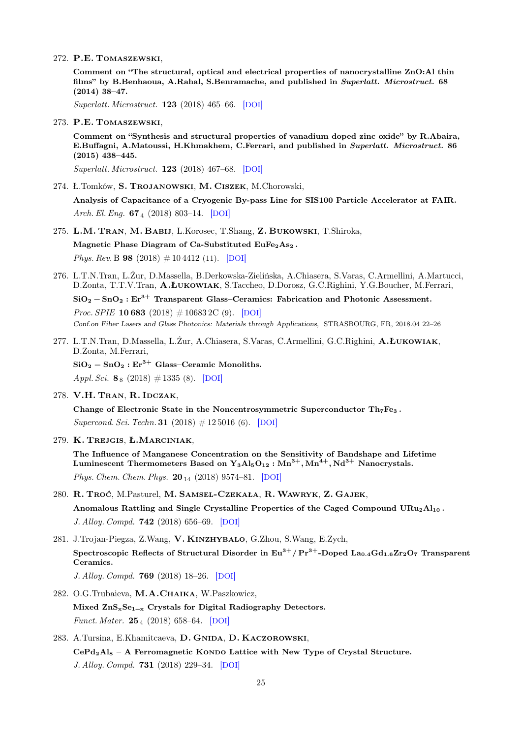272. **P.E. Tomaszewski**,

 **Comment on "The structural, optical and electrical properties of nanocrystalline ZnO:Al thin films" by B.Benhaoua, A.Rahal, S.Benramache, and published in *Superlatt. Microstruct.* 68 (2014) 38–47.**

 *Superlatt. Microstruct.* **123** (2018) 465–66. [DOI]

273. **P.E. Tomaszewski**,

 **Comment on "Synthesis and structural properties of vanadium doped zinc oxide" by R.Abaira, E.Buffagni, A.Matoussi, H.Khmakhem, C.Ferrari, and published in *Superlatt. Microstruct.* 86 (2015) 438–445.**

 *Superlatt. Microstruct.* **123** (2018) 467–68. [DOI]

274. Ł.Tomków, **S. Trojanowski**, **M. Ciszek**, M.Chorowski,

 **Analysis of Capacitance of a Cryogenic By-pass Line for SIS100 Particle Accelerator at FAIR.**

 *Arch. El. Eng.* **67**$_4$ (2018) 803–14. [DOI]

275. **L.M. Tran**, **M. Babij**, L.Korosec, T.Shang, **Z. Bukowski**, T.Shiroka,

 **Magnetic Phase Diagram of Ca-Substituted $EuFe_2As_2$.**

 *Phys. Rev.* B **98** (2018) # 10 4412 (11). [DOI]

276. L.T.N.Tran, L.Żur, D.Massella, B.Derkowska-Zielińska, A.Chiasera, S.Varas, C.Armellini, A.Martucci, D.Zonta, T.T.V.Tran, **A.Łukowiak**, S.Taccheo, D.Dorosz, G.C.Righini, Y.G.Boucher, M.Ferrari,

 **$SiO_2 - SnO_2 : Er^{3+}$ Transparent Glass–Ceramics: Fabrication and Photonic Assessment.**

 *Proc. SPIE* **10 683** (2018) # 10683 2C (9). [DOI]

 *Conf.on Fiber Lasers and Glass Photonics: Materials through Applications,* STRASBOURG, FR, 2018.04 22–26

277. L.T.N.Tran, D.Massella, L.Żur, A.Chiasera, S.Varas, C.Armellini, G.C.Righini, **A.Łukowiak**, D.Zonta, M.Ferrari,

 **$SiO_2 - SnO_2 : Er^{3+}$ Glass–Ceramic Monoliths.**

 *Appl. Sci.* **8**$_8$ (2018) # 1335 (8). [DOI]

278. **V.H. Tran**, **R. Idczak**,

 **Change of Electronic State in the Noncentrosymmetric Superconductor $Th_7Fe_3$.**

 *Supercond. Sci. Techn.* **31** (2018) # 12 5016 (6). [DOI]

279. **K. Trejgis**, **Ł.Marciniak**,

 **The Influence of Manganese Concentration on the Sensitivity of Bandshape and Lifetime Luminescent Thermometers Based on $Y_3Al_5O_{12} : Mn^{3+}, Mn^{4+}, Nd^{3+}$ Nanocrystals.**

 *Phys. Chem. Chem. Phys.* **20**$_{14}$ (2018) 9574–81. [DOI]

280. **R. Troć**, M.Pasturel, **M. Samsel-Czekała**, **R. Wawryk**, **Z. Gajek**,

 **Anomalous Rattling and Single Crystalline Properties of the Caged Compound $URu_2Al_{10}$.**

 *J. Alloy. Compd.* **742** (2018) 656–69. [DOI]

281. J.Trojan-Piegza, Z.Wang, **V. Kinzhybalo**, G.Zhou, S.Wang, E.Zych,

 **Spectroscopic Reflects of Structural Disorder in $Eu^{3+}$/ $Pr^{3+}$-Doped $La_{0.4}Gd_{1.6}Zr_2O_7$ Transparent Ceramics.**

 *J. Alloy. Compd.* **769** (2018) 18–26. [DOI]

282. O.G.Trubaieva, **M.A.Chaika**, W.Paszkowicz,

 **Mixed $ZnS_xSe_{1-x}$ Crystals for Digital Radiography Detectors.**

 *Funct. Mater.* **25**$_4$ (2018) 658–64. [DOI]

283. A.Tursina, E.Khamitcaeva, **D. Gnida**, **D. Kaczorowski**,

 **$CePd_2Al_8$ – A Ferromagnetic Kondo Lattice with New Type of Crystal Structure.**

 *J. Alloy. Compd.* **731** (2018) 229–34. [DOI]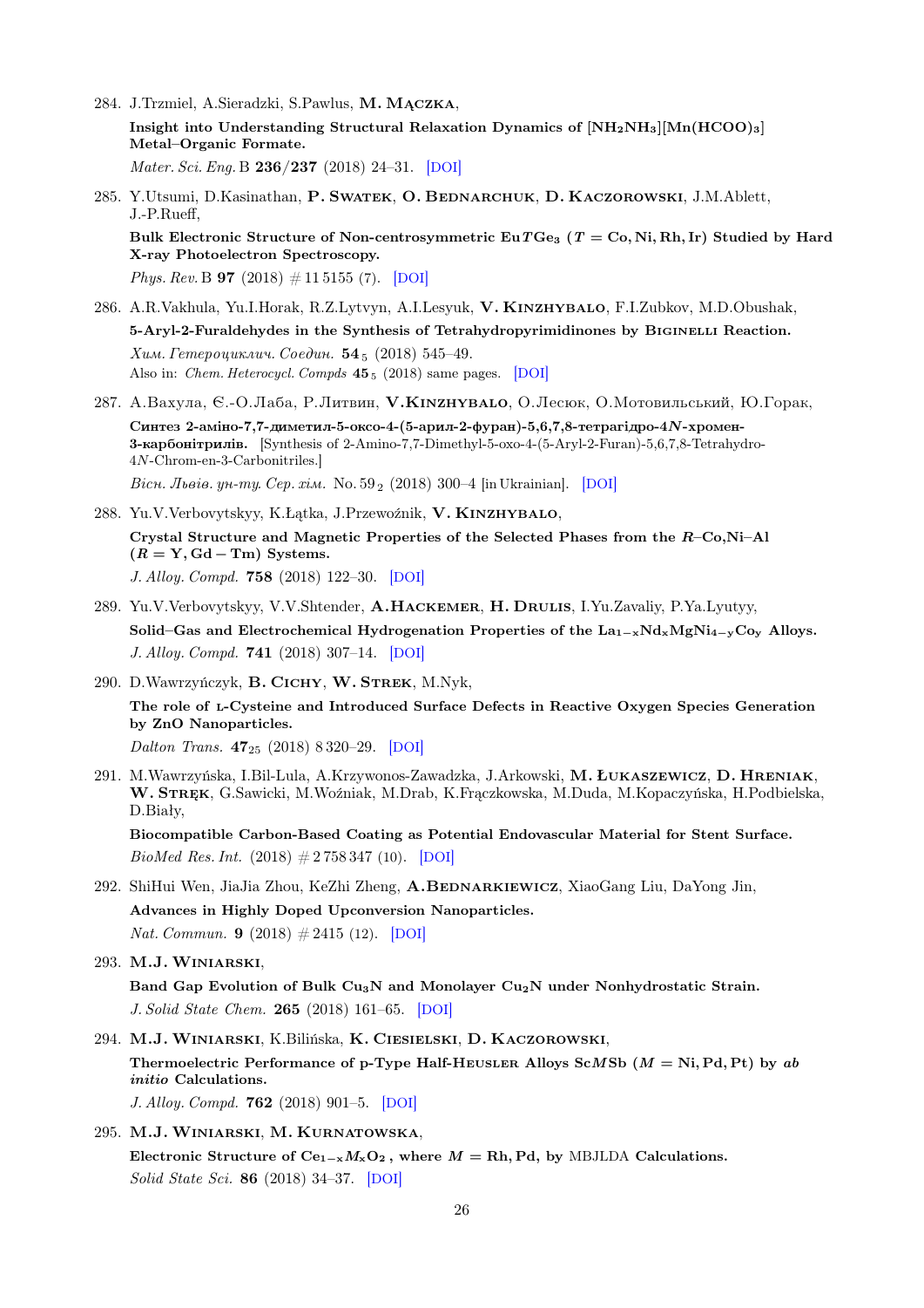284. J.Trzmiel, A.Sieradzki, S.Pawlus, **M. Mączka**,
**Insight into Understanding Structural Relaxation Dynamics of [$NH_2NH_3$][$Mn(HCOO)_3$] Metal–Organic Formate.**
*Mater. Sci. Eng.* B **236/237** (2018) 24–31. [DOI]

285. Y.Utsumi, D.Kasinathan, **P. Swatek**, **O. Bednarchuk**, **D. Kaczorowski**, J.M.Ablett, J.-P.Rueff,
**Bulk Electronic Structure of Non-centrosymmetric Eu$T$Ge$_3$ ($T$ = Co, Ni, Rh, Ir) Studied by Hard X-ray Photoelectron Spectroscopy.**
*Phys. Rev.* B **97** (2018) # 11 5155 (7). [DOI]

286. A.R.Vakhula, Yu.I.Horak, R.Z.Lytvyn, A.I.Lesyuk, **V. Kinzhybalo**, F.I.Zubkov, M.D.Obushak,
**5-Aryl-2-Furaldehydes in the Synthesis of Tetrahydropyrimidinones by Biginelli Reaction.**
*Хим. Гетероциклич. Соедин.* **54**$_5$ (2018) 545–49.
Also in: *Chem. Heterocycl. Compds* **45**$_5$ (2018) same pages. [DOI]

287. А.Вахула, Є.-О.Лаба, Р.Литвин, **V.Kinzhybalo**, О.Лесюк, О.Мотовильський, Ю.Горак,
**Синтез 2-аміно-7,7-диметил-5-оксо-4-(5-арил-2-фуран)-5,6,7,8-тетрагідро-4$N$-хромен-3-карбонітрилів.** [Synthesis of 2-Amino-7,7-Dimethyl-5-oxo-4-(5-Aryl-2-Furan)-5,6,7,8-Tetrahydro-4$N$-Chrom-en-3-Carbonitriles.]
*Вісн. Львів. ун-ту. Сер. хім.* No. 59$_2$ (2018) 300–4 [in Ukrainian]. [DOI]

288. Yu.V.Verbovytskyy, K.Łątka, J.Przewoźnik, **V. Kinzhybalo**,
**Crystal Structure and Magnetic Properties of the Selected Phases from the $R$–Co,Ni–Al ($R$ = Y, Gd – Tm) Systems.**
*J. Alloy. Compd.* **758** (2018) 122–30. [DOI]

289. Yu.V.Verbovytskyy, V.V.Shtender, **A.Hackemer**, **H. Drulis**, I.Yu.Zavaliy, P.Ya.Lyutyy,
**Solid–Gas and Electrochemical Hydrogenation Properties of the $La_{1-x}Nd_xMgNi_{4-y}Co_y$ Alloys.**
*J. Alloy. Compd.* **741** (2018) 307–14. [DOI]

290. D.Wawrzyńczyk, **B. Cichy**, **W. Strek**, M.Nyk,
**The role of L-Cysteine and Introduced Surface Defects in Reactive Oxygen Species Generation by ZnO Nanoparticles.**
*Dalton Trans.* **47**$_{25}$ (2018) 8 320–29. [DOI]

291. M.Wawrzyńska, I.Bil-Lula, A.Krzywonos-Zawadzka, J.Arkowski, **M. Łukaszewicz**, **D. Hreniak**, **W. Stręk**, G.Sawicki, M.Woźniak, M.Drab, K.Frączkowska, M.Duda, M.Kopaczyńska, H.Podbielska, D.Biały,
**Biocompatible Carbon-Based Coating as Potential Endovascular Material for Stent Surface.**
*BioMed Res. Int.* (2018) # 2 758 347 (10). [DOI]

292. ShiHui Wen, JiaJia Zhou, KeZhi Zheng, **A.Bednarkiewicz**, XiaoGang Liu, DaYong Jin,
**Advances in Highly Doped Upconversion Nanoparticles.**
*Nat. Commun.* **9** (2018) # 2415 (12). [DOI]

293. **M.J. Winiarski**,
**Band Gap Evolution of Bulk $Cu_3N$ and Monolayer $Cu_2N$ under Nonhydrostatic Strain.**
*J. Solid State Chem.* **265** (2018) 161–65. [DOI]

294. **M.J. Winiarski**, K.Bilińska, **K. Ciesielski**, **D. Kaczorowski**,
**Thermoelectric Performance of p-Type Half-Heusler Alloys Sc$M$Sb ($M$ = Ni, Pd, Pt) by *ab initio* Calculations.**
*J. Alloy. Compd.* **762** (2018) 901–5. [DOI]

295. **M.J. Winiarski**, **M. Kurnatowska**,
**Electronic Structure of $Ce_{1-x}M_xO_2$, where $M$ = Rh, Pd, by MBJLDA Calculations.**
*Solid State Sci.* **86** (2018) 34–37. [DOI]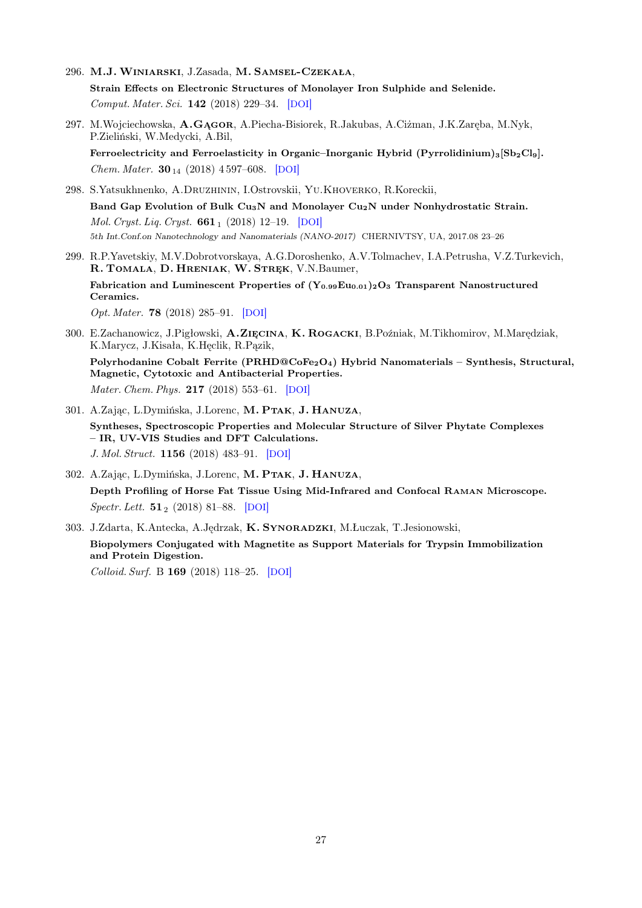296. **M.J. Winiarski**, J.Zasada, **M. Samsel-Czekała**,
  **Strain Effects on Electronic Structures of Monolayer Iron Sulphide and Selenide.**
  *Comput. Mater. Sci.* **142** (2018) 229–34. [DOI]

297. M.Wojciechowska, **A.Gągor**, A.Piecha-Bisiorek, R.Jakubas, A.Ciżman, J.K.Zaręba, M.Nyk, P.Zieliński, W.Medycki, A.Bil,
  **Ferroelectricity and Ferroelasticity in Organic–Inorganic Hybrid (Pyrrolidinium)$_3$[$Sb_2Cl_9$].**
  *Chem. Mater.* **30**$_{14}$ (2018) 4 597–608. [DOI]

298. S.Yatsukhnenko, A.Druzhinin, I.Ostrovskii, Yu.Khoverko, R.Koreckii,
  **Band Gap Evolution of Bulk $Cu_3N$ and Monolayer $Cu_2N$ under Nonhydrostatic Strain.**
  *Mol. Cryst. Liq. Cryst.* **661**$_1$ (2018) 12–19. [DOI]
  *5th Int.Conf.on Nanotechnology and Nanomaterials (NANO-2017)* CHERNIVTSY, UA, 2017.08 23–26

299. R.P.Yavetskiy, M.V.Dobrotvorskaya, A.G.Doroshenko, A.V.Tolmachev, I.A.Petrusha, V.Z.Turkevich, **R. Tomala**, **D. Hreniak**, **W. Stręk**, V.N.Baumer,
  **Fabrication and Luminescent Properties of $(Y_{0.99}Eu_{0.01})_2O_3$ Transparent Nanostructured Ceramics.**
  *Opt. Mater.* **78** (2018) 285–91. [DOI]

300. E.Zachanowicz, J.Pigłowski, **A.Zięcina**, **K. Rogacki**, B.Poźniak, M.Tikhomirov, M.Marędziak, K.Marycz, J.Kisała, K.Hęclik, R.Pązik,
  **Polyrhodanine Cobalt Ferrite (PRHD@$CoFe_2O_4$) Hybrid Nanomaterials – Synthesis, Structural, Magnetic, Cytotoxic and Antibacterial Properties.**
  *Mater. Chem. Phys.* **217** (2018) 553–61. [DOI]

301. A.Zając, L.Dymińska, J.Lorenc, **M. Ptak**, **J. Hanuza**,
  **Syntheses, Spectroscopic Properties and Molecular Structure of Silver Phytate Complexes – IR, UV-VIS Studies and DFT Calculations.**
  *J. Mol. Struct.* **1156** (2018) 483–91. [DOI]

302. A.Zając, L.Dymińska, J.Lorenc, **M. Ptak**, **J. Hanuza**,
  **Depth Profiling of Horse Fat Tissue Using Mid-Infrared and Confocal Raman Microscope.**
  *Spectr. Lett.* **51**$_2$ (2018) 81–88. [DOI]

303. J.Zdarta, K.Antecka, A.Jędrzak, **K. Synoradzki**, M.Łuczak, T.Jesionowski,
  **Biopolymers Conjugated with Magnetite as Support Materials for Trypsin Immobilization and Protein Digestion.**
  *Colloid. Surf.* B **169** (2018) 118–25. [DOI]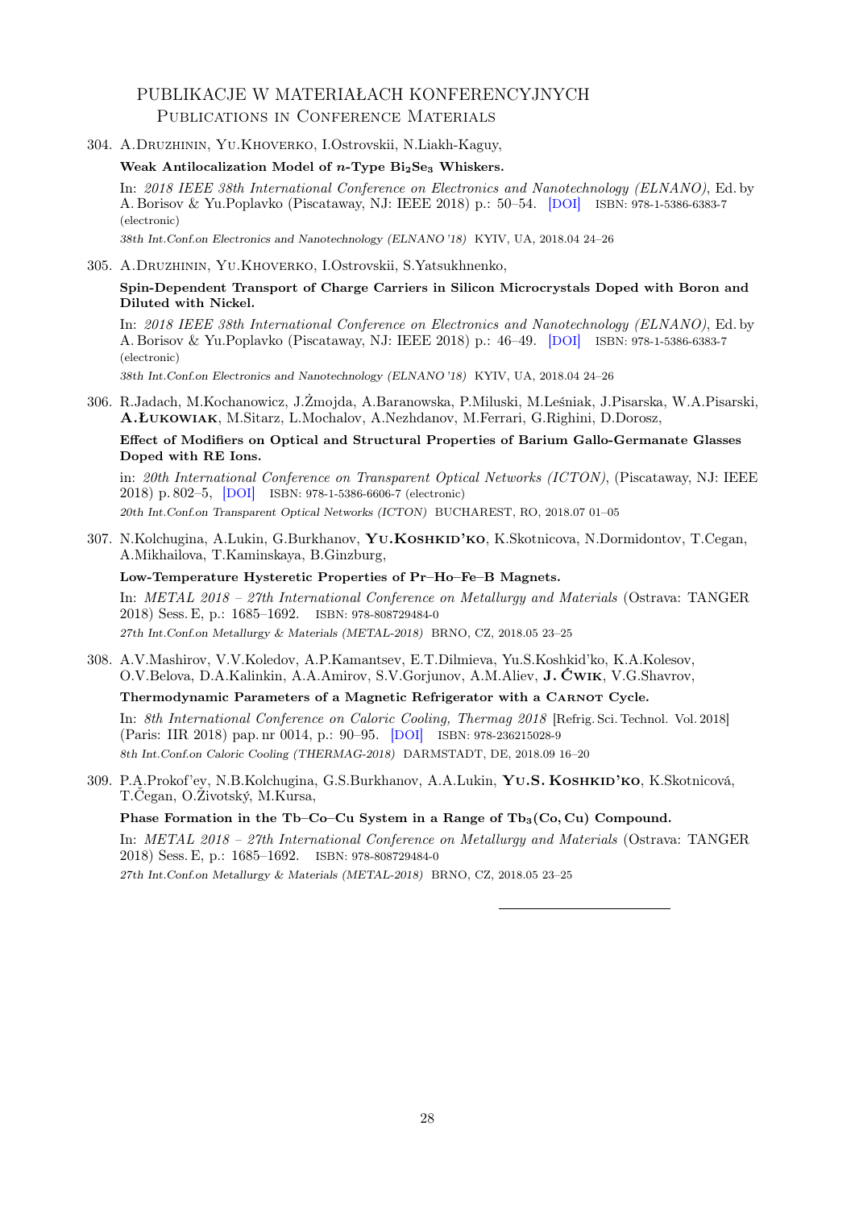## PUBLIKACJE W MATERIAŁACH KONFERENCYJNYCH
### Publications in Conference Materials

304. A.Druzhinin, Yu.Khoverko, I.Ostrovskii, N.Liakh-Kaguy,

**Weak Antilocalization Model of *n*-Type $Bi_2Se_3$ Whiskers.**

In: *2018 IEEE 38th International Conference on Electronics and Nanotechnology (ELNANO)*, Ed. by A. Borisov & Yu.Poplavko (Piscataway, NJ: IEEE 2018) p.: 50–54. [DOI] ISBN: 978-1-5386-6383-7 (electronic)

*38th Int.Conf.on Electronics and Nanotechnology (ELNANO '18)* KYIV, UA, 2018.04 24–26

305. A.Druzhinin, Yu.Khoverko, I.Ostrovskii, S.Yatsukhnenko,

**Spin-Dependent Transport of Charge Carriers in Silicon Microcrystals Doped with Boron and Diluted with Nickel.**

In: *2018 IEEE 38th International Conference on Electronics and Nanotechnology (ELNANO)*, Ed. by A. Borisov & Yu.Poplavko (Piscataway, NJ: IEEE 2018) p.: 46–49. [DOI] ISBN: 978-1-5386-6383-7 (electronic)

*38th Int.Conf.on Electronics and Nanotechnology (ELNANO '18)* KYIV, UA, 2018.04 24–26

306. R.Jadach, M.Kochanowicz, J.Żmojda, A.Baranowska, P.Miluski, M.Leśniak, J.Pisarska, W.A.Pisarski, **A.Łukowiak**, M.Sitarz, L.Mochalov, A.Nezhdanov, M.Ferrari, G.Righini, D.Dorosz,

**Effect of Modifiers on Optical and Structural Properties of Barium Gallo-Germanate Glasses Doped with RE Ions.**

in: *20th International Conference on Transparent Optical Networks (ICTON)*, (Piscataway, NJ: IEEE 2018) p. 802–5, [DOI] ISBN: 978-1-5386-6606-7 (electronic)

*20th Int.Conf.on Transparent Optical Networks (ICTON)* BUCHAREST, RO, 2018.07 01–05

307. N.Kolchugina, A.Lukin, G.Burkhanov, **Yu.Koshkid'ko**, K.Skotnicova, N.Dormidontov, T.Cegan, A.Mikhailova, T.Kaminskaya, B.Ginzburg,

**Low-Temperature Hysteretic Properties of Pr–Ho–Fe–B Magnets.**

In: *METAL 2018 – 27th International Conference on Metallurgy and Materials* (Ostrava: TANGER 2018) Sess. E, p.: 1685–1692. ISBN: 978-808729484-0

*27th Int.Conf.on Metallurgy & Materials (METAL-2018)* BRNO, CZ, 2018.05 23–25

308. A.V.Mashirov, V.V.Koledov, A.P.Kamantsev, E.T.Dilmieva, Yu.S.Koshkid'ko, K.A.Kolesov, O.V.Belova, D.A.Kalinkin, A.A.Amirov, S.V.Gorjunov, A.M.Aliev, **J. Ćwik**, V.G.Shavrov,

**Thermodynamic Parameters of a Magnetic Refrigerator with a Carnot Cycle.**

In: *8th International Conference on Caloric Cooling, Thermag 2018* [Refrig. Sci. Technol. Vol. 2018] (Paris: IIR 2018) pap. nr 0014, p.: 90–95. [DOI] ISBN: 978-236215028-9

*8th Int.Conf.on Caloric Cooling (THERMAG-2018)* DARMSTADT, DE, 2018.09 16–20

309. P.A.Prokof'ev, N.B.Kolchugina, G.S.Burkhanov, A.A.Lukin, **Yu.S. Koshkid'ko**, K.Skotnicová, T.Čegan, O.Životský, M.Kursa,

**Phase Formation in the Tb–Co–Cu System in a Range of $Tb_3(Co, Cu)$ Compound.**

In: *METAL 2018 – 27th International Conference on Metallurgy and Materials* (Ostrava: TANGER 2018) Sess. E, p.: 1685–1692. ISBN: 978-808729484-0

*27th Int.Conf.on Metallurgy & Materials (METAL-2018)* BRNO, CZ, 2018.05 23–25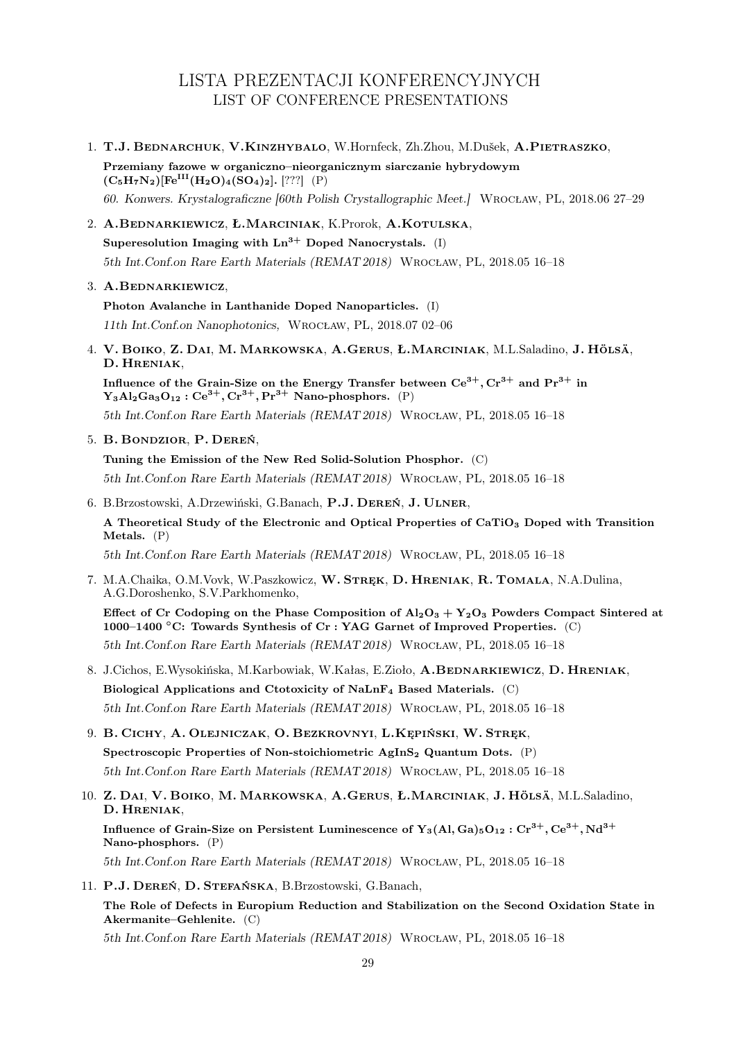# LISTA PREZENTACJI KONFERENCYJNYCH
## LIST OF CONFERENCE PRESENTATIONS

1. **T.J. Bednarchuk**, **V.Kinzhybalo**, W.Hornfeck, Zh.Zhou, M.Dušek, **A.Pietraszko**,
   **Przemiany fazowe w organiczno–nieorganicznym siarczanie hybrydowym $(C_5H_7N_2)[Fe^{III}(H_2O)_4(SO_4)_2]$.** [???] (P)
   *60. Konwers. Krystalograficzne [60th Polish Crystallographic Meet.]* Wrocław, PL, 2018.06 27–29

2. **A.Bednarkiewicz**, **Ł.Marciniak**, K.Prorok, **A.Kotulska**,
   **Superesolution Imaging with $Ln^{3+}$ Doped Nanocrystals.** (I)
   *5th Int.Conf.on Rare Earth Materials (REMAT 2018)* Wrocław, PL, 2018.05 16–18

3. **A.Bednarkiewicz**,
   **Photon Avalanche in Lanthanide Doped Nanoparticles.** (I)
   *11th Int.Conf.on Nanophotonics,* Wrocław, PL, 2018.07 02–06

4. **V. Boiko**, **Z. Dai**, **M. Markowska**, **A.Gerus**, **Ł.Marciniak**, M.L.Saladino, **J. Hölsä**, **D. Hreniak**,
   **Influence of the Grain-Size on the Energy Transfer between $Ce^{3+}, Cr^{3+}$ and $Pr^{3+}$ in $Y_3Al_2Ga_3O_{12} : Ce^{3+}, Cr^{3+}, Pr^{3+}$ Nano-phosphors.** (P)
   *5th Int.Conf.on Rare Earth Materials (REMAT 2018)* Wrocław, PL, 2018.05 16–18

5. **B. Bondzior**, **P. Dereń**,
   **Tuning the Emission of the New Red Solid-Solution Phosphor.** (C)
   *5th Int.Conf.on Rare Earth Materials (REMAT 2018)* Wrocław, PL, 2018.05 16–18

6. B.Brzostowski, A.Drzewiński, G.Banach, **P.J. Dereń**, **J. Ulner**,
   **A Theoretical Study of the Electronic and Optical Properties of $CaTiO_3$ Doped with Transition Metals.** (P)
   *5th Int.Conf.on Rare Earth Materials (REMAT 2018)* Wrocław, PL, 2018.05 16–18

7. M.A.Chaika, O.M.Vovk, W.Paszkowicz, **W. Stręk**, **D. Hreniak**, **R. Tomala**, N.A.Dulina, A.G.Doroshenko, S.V.Parkhomenko,
   **Effect of Cr Codoping on the Phase Composition of $Al_2O_3 + Y_2O_3$ Powders Compact Sintered at 1000–1400 °C: Towards Synthesis of Cr : YAG Garnet of Improved Properties.** (C)
   *5th Int.Conf.on Rare Earth Materials (REMAT 2018)* Wrocław, PL, 2018.05 16–18

8. J.Cichos, E.Wysokińska, M.Karbowiak, W.Kałas, E.Zioło, **A.Bednarkiewicz**, **D. Hreniak**,
   **Biological Applications and Ctotoxicity of $NaLnF_4$ Based Materials.** (C)
   *5th Int.Conf.on Rare Earth Materials (REMAT 2018)* Wrocław, PL, 2018.05 16–18

9. **B. Cichy**, **A. Olejniczak**, **O. Bezkrovnyi**, **L.Kępiński**, **W. Stręk**,
   **Spectroscopic Properties of Non-stoichiometric $AgInS_2$ Quantum Dots.** (P)
   *5th Int.Conf.on Rare Earth Materials (REMAT 2018)* Wrocław, PL, 2018.05 16–18

10. **Z. Dai**, **V. Boiko**, **M. Markowska**, **A.Gerus**, **Ł.Marciniak**, **J. Hölsä**, M.L.Saladino, **D. Hreniak**,
    **Influence of Grain-Size on Persistent Luminescence of $Y_3(Al, Ga)_5O_{12} : Cr^{3+}, Ce^{3+}, Nd^{3+}$ Nano-phosphors.** (P)
    *5th Int.Conf.on Rare Earth Materials (REMAT 2018)* Wrocław, PL, 2018.05 16–18

11. **P.J. Dereń**, **D. Stefańska**, B.Brzostowski, G.Banach,
    **The Role of Defects in Europium Reduction and Stabilization on the Second Oxidation State in Akermanite–Gehlenite.** (C)
    *5th Int.Conf.on Rare Earth Materials (REMAT 2018)* Wrocław, PL, 2018.05 16–18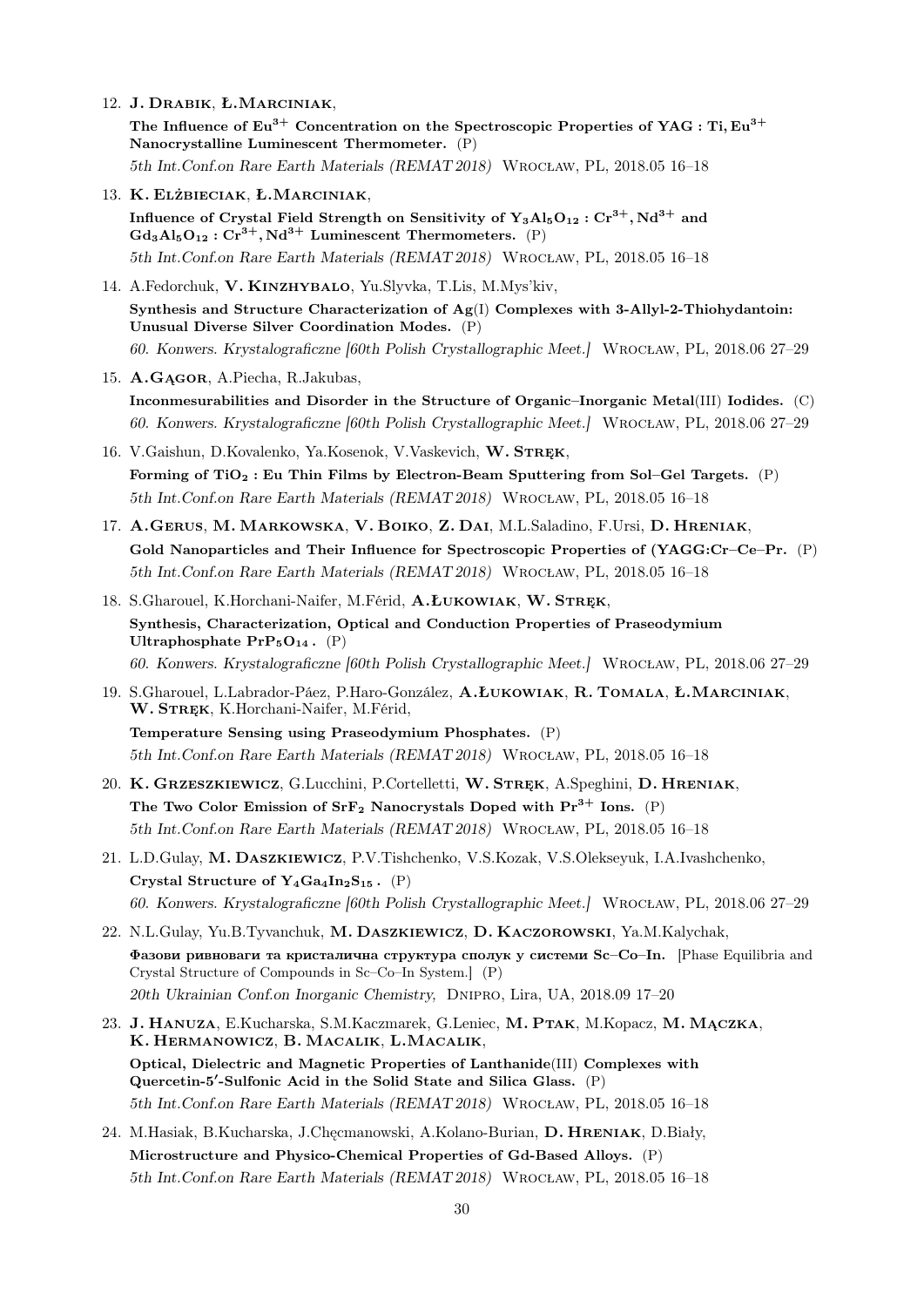12. **J. Drabik**, **Ł.Marciniak**,
    **The Influence of $Eu^{3+}$ Concentration on the Spectroscopic Properties of YAG : Ti, $Eu^{3+}$ Nanocrystalline Luminescent Thermometer.** (P)
    *5th Int.Conf.on Rare Earth Materials (REMAT 2018)* Wrocław, PL, 2018.05 16–18

13. **K. Elżbieciak**, **Ł.Marciniak**,
    **Influence of Crystal Field Strength on Sensitivity of $Y_3Al_5O_{12} : Cr^{3+}, Nd^{3+}$ and $Gd_3Al_5O_{12} : Cr^{3+}, Nd^{3+}$ Luminescent Thermometers.** (P)
    *5th Int.Conf.on Rare Earth Materials (REMAT 2018)* Wrocław, PL, 2018.05 16–18

14. A.Fedorchuk, **V. Kinzhybalo**, Yu.Slyvka, T.Lis, M.Mys'kiv,
    **Synthesis and Structure Characterization of Ag(I) Complexes with 3-Allyl-2-Thiohydantoin: Unusual Diverse Silver Coordination Modes.** (P)
    *60. Konwers. Krystalograficzne [60th Polish Crystallographic Meet.]* Wrocław, PL, 2018.06 27–29

15. **A.Gągor**, A.Piecha, R.Jakubas,
    **Inconmesurabilities and Disorder in the Structure of Organic–Inorganic Metal(III) Iodides.** (C)
    *60. Konwers. Krystalograficzne [60th Polish Crystallographic Meet.]* Wrocław, PL, 2018.06 27–29

16. V.Gaishun, D.Kovalenko, Ya.Kosenok, V.Vaskevich, **W. Stręk**,
    **Forming of $TiO_2$ : Eu Thin Films by Electron-Beam Sputtering from Sol–Gel Targets.** (P)
    *5th Int.Conf.on Rare Earth Materials (REMAT 2018)* Wrocław, PL, 2018.05 16–18

17. **A.Gerus**, **M. Markowska**, **V. Boiko**, **Z. Dai**, M.L.Saladino, F.Ursi, **D. Hreniak**,
    **Gold Nanoparticles and Their Influence for Spectroscopic Properties of (YAGG:Cr–Ce–Pr.** (P)
    *5th Int.Conf.on Rare Earth Materials (REMAT 2018)* Wrocław, PL, 2018.05 16–18

18. S.Gharouel, K.Horchani-Naifer, M.Férid, **A.Łukowiak**, **W. Stręk**,
    **Synthesis, Characterization, Optical and Conduction Properties of Praseodymium Ultraphosphate $PrP_5O_{14}$ .** (P)
    *60. Konwers. Krystalograficzne [60th Polish Crystallographic Meet.]* Wrocław, PL, 2018.06 27–29

19. S.Gharouel, L.Labrador-Páez, P.Haro-González, **A.Łukowiak**, **R. Tomala**, **Ł.Marciniak**, **W. Stręk**, K.Horchani-Naifer, M.Férid,
    **Temperature Sensing using Praseodymium Phosphates.** (P)
    *5th Int.Conf.on Rare Earth Materials (REMAT 2018)* Wrocław, PL, 2018.05 16–18

20. **K. Grzeszkiewicz**, G.Lucchini, P.Cortelletti, **W. Stręk**, A.Speghini, **D. Hreniak**,
    **The Two Color Emission of $SrF_2$ Nanocrystals Doped with $Pr^{3+}$ Ions.** (P)
    *5th Int.Conf.on Rare Earth Materials (REMAT 2018)* Wrocław, PL, 2018.05 16–18

21. L.D.Gulay, **M. Daszkiewicz**, P.V.Tishchenko, V.S.Kozak, V.S.Olekseyuk, I.A.Ivashchenko,
    **Crystal Structure of $Y_4Ga_4In_2S_{15}$ .** (P)
    *60. Konwers. Krystalograficzne [60th Polish Crystallographic Meet.]* Wrocław, PL, 2018.06 27–29

22. N.L.Gulay, Yu.B.Tyvanchuk, **M. Daszkiewicz**, **D. Kaczorowski**, Ya.M.Kalychak,
    **Фазови ривноваги та кристалична структура сполук у системи Sc–Co–In.** [Phase Equilibria and Crystal Structure of Compounds in Sc–Co–In System.] (P)
    *20th Ukrainian Conf.on Inorganic Chemistry,* Dnipro, Lira, UA, 2018.09 17–20

23. **J. Hanuza**, E.Kucharska, S.M.Kaczmarek, G.Leniec, **M. Ptak**, M.Kopacz, **M. Mączka**, **K. Hermanowicz**, **B. Macalik**, **L.Macalik**,
    **Optical, Dielectric and Magnetic Properties of Lanthanide(III) Complexes with Quercetin-5′-Sulfonic Acid in the Solid State and Silica Glass.** (P)
    *5th Int.Conf.on Rare Earth Materials (REMAT 2018)* Wrocław, PL, 2018.05 16–18

24. M.Hasiak, B.Kucharska, J.Chęcmanowski, A.Kolano-Burian, **D. Hreniak**, D.Biały,
    **Microstructure and Physico-Chemical Properties of Gd-Based Alloys.** (P)
    *5th Int.Conf.on Rare Earth Materials (REMAT 2018)* Wrocław, PL, 2018.05 16–18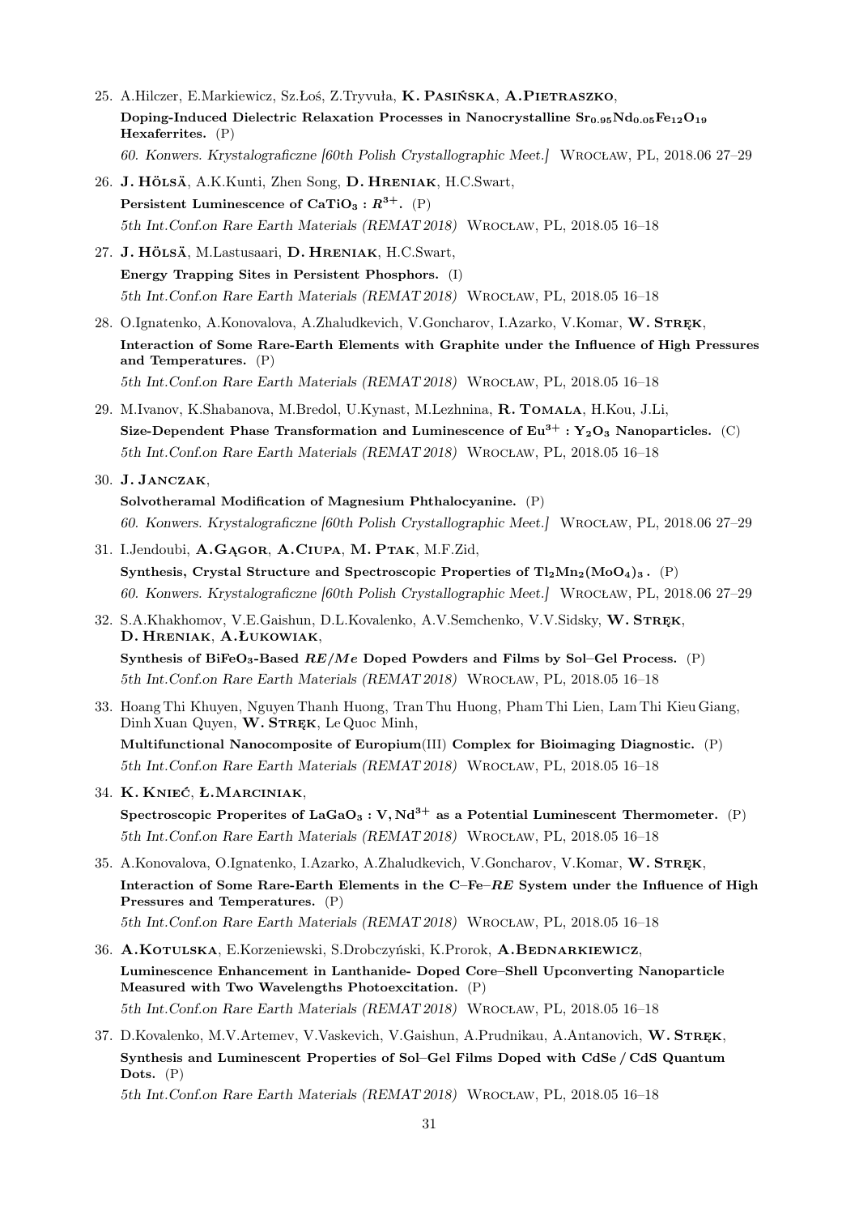25. A.Hilczer, E.Markiewicz, Sz.Łoś, Z.Tryvuła, **K. Pasińska**, **A.Pietraszko**,
**Doping-Induced Dielectric Relaxation Processes in Nanocrystalline $Sr_{0.95}Nd_{0.05}Fe_{12}O_{19}$ Hexaferrites.** (P)
*60. Konwers. Krystalograficzne [60th Polish Crystallographic Meet.]* Wrocław, PL, 2018.06 27–29

26. **J. Hölsä**, A.K.Kunti, Zhen Song, **D. Hreniak**, H.C.Swart,
**Persistent Luminescence of $CaTiO_3 : R^{3+}$.** (P)
*5th Int.Conf.on Rare Earth Materials (REMAT 2018)* Wrocław, PL, 2018.05 16–18

27. **J. Hölsä**, M.Lastusaari, **D. Hreniak**, H.C.Swart,
**Energy Trapping Sites in Persistent Phosphors.** (I)
*5th Int.Conf.on Rare Earth Materials (REMAT 2018)* Wrocław, PL, 2018.05 16–18

28. O.Ignatenko, A.Konovalova, A.Zhaludkevich, V.Goncharov, I.Azarko, V.Komar, **W. Stręk**,
**Interaction of Some Rare-Earth Elements with Graphite under the Influence of High Pressures and Temperatures.** (P)
*5th Int.Conf.on Rare Earth Materials (REMAT 2018)* Wrocław, PL, 2018.05 16–18

29. M.Ivanov, K.Shabanova, M.Bredol, U.Kynast, M.Lezhnina, **R. Tomala**, H.Kou, J.Li,
**Size-Dependent Phase Transformation and Luminescence of $Eu^{3+} : Y_2O_3$ Nanoparticles.** (C)
*5th Int.Conf.on Rare Earth Materials (REMAT 2018)* Wrocław, PL, 2018.05 16–18

30. **J. Janczak**,
**Solvotheramal Modification of Magnesium Phthalocyanine.** (P)
*60. Konwers. Krystalograficzne [60th Polish Crystallographic Meet.]* Wrocław, PL, 2018.06 27–29

31. I.Jendoubi, **A.Gągor**, **A.Ciupa**, **M. Ptak**, M.F.Zid,
**Synthesis, Crystal Structure and Spectroscopic Properties of $Tl_2Mn_2(MoO_4)_3$.** (P)
*60. Konwers. Krystalograficzne [60th Polish Crystallographic Meet.]* Wrocław, PL, 2018.06 27–29

32. S.A.Khakhomov, V.E.Gaishun, D.L.Kovalenko, A.V.Semchenko, V.V.Sidsky, **W. Stręk**, **D. Hreniak**, **A.Łukowiak**,
**Synthesis of $BiFeO_3$-Based *RE/Me* Doped Powders and Films by Sol–Gel Process.** (P)
*5th Int.Conf.on Rare Earth Materials (REMAT 2018)* Wrocław, PL, 2018.05 16–18

33. Hoang Thi Khuyen, Nguyen Thanh Huong, Tran Thu Huong, Pham Thi Lien, Lam Thi Kieu Giang, Dinh Xuan Quyen, **W. Stręk**, Le Quoc Minh,
**Multifunctional Nanocomposite of Europium(III) Complex for Bioimaging Diagnostic.** (P)
*5th Int.Conf.on Rare Earth Materials (REMAT 2018)* Wrocław, PL, 2018.05 16–18

34. **K. Knieć**, **Ł.Marciniak**,
**Spectroscopic Properites of $LaGaO_3 : V, Nd^{3+}$ as a Potential Luminescent Thermometer.** (P)
*5th Int.Conf.on Rare Earth Materials (REMAT 2018)* Wrocław, PL, 2018.05 16–18

35. A.Konovalova, O.Ignatenko, I.Azarko, A.Zhaludkevich, V.Goncharov, V.Komar, **W. Stręk**,
**Interaction of Some Rare-Earth Elements in the C–Fe–*RE* System under the Influence of High Pressures and Temperatures.** (P)
*5th Int.Conf.on Rare Earth Materials (REMAT 2018)* Wrocław, PL, 2018.05 16–18

36. **A.Kotulska**, E.Korzeniewski, S.Drobczyński, K.Prorok, **A.Bednarkiewicz**,
**Luminescence Enhancement in Lanthanide- Doped Core–Shell Upconverting Nanoparticle Measured with Two Wavelengths Photoexcitation.** (P)
*5th Int.Conf.on Rare Earth Materials (REMAT 2018)* Wrocław, PL, 2018.05 16–18

37. D.Kovalenko, M.V.Artemev, V.Vaskevich, V.Gaishun, A.Prudnikau, A.Antanovich, **W. Stręk**,
**Synthesis and Luminescent Properties of Sol–Gel Films Doped with CdSe / CdS Quantum Dots.** (P)
*5th Int.Conf.on Rare Earth Materials (REMAT 2018)* Wrocław, PL, 2018.05 16–18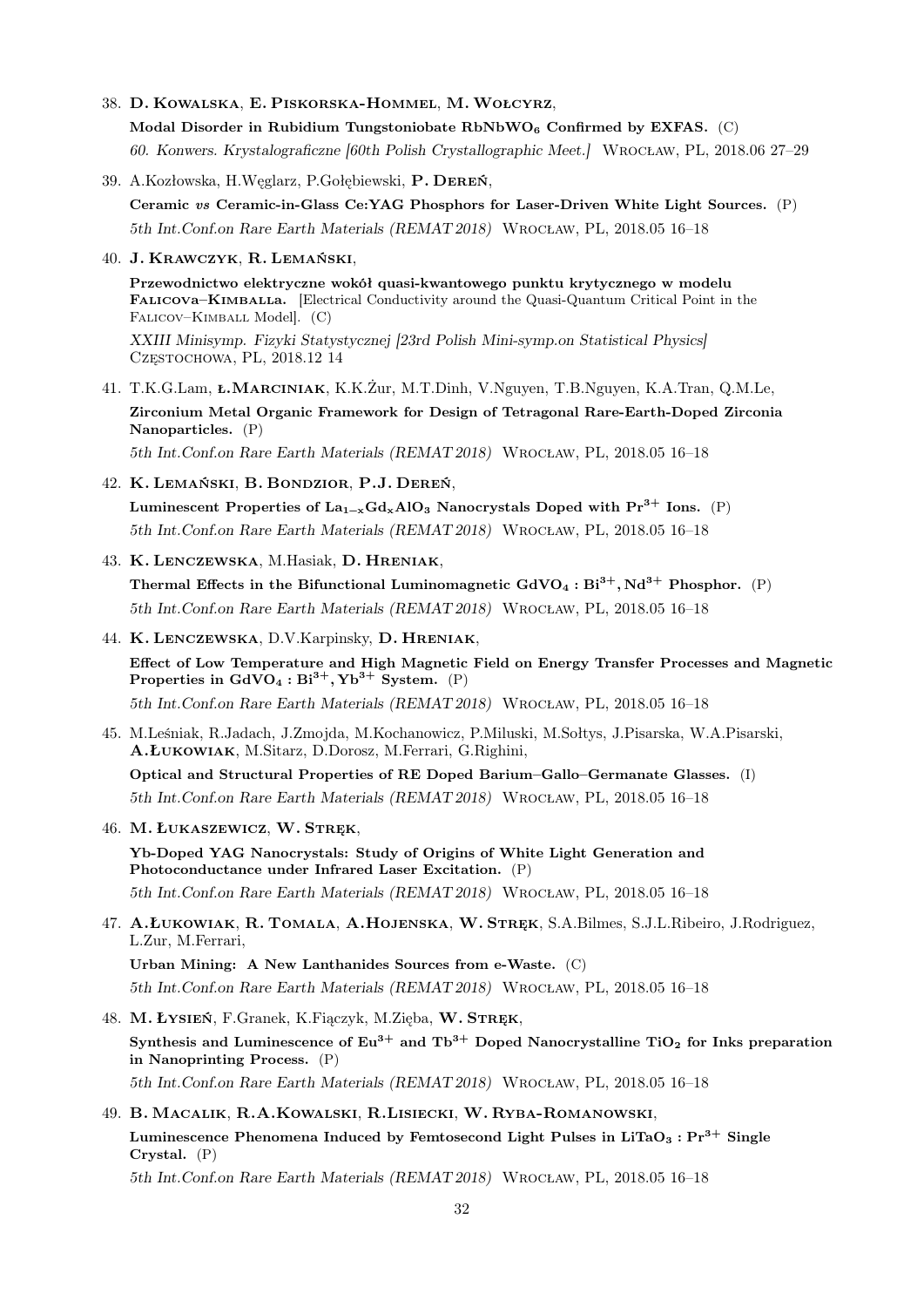38. **D. Kowalska**, **E. Piskorska-Hommel**, **M. Wołcyrz**,

    **Modal Disorder in Rubidium Tungstoniobate $RbNbWO_6$ Confirmed by EXFAS.** (C)

    *60. Konwers. Krystalograficzne [60th Polish Crystallographic Meet.]* Wrocław, PL, 2018.06 27–29

39. A.Kozłowska, H.Węglarz, P.Gołębiewski, **P. Dereń**,

    **Ceramic *vs* Ceramic-in-Glass Ce:YAG Phosphors for Laser-Driven White Light Sources.** (P)

    *5th Int.Conf.on Rare Earth Materials (REMAT 2018)* Wrocław, PL, 2018.05 16–18

40. **J. Krawczyk**, **R. Lemański**,

    **Przewodnictwo elektryczne wokół quasi-kwantowego punktu krytycznego w modelu Falicova–Kimballa.** [Electrical Conductivity around the Quasi-Quantum Critical Point in the Falicov–Kimball Model]. (C)

    *XXIII Minisymp. Fizyki Statystycznej [23rd Polish Mini-symp.on Statistical Physics]* Częstochowa, PL, 2018.12 14

41. T.K.G.Lam, **Ł.Marciniak**, K.K.Żur, M.T.Dinh, V.Nguyen, T.B.Nguyen, K.A.Tran, Q.M.Le,

    **Zirconium Metal Organic Framework for Design of Tetragonal Rare-Earth-Doped Zirconia Nanoparticles.** (P)

    *5th Int.Conf.on Rare Earth Materials (REMAT 2018)* Wrocław, PL, 2018.05 16–18

42. **K. Lemański**, **B. Bondzior**, **P.J. Dereń**,

    **Luminescent Properties of $La_{1-x}Gd_xAlO_3$ Nanocrystals Doped with $Pr^{3+}$ Ions.** (P)

    *5th Int.Conf.on Rare Earth Materials (REMAT 2018)* Wrocław, PL, 2018.05 16–18

43. **K. Lenczewska**, M.Hasiak, **D. Hreniak**,

    **Thermal Effects in the Bifunctional Luminomagnetic $GdVO_4 : Bi^{3+}, Nd^{3+}$ Phosphor.** (P)

    *5th Int.Conf.on Rare Earth Materials (REMAT 2018)* Wrocław, PL, 2018.05 16–18

44. **K. Lenczewska**, D.V.Karpinsky, **D. Hreniak**,

    **Effect of Low Temperature and High Magnetic Field on Energy Transfer Processes and Magnetic Properties in $GdVO_4 : Bi^{3+}, Yb^{3+}$ System.** (P)

    *5th Int.Conf.on Rare Earth Materials (REMAT 2018)* Wrocław, PL, 2018.05 16–18

45. M.Leśniak, R.Jadach, J.Zmojda, M.Kochanowicz, P.Miluski, M.Sołtys, J.Pisarska, W.A.Pisarski, **A.Łukowiak**, M.Sitarz, D.Dorosz, M.Ferrari, G.Righini,

    **Optical and Structural Properties of RE Doped Barium–Gallo–Germanate Glasses.** (I)

    *5th Int.Conf.on Rare Earth Materials (REMAT 2018)* Wrocław, PL, 2018.05 16–18

46. **M. Łukaszewicz**, **W. Stręk**,

    **Yb-Doped YAG Nanocrystals: Study of Origins of White Light Generation and Photoconductance under Infrared Laser Excitation.** (P)

    *5th Int.Conf.on Rare Earth Materials (REMAT 2018)* Wrocław, PL, 2018.05 16–18

47. **A.Łukowiak**, **R. Tomala**, **A.Hojenska**, **W. Stręk**, S.A.Bilmes, S.J.L.Ribeiro, J.Rodriguez, L.Zur, M.Ferrari,

    **Urban Mining: A New Lanthanides Sources from e-Waste.** (C)

    *5th Int.Conf.on Rare Earth Materials (REMAT 2018)* Wrocław, PL, 2018.05 16–18

48. **M. Łysień**, F.Granek, K.Fiączyk, M.Zięba, **W. Stręk**,

    **Synthesis and Luminescence of $Eu^{3+}$ and $Tb^{3+}$ Doped Nanocrystalline $TiO_2$ for Inks preparation in Nanoprinting Process.** (P)

    *5th Int.Conf.on Rare Earth Materials (REMAT 2018)* Wrocław, PL, 2018.05 16–18

49. **B. Macalik**, **R.A.Kowalski**, **R.Lisiecki**, **W. Ryba-Romanowski**,

    **Luminescence Phenomena Induced by Femtosecond Light Pulses in $LiTaO_3 : Pr^{3+}$ Single Crystal.** (P)

    *5th Int.Conf.on Rare Earth Materials (REMAT 2018)* Wrocław, PL, 2018.05 16–18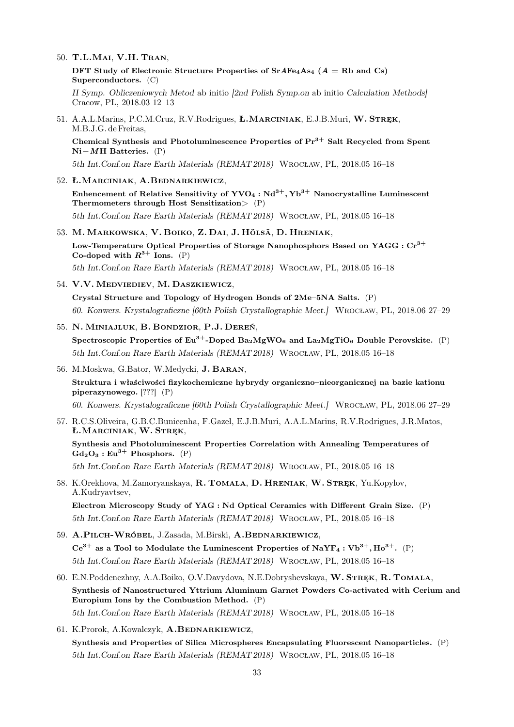50. **T.L.Mai**, **V.H. Tran**,

    **DFT Study of Electronic Structure Properties of Sr$A$Fe$_4$As$_4$ ($A$ = Rb and Cs) Superconductors.** (C)

    *II Symp. Obliczeniowych Metod* ab initio *[2nd Polish Symp.on* ab initio *Calculation Methods]* Cracow, PL, 2018.03 12–13

51. A.A.L.Marins, P.C.M.Cruz, R.V.Rodrigues, **Ł.Marciniak**, E.J.B.Muri, **W. Stręk**, M.B.J.G. de Freitas,

    **Chemical Synthesis and Photoluminescence Properties of $Pr^{3+}$ Salt Recycled from Spent Ni−$M$H Batteries.** (P)

    *5th Int.Conf.on Rare Earth Materials (REMAT 2018)* Wrocław, PL, 2018.05 16–18

52. **Ł.Marciniak**, **A.Bednarkiewicz**,

    **Enhencement of Relative Sensitivity of $YVO_4 : Nd^{3+}, Yb^{3+}$ Nanocrystalline Luminescent Thermometers through Host Sensitization>** (P)

    *5th Int.Conf.on Rare Earth Materials (REMAT 2018)* Wrocław, PL, 2018.05 16–18

53. **M. Markowska**, **V. Boiko**, **Z. Dai**, **J. Hölsä**, **D. Hreniak**,

    **Low-Temperature Optical Properties of Storage Nanophosphors Based on YAGG : $Cr^{3+}$ Co-doped with $R^{3+}$ Ions.** (P)

    *5th Int.Conf.on Rare Earth Materials (REMAT 2018)* Wrocław, PL, 2018.05 16–18

54. **V.V. Medviediev**, **M. Daszkiewicz**,

    **Crystal Structure and Topology of Hydrogen Bonds of 2Me–5NA Salts.** (P)

    *60. Konwers. Krystalograficzne [60th Polish Crystallographic Meet.]* Wrocław, PL, 2018.06 27–29

55. **N. Miniajluk**, **B. Bondzior**, **P.J. Dereń**,

    **Spectroscopic Properties of $Eu^{3+}$-Doped $Ba_2MgWO_6$ and $La_2MgTiO_6$ Double Perovskite.** (P)

    *5th Int.Conf.on Rare Earth Materials (REMAT 2018)* Wrocław, PL, 2018.05 16–18

56. M.Moskwa, G.Bator, W.Medycki, **J. Baran**,

    **Struktura i właściwości fizykochemiczne hybrydy organiczno–nieorganicznej na bazie kationu piperazynowego.** [???] (P)

    *60. Konwers. Krystalograficzne [60th Polish Crystallographic Meet.]* Wrocław, PL, 2018.06 27–29

57. R.C.S.Oliveira, G.B.C.Bunicenha, F.Gazel, E.J.B.Muri, A.A.L.Marins, R.V.Rodrigues, J.R.Matos, **Ł.Marciniak**, **W. Stręk**,

    **Synthesis and Photoluminescent Properties Correlation with Annealing Temperatures of $Gd_2O_3 : Eu^{3+}$ Phosphors.** (P)

    *5th Int.Conf.on Rare Earth Materials (REMAT 2018)* Wrocław, PL, 2018.05 16–18

58. K.Orekhova, M.Zamoryanskaya, **R. Tomala**, **D. Hreniak**, **W. Stręk**, Yu.Kopylov, A.Kudryavtsev,

    **Electron Microscopy Study of YAG : Nd Optical Ceramics with Different Grain Size.** (P)

    *5th Int.Conf.on Rare Earth Materials (REMAT 2018)* Wrocław, PL, 2018.05 16–18

59. **A.Pilch-Wróbel**, J.Zasada, M.Birski, **A.Bednarkiewicz**,

    **$Ce^{3+}$ as a Tool to Modulate the Luminescent Properties of $NaYF_4 : Vb^{3+}, Ho^{3+}$.** (P)

    *5th Int.Conf.on Rare Earth Materials (REMAT 2018)* Wrocław, PL, 2018.05 16–18

60. E.N.Poddenezhny, A.A.Boiko, O.V.Davydova, N.E.Dobryshevskaya, **W. Stręk**, **R. Tomala**,

    **Synthesis of Nanostructured Yttrium Aluminum Garnet Powders Co-activated with Cerium and Europium Ions by the Combustion Method.** (P)

    *5th Int.Conf.on Rare Earth Materials (REMAT 2018)* Wrocław, PL, 2018.05 16–18

61. K.Prorok, A.Kowalczyk, **A.Bednarkiewicz**,

    **Synthesis and Properties of Silica Microspheres Encapsulating Fluorescent Nanoparticles.** (P)

    *5th Int.Conf.on Rare Earth Materials (REMAT 2018)* Wrocław, PL, 2018.05 16–18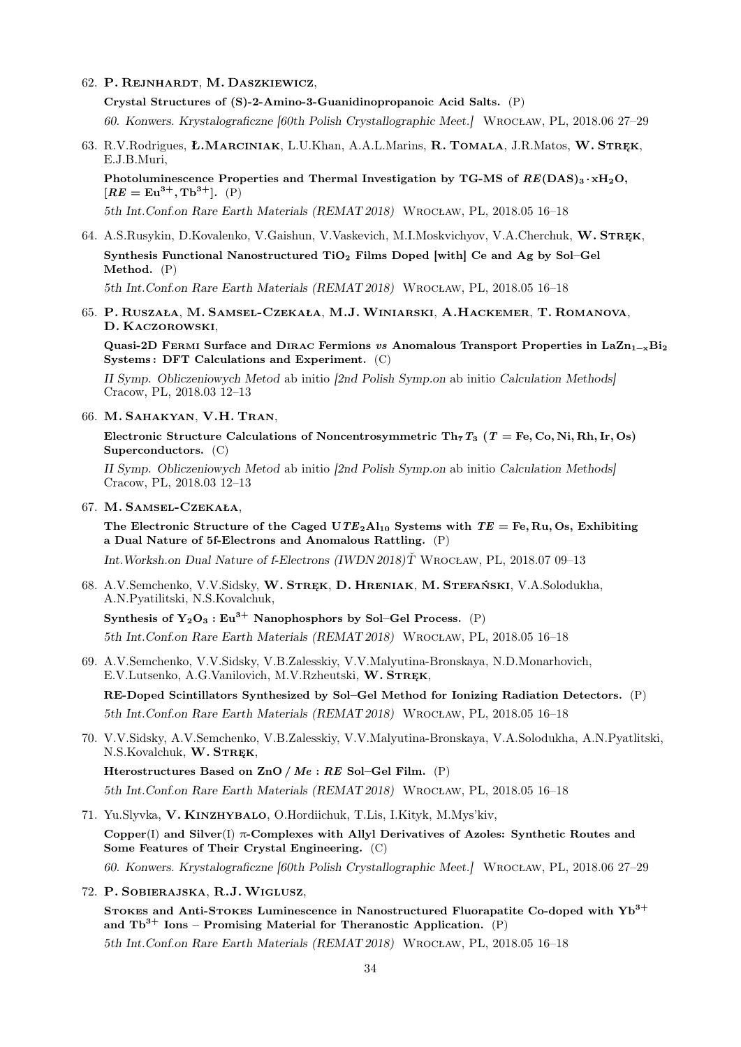62. **P. Rejnhardt**, **M. Daszkiewicz**,

    **Crystal Structures of (S)-2-Amino-3-Guanidinopropanoic Acid Salts.** (P)

    *60. Konwers. Krystalograficzne [60th Polish Crystallographic Meet.]* Wrocław, PL, 2018.06 27–29

63. R.V.Rodrigues, **Ł.Marciniak**, L.U.Khan, A.A.L.Marins, **R. Tomala**, J.R.Matos, **W. Stręk**, E.J.B.Muri,

    **Photoluminescence Properties and Thermal Investigation by TG-MS of $RE(DAS)_3 \cdot xH_2O$, $[RE = Eu^{3+}, Tb^{3+}]$.** (P)

    *5th Int.Conf.on Rare Earth Materials (REMAT 2018)* Wrocław, PL, 2018.05 16–18

64. A.S.Rusykin, D.Kovalenko, V.Gaishun, V.Vaskevich, M.I.Moskvichyov, V.A.Cherchuk, **W. Stręk**,

    **Synthesis Functional Nanostructured $TiO_2$ Films Doped [with] Ce and Ag by Sol–Gel Method.** (P)

    *5th Int.Conf.on Rare Earth Materials (REMAT 2018)* Wrocław, PL, 2018.05 16–18

65. **P. Ruszała**, **M. Samsel-Czekała**, **M.J. Winiarski**, **A.Hackemer**, **T. Romanova**, **D. Kaczorowski**,

    **Quasi-2D Fermi Surface and Dirac Fermions *vs* Anomalous Transport Properties in $LaZn_{1-x}Bi_2$ Systems : DFT Calculations and Experiment.** (C)

    *II Symp. Obliczeniowych Metod* ab initio *[2nd Polish Symp.on* ab initio *Calculation Methods]* Cracow, PL, 2018.03 12–13

66. **M. Sahakyan**, **V.H. Tran**,

    **Electronic Structure Calculations of Noncentrosymmetric $Th_7T_3$ ($T = $ Fe, Co, Ni, Rh, Ir, Os) Superconductors.** (C)

    *II Symp. Obliczeniowych Metod* ab initio *[2nd Polish Symp.on* ab initio *Calculation Methods]* Cracow, PL, 2018.03 12–13

67. **M. Samsel-Czekała**,

    **The Electronic Structure of the Caged $UTE_2Al_{10}$ Systems with $TE = $ Fe, Ru, Os, Exhibiting a Dual Nature of 5f-Electrons and Anomalous Rattling.** (P)

    *Int.Worksh.on Dual Nature of f-Electrons (IWDN 2018)Ť* Wrocław, PL, 2018.07 09–13

68. A.V.Semchenko, V.V.Sidsky, **W. Stręk**, **D. Hreniak**, **M. Stefański**, V.A.Solodukha, A.N.Pyatilitski, N.S.Kovalchuk,

    **Synthesis of $Y_2O_3 : Eu^{3+}$ Nanophosphors by Sol–Gel Process.** (P)

    *5th Int.Conf.on Rare Earth Materials (REMAT 2018)* Wrocław, PL, 2018.05 16–18

69. A.V.Semchenko, V.V.Sidsky, V.B.Zalesskiy, V.V.Malyutina-Bronskaya, N.D.Monarhovich, E.V.Lutsenko, A.G.Vanilovich, M.V.Rzheutski, **W. Stręk**,

    **RE-Doped Scintillators Synthesized by Sol–Gel Method for Ionizing Radiation Detectors.** (P)

    *5th Int.Conf.on Rare Earth Materials (REMAT 2018)* Wrocław, PL, 2018.05 16–18

70. V.V.Sidsky, A.V.Semchenko, V.B.Zalesskiy, V.V.Malyutina-Bronskaya, V.A.Solodukha, A.N.Pyatlitski, N.S.Kovalchuk, **W. Stręk**,

    **Hterostructures Based on ZnO / *Me* : *RE* Sol–Gel Film.** (P)

    *5th Int.Conf.on Rare Earth Materials (REMAT 2018)* Wrocław, PL, 2018.05 16–18

71. Yu.Slyvka, **V. Kinzhybalo**, O.Hordiichuk, T.Lis, I.Kityk, M.Mys'kiv,

    **Copper(I) and Silver(I) $\pi$-Complexes with Allyl Derivatives of Azoles: Synthetic Routes and Some Features of Their Crystal Engineering.** (C)

    *60. Konwers. Krystalograficzne [60th Polish Crystallographic Meet.]* Wrocław, PL, 2018.06 27–29

72. **P. Sobierajska**, **R.J. Wiglusz**,

    **Stokes and Anti-Stokes Luminescence in Nanostructured Fluorapatite Co-doped with $Yb^{3+}$ and $Tb^{3+}$ Ions – Promising Material for Theranostic Application.** (P)

    *5th Int.Conf.on Rare Earth Materials (REMAT 2018)* Wrocław, PL, 2018.05 16–18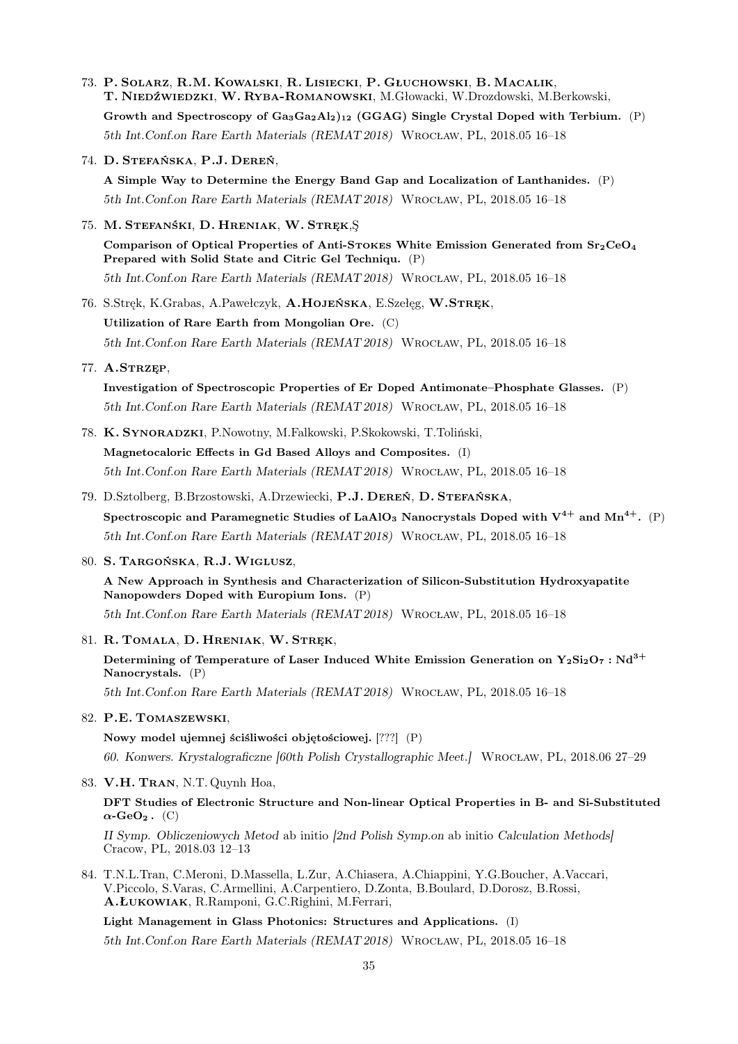73. **P. Solarz**, **R.M. Kowalski**, **R. Lisiecki**, **P. Głuchowski**, **B. Macalik**, **T. Niedźwiedzki**, **W. Ryba-Romanowski**, M.Głowacki, W.Drozdowski, M.Berkowski,

    **Growth and Spectroscopy of $Ga_3Ga_2Al_2)_{12}$ (GGAG) Single Crystal Doped with Terbium.** (P)

    *5th Int.Conf.on Rare Earth Materials (REMAT 2018)* Wrocław, PL, 2018.05 16–18

74. **D. Stefańska**, **P.J. Dereń**,

    **A Simple Way to Determine the Energy Band Gap and Localization of Lanthanides.** (P)

    *5th Int.Conf.on Rare Earth Materials (REMAT 2018)* Wrocław, PL, 2018.05 16–18

75. **M. Stefański**, **D. Hreniak**, **W. Stręk**,Ş

    **Comparison of Optical Properties of Anti-Stokes White Emission Generated from $Sr_2CeO_4$ Prepared with Solid State and Citric Gel Techniqu.** (P)

    *5th Int.Conf.on Rare Earth Materials (REMAT 2018)* Wrocław, PL, 2018.05 16–18

76. S.Stręk, K.Grabas, A.Pawełczyk, **A.Hojeńska**, E.Szełęg, **W.Stręk**,

    **Utilization of Rare Earth from Mongolian Ore.** (C)

    *5th Int.Conf.on Rare Earth Materials (REMAT 2018)* Wrocław, PL, 2018.05 16–18

77. **A.Strzęp**,

    **Investigation of Spectroscopic Properties of Er Doped Antimonate–Phosphate Glasses.** (P)

    *5th Int.Conf.on Rare Earth Materials (REMAT 2018)* Wrocław, PL, 2018.05 16–18

78. **K. Synoradzki**, P.Nowotny, M.Falkowski, P.Skokowski, T.Toliński,

    **Magnetocaloric Effects in Gd Based Alloys and Composites.** (I)

    *5th Int.Conf.on Rare Earth Materials (REMAT 2018)* Wrocław, PL, 2018.05 16–18

79. D.Sztolberg, B.Brzostowski, A.Drzewiecki, **P.J. Dereń**, **D. Stefańska**,

    **Spectroscopic and Paramegnetic Studies of $LaAlO_3$ Nanocrystals Doped with $V^{4+}$ and $Mn^{4+}$.** (P)

    *5th Int.Conf.on Rare Earth Materials (REMAT 2018)* Wrocław, PL, 2018.05 16–18

80. **S. Targońska**, **R.J. Wiglusz**,

    **A New Approach in Synthesis and Characterization of Silicon-Substitution Hydroxyapatite Nanopowders Doped with Europium Ions.** (P)

    *5th Int.Conf.on Rare Earth Materials (REMAT 2018)* Wrocław, PL, 2018.05 16–18

81. **R. Tomala**, **D. Hreniak**, **W. Stręk**,

    **Determining of Temperature of Laser Induced White Emission Generation on $Y_2Si_2O_7 : Nd^{3+}$ Nanocrystals.** (P)

    *5th Int.Conf.on Rare Earth Materials (REMAT 2018)* Wrocław, PL, 2018.05 16–18

82. **P.E. Tomaszewski**,

    **Nowy model ujemnej ściśliwości objętościowej.** [???] (P)

    *60. Konwers. Krystalograficzne [60th Polish Crystallographic Meet.]* Wrocław, PL, 2018.06 27–29

83. **V.H. Tran**, N.T. Quynh Hoa,

    **DFT Studies of Electronic Structure and Non-linear Optical Properties in B- and Si-Substituted $\alpha$-$GeO_2$ .** (C)

    *II Symp. Obliczeniowych Metod* ab initio *[2nd Polish Symp.on* ab initio *Calculation Methods]* Cracow, PL, 2018.03 12–13

84. T.N.L.Tran, C.Meroni, D.Massella, L.Zur, A.Chiasera, A.Chiappini, Y.G.Boucher, A.Vaccari, V.Piccolo, S.Varas, C.Armellini, A.Carpentiero, D.Zonta, B.Boulard, D.Dorosz, B.Rossi, **A.Łukowiak**, R.Ramponi, G.C.Righini, M.Ferrari,

    **Light Management in Glass Photonics: Structures and Applications.** (I)

    *5th Int.Conf.on Rare Earth Materials (REMAT 2018)* Wrocław, PL, 2018.05 16–18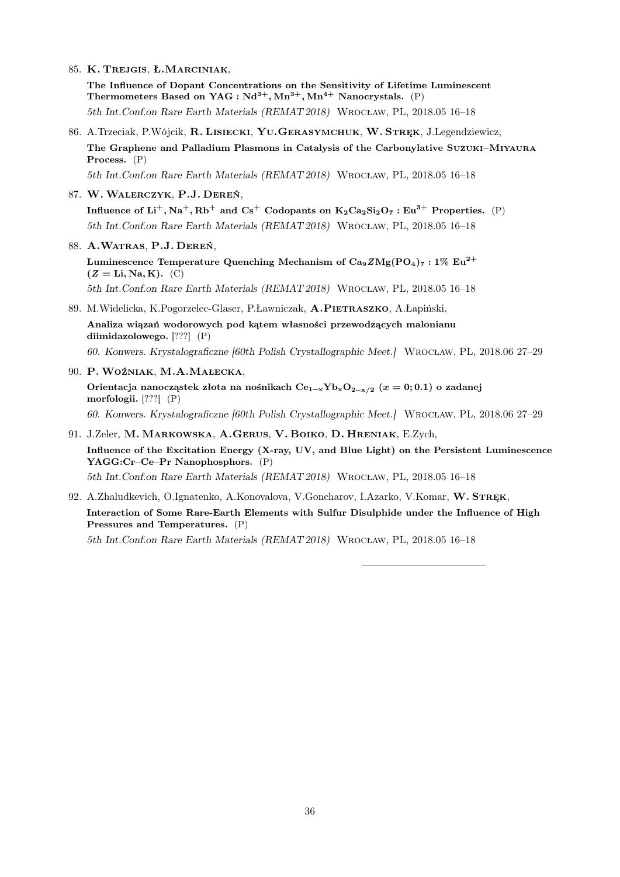85. **K. Trejgis**, **Ł.Marciniak**,

    **The Influence of Dopant Concentrations on the Sensitivity of Lifetime Luminescent Thermometers Based on YAG : $Nd^{3+}, Mn^{3+}, Mn^{4+}$ Nanocrystals.** (P)

    *5th Int.Conf.on Rare Earth Materials (REMAT 2018)* Wrocław, PL, 2018.05 16–18

86. A.Trzeciak, P.Wójcik, **R. Lisiecki**, **Yu.Gerasymchuk**, **W. Stręk**, J.Legendziewicz,

    **The Graphene and Palladium Plasmons in Catalysis of the Carbonylative Suzuki–Miyaura Process.** (P)

    *5th Int.Conf.on Rare Earth Materials (REMAT 2018)* Wrocław, PL, 2018.05 16–18

87. **W. Walerczyk**, **P.J. Dereń**,

    **Influence of $Li^{+}, Na^{+}, Rb^{+}$ and $Cs^{+}$ Codopants on $K_2Ca_2Si_2O_7 : Eu^{3+}$ Properties.** (P)

    *5th Int.Conf.on Rare Earth Materials (REMAT 2018)* Wrocław, PL, 2018.05 16–18

88. **A.Watras**, **P.J. Dereń**,

    **Luminescence Temperature Quenching Mechanism of $Ca_9 Z Mg(PO_4)_7$ : 1% $Eu^{2+}$ ($Z$ = Li, Na, K).** (C)

    *5th Int.Conf.on Rare Earth Materials (REMAT 2018)* Wrocław, PL, 2018.05 16–18

89. M.Widelicka, K.Pogorzelec-Glaser, P.Ławniczak, **A.Pietraszko**, A.Łapiński,

    **Analiza wiązań wodorowych pod kątem własności przewodzących malonianu diimidazolowego.** [???] (P)

    *60. Konwers. Krystalograficzne [60th Polish Crystallographic Meet.]* Wrocław, PL, 2018.06 27–29

90. **P. Woźniak**, **M.A.Małecka**,

    **Orientacja nanocząstek złota na nośnikach $Ce_{1-x}Yb_xO_{2-x/2}$ ($x = 0; 0.1$) o zadanej morfologii.** [???] (P)

    *60. Konwers. Krystalograficzne [60th Polish Crystallographic Meet.]* Wrocław, PL, 2018.06 27–29

91. J.Zeler, **M. Markowska**, **A.Gerus**, **V. Boiko**, **D. Hreniak**, E.Zych,

    **Influence of the Excitation Energy (X-ray, UV, and Blue Light) on the Persistent Luminescence YAGG:Cr–Ce–Pr Nanophosphors.** (P)

    *5th Int.Conf.on Rare Earth Materials (REMAT 2018)* Wrocław, PL, 2018.05 16–18

92. A.Zhaludkevich, O.Ignatenko, A.Konovalova, V.Goncharov, I.Azarko, V.Komar, **W. Stręk**,

    **Interaction of Some Rare-Earth Elements with Sulfur Disulphide under the Influence of High Pressures and Temperatures.** (P)

    *5th Int.Conf.on Rare Earth Materials (REMAT 2018)* Wrocław, PL, 2018.05 16–18